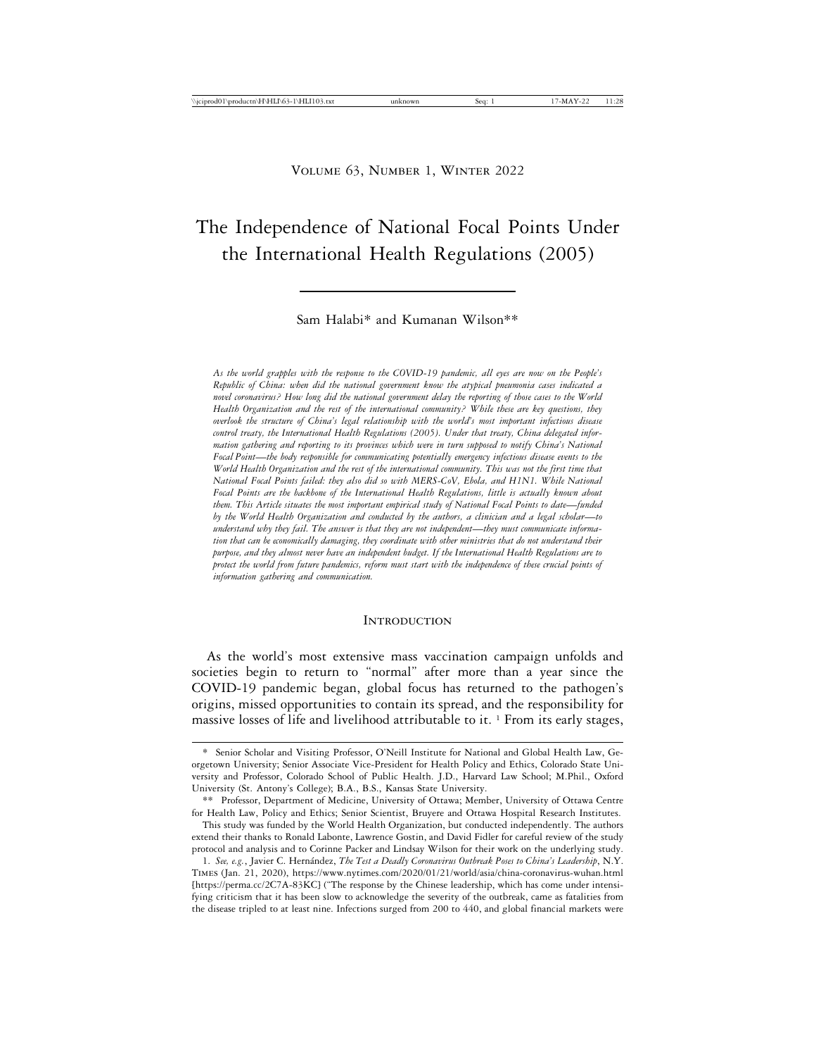Volume 63, Number 1, Winter 2022

# The Independence of National Focal Points Under the International Health Regulations (2005)

Sam Halabi* and Kumanan Wilson**

*As the world grapples with the response to the COVID-19 pandemic, all eyes are now on the People's Republic of China: when did the national government know the atypical pneumonia cases indicated a novel coronavirus? How long did the national government delay the reporting of those cases to the World Health Organization and the rest of the international community? While these are key questions, they overlook the structure of China's legal relationship with the world's most important infectious disease control treaty, the International Health Regulations (2005). Under that treaty, China delegated information gathering and reporting to its provinces which were in turn supposed to notify China's National Focal Point—the body responsible for communicating potentially emergency infectious disease events to the World Health Organization and the rest of the international community. This was not the first time that National Focal Points failed: they also did so with MERS-CoV, Ebola, and H1N1. While National Focal Points are the backbone of the International Health Regulations, little is actually known about them. This Article situates the most important empirical study of National Focal Points to date—funded by the World Health Organization and conducted by the authors, a clinician and a legal scholar—to understand why they fail. The answer is that they are not independent—they must communicate information that can be economically damaging, they coordinate with other ministries that do not understand their purpose, and they almost never have an independent budget. If the International Health Regulations are to protect the world from future pandemics, reform must start with the independence of these crucial points of information gathering and communication.*

## Introduction

As the world's most extensive mass vaccination campaign unfolds and societies begin to return to "normal" after more than a year since the COVID-19 pandemic began, global focus has returned to the pathogen's origins, missed opportunities to contain its spread, and the responsibility for massive losses of life and livelihood attributable to it. [1] From its early stages,

---

\* Senior Scholar and Visiting Professor, O'Neill Institute for National and Global Health Law, Georgetown University; Senior Associate Vice-President for Health Policy and Ethics, Colorado State University and Professor, Colorado School of Public Health. J.D., Harvard Law School; M.Phil., Oxford University (St. Antony's College); B.A., B.S., Kansas State University.

\*\* Professor, Department of Medicine, University of Ottawa; Member, University of Ottawa Centre for Health Law, Policy and Ethics; Senior Scientist, Bruyere and Ottawa Hospital Research Institutes.

This study was funded by the World Health Organization, but conducted independently. The authors extend their thanks to Ronald Labonte, Lawrence Gostin, and David Fidler for careful review of the study protocol and analysis and to Corinne Packer and Lindsay Wilson for their work on the underlying study.

1. *See, e.g.*, Javier C. Hernández, *The Test a Deadly Coronavirus Outbreak Poses to China's Leadership*, N.Y. Times (Jan. 21, 2020), https://www.nytimes.com/2020/01/21/world/asia/china-coronavirus-wuhan.html [https://perma.cc/2C7A-83KC] ("The response by the Chinese leadership, which has come under intensifying criticism that it has been slow to acknowledge the severity of the outbreak, came as fatalities from the disease tripled to at least nine. Infections surged from 200 to 440, and global financial markets were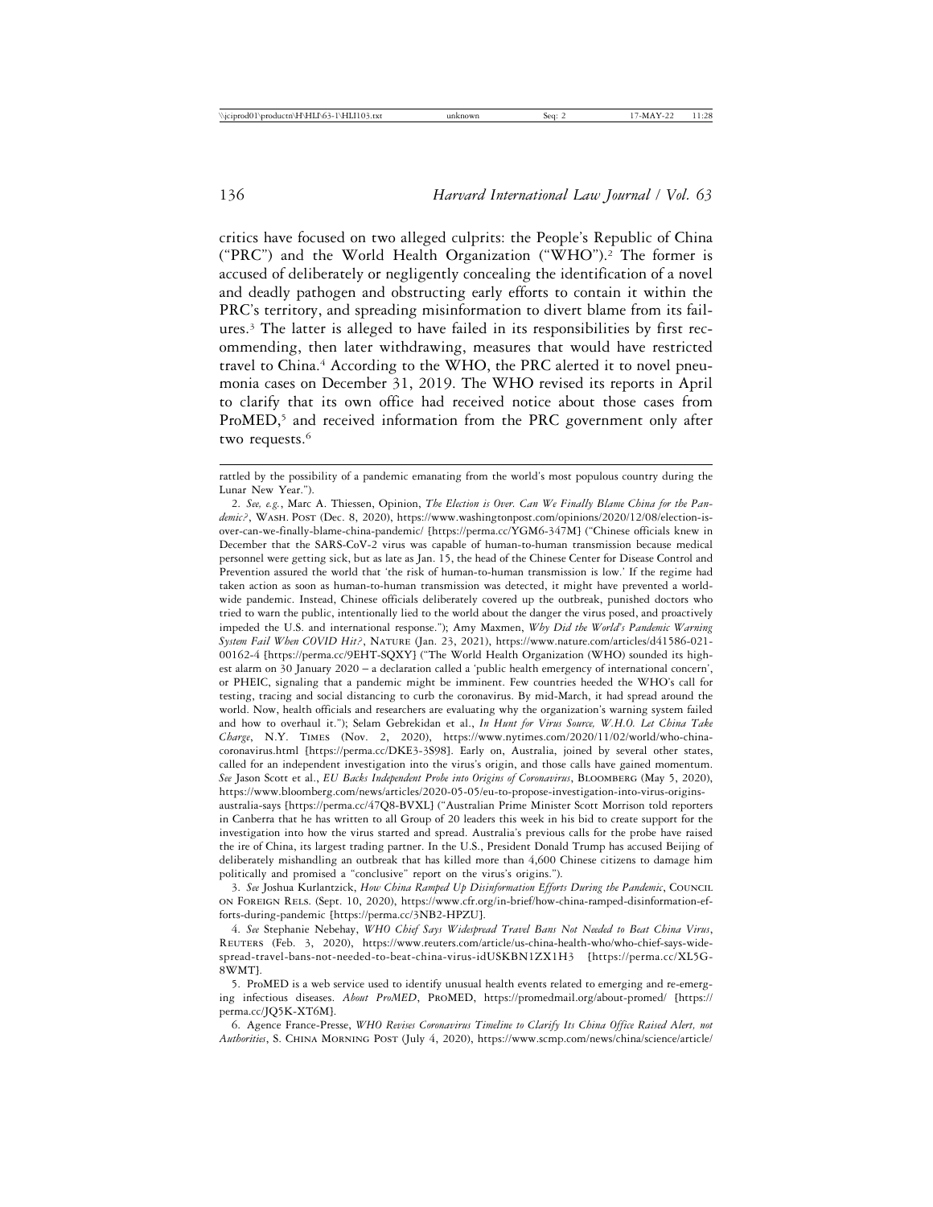critics have focused on two alleged culprits: the People's Republic of China ("PRC") and the World Health Organization ("WHO").[2] The former is accused of deliberately or negligently concealing the identification of a novel and deadly pathogen and obstructing early efforts to contain it within the PRC's territory, and spreading misinformation to divert blame from its failures.[3] The latter is alleged to have failed in its responsibilities by first recommending, then later withdrawing, measures that would have restricted travel to China.[4] According to the WHO, the PRC alerted it to novel pneumonia cases on December 31, 2019. The WHO revised its reports in April to clarify that its own office had received notice about those cases from ProMED,[5] and received information from the PRC government only after two requests.[6]

---

rattled by the possibility of a pandemic emanating from the world's most populous country during the Lunar New Year.").

2. *See, e.g.*, Marc A. Thiessen, Opinion, *The Election is Over. Can We Finally Blame China for the Pandemic?*, WASH. POST (Dec. 8, 2020), https://www.washingtonpost.com/opinions/2020/12/08/election-is-over-can-we-finally-blame-china-pandemic/ [https://perma.cc/YGM6-347M] ("Chinese officials knew in December that the SARS-CoV-2 virus was capable of human-to-human transmission because medical personnel were getting sick, but as late as Jan. 15, the head of the Chinese Center for Disease Control and Prevention assured the world that 'the risk of human-to-human transmission is low.' If the regime had taken action as soon as human-to-human transmission was detected, it might have prevented a worldwide pandemic. Instead, Chinese officials deliberately covered up the outbreak, punished doctors who tried to warn the public, intentionally lied to the world about the danger the virus posed, and proactively impeded the U.S. and international response."); Amy Maxmen, *Why Did the World's Pandemic Warning System Fail When COVID Hit?*, NATURE (Jan. 23, 2021), https://www.nature.com/articles/d41586-021-00162-4 [https://perma.cc/9EHT-SQXY] ("The World Health Organization (WHO) sounded its highest alarm on 30 January 2020 – a declaration called a 'public health emergency of international concern', or PHEIC, signaling that a pandemic might be imminent. Few countries heeded the WHO's call for testing, tracing and social distancing to curb the coronavirus. By mid-March, it had spread around the world. Now, health officials and researchers are evaluating why the organization's warning system failed and how to overhaul it."); Selam Gebrekidan et al., *In Hunt for Virus Source, W.H.O. Let China Take Charge*, N.Y. TIMES (Nov. 2, 2020), https://www.nytimes.com/2020/11/02/world/who-china-coronavirus.html [https://perma.cc/DKE3-3S98]. Early on, Australia, joined by several other states, called for an independent investigation into the virus's origin, and those calls have gained momentum. *See* Jason Scott et al., *EU Backs Independent Probe into Origins of Coronavirus*, BLOOMBERG (May 5, 2020), https://www.bloomberg.com/news/articles/2020-05-05/eu-to-propose-investigation-into-virus-origins-australia-says [https://perma.cc/47Q8-BVXL] ("Australian Prime Minister Scott Morrison told reporters in Canberra that he has written to all Group of 20 leaders this week in his bid to create support for the investigation into how the virus started and spread. Australia's previous calls for the probe have raised the ire of China, its largest trading partner. In the U.S., President Donald Trump has accused Beijing of deliberately mishandling an outbreak that has killed more than 4,600 Chinese citizens to damage him politically and promised a "conclusive" report on the virus's origins.").

3. *See* Joshua Kurlantzick, *How China Ramped Up Disinformation Efforts During the Pandemic*, COUNCIL ON FOREIGN RELS. (Sept. 10, 2020), https://www.cfr.org/in-brief/how-china-ramped-disinformation-efforts-during-pandemic [https://perma.cc/3NB2-HPZU].

4. *See* Stephanie Nebehay, *WHO Chief Says Widespread Travel Bans Not Needed to Beat China Virus*, REUTERS (Feb. 3, 2020), https://www.reuters.com/article/us-china-health-who/who-chief-says-widespread-travel-bans-not-needed-to-beat-china-virus-idUSKBN1ZX1H3 [https://perma.cc/XL5G-8WMT].

5. ProMED is a web service used to identify unusual health events related to emerging and re-emerging infectious diseases. *About ProMED*, PROMED, https://promedmail.org/about-promed/ [https://perma.cc/JQ5K-XT6M].

6. Agence France-Presse, *WHO Revises Coronavirus Timeline to Clarify Its China Office Raised Alert, not Authorities*, S. CHINA MORNING POST (July 4, 2020), https://www.scmp.com/news/china/science/article/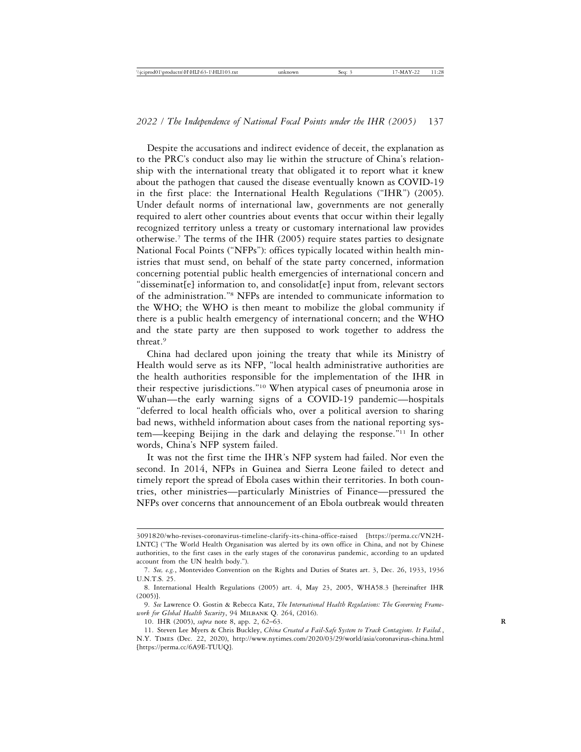Despite the accusations and indirect evidence of deceit, the explanation as to the PRC's conduct also may lie within the structure of China's relationship with the international treaty that obligated it to report what it knew about the pathogen that caused the disease eventually known as COVID-19 in the first place: the International Health Regulations ("IHR") (2005). Under default norms of international law, governments are not generally required to alert other countries about events that occur within their legally recognized territory unless a treaty or customary international law provides otherwise.[7] The terms of the IHR (2005) require states parties to designate National Focal Points ("NFPs"): offices typically located within health ministries that must send, on behalf of the state party concerned, information concerning potential public health emergencies of international concern and "disseminat[e] information to, and consolidat[e] input from, relevant sectors of the administration."[8] NFPs are intended to communicate information to the WHO; the WHO is then meant to mobilize the global community if there is a public health emergency of international concern; and the WHO and the state party are then supposed to work together to address the threat.[9]

China had declared upon joining the treaty that while its Ministry of Health would serve as its NFP, "local health administrative authorities are the health authorities responsible for the implementation of the IHR in their respective jurisdictions."[10] When atypical cases of pneumonia arose in Wuhan—the early warning signs of a COVID-19 pandemic—hospitals "deferred to local health officials who, over a political aversion to sharing bad news, withheld information about cases from the national reporting system—keeping Beijing in the dark and delaying the response."[11] In other words, China's NFP system failed.

It was not the first time the IHR's NFP system had failed. Nor even the second. In 2014, NFPs in Guinea and Sierra Leone failed to detect and timely report the spread of Ebola cases within their territories. In both countries, other ministries—particularly Ministries of Finance—pressured the NFPs over concerns that announcement of an Ebola outbreak would threaten

---

3091820/who-revises-coronavirus-timeline-clarify-its-china-office-raised [https://perma.cc/VN2H-LNTC] ("The World Health Organisation was alerted by its own office in China, and not by Chinese authorities, to the first cases in the early stages of the coronavirus pandemic, according to an updated account from the UN health body.").

7. *See, e.g.*, Montevideo Convention on the Rights and Duties of States art. 3, Dec. 26, 1933, 1936 U.N.T.S. 25.

8. International Health Regulations (2005) art. 4, May 23, 2005, WHA58.3 [hereinafter IHR (2005)].

9. *See* Lawrence O. Gostin & Rebecca Katz, *The International Health Regulations: The Governing Framework for Global Health Security*, 94 MILBANK Q. 264, (2016).

10. IHR (2005), *supra* note 8, app. 2, 62–63.

11. Steven Lee Myers & Chris Buckley, *China Created a Fail-Safe System to Track Contagions. It Failed.*, N.Y. TIMES (Dec. 22, 2020), http://www.nytimes.com/2020/03/29/world/asia/coronavirus-china.html [https://perma.cc/6A9E-TUUQ].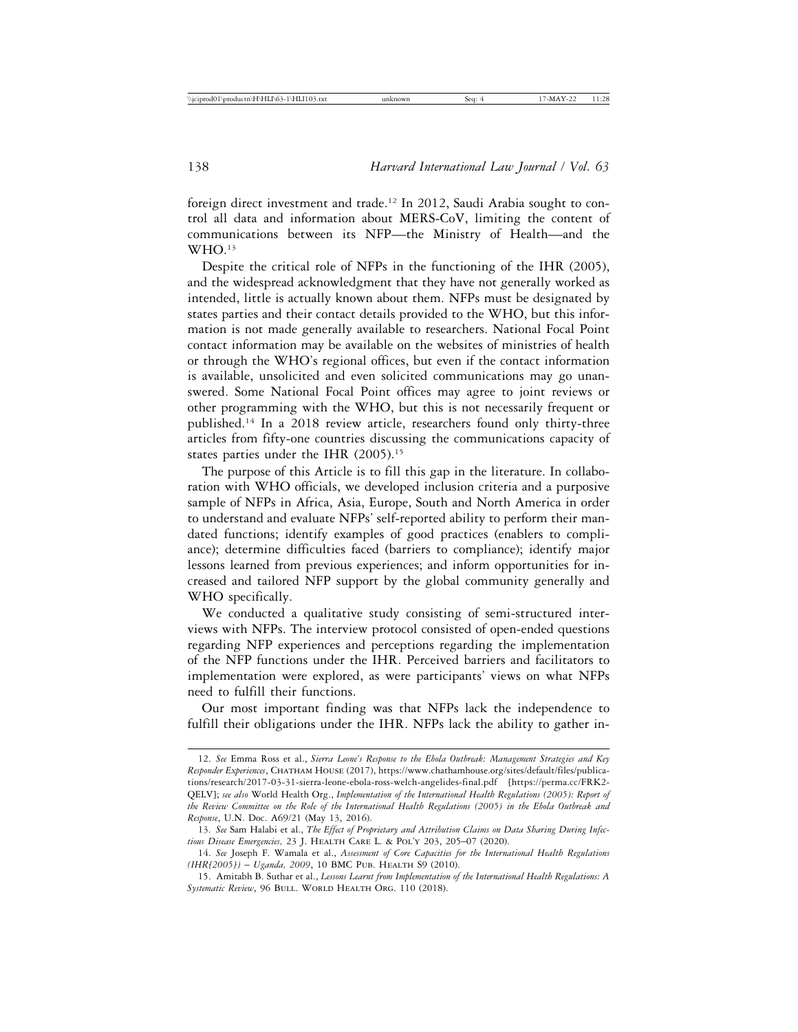foreign direct investment and trade.[12] In 2012, Saudi Arabia sought to control all data and information about MERS-CoV, limiting the content of communications between its NFP—the Ministry of Health—and the WHO.[13]

Despite the critical role of NFPs in the functioning of the IHR (2005), and the widespread acknowledgment that they have not generally worked as intended, little is actually known about them. NFPs must be designated by states parties and their contact details provided to the WHO, but this information is not made generally available to researchers. National Focal Point contact information may be available on the websites of ministries of health or through the WHO's regional offices, but even if the contact information is available, unsolicited and even solicited communications may go unanswered. Some National Focal Point offices may agree to joint reviews or other programming with the WHO, but this is not necessarily frequent or published.[14] In a 2018 review article, researchers found only thirty-three articles from fifty-one countries discussing the communications capacity of states parties under the IHR (2005).[15]

The purpose of this Article is to fill this gap in the literature. In collaboration with WHO officials, we developed inclusion criteria and a purposive sample of NFPs in Africa, Asia, Europe, South and North America in order to understand and evaluate NFPs' self-reported ability to perform their mandated functions; identify examples of good practices (enablers to compliance); determine difficulties faced (barriers to compliance); identify major lessons learned from previous experiences; and inform opportunities for increased and tailored NFP support by the global community generally and WHO specifically.

We conducted a qualitative study consisting of semi-structured interviews with NFPs. The interview protocol consisted of open-ended questions regarding NFP experiences and perceptions regarding the implementation of the NFP functions under the IHR. Perceived barriers and facilitators to implementation were explored, as were participants' views on what NFPs need to fulfill their functions.

Our most important finding was that NFPs lack the independence to fulfill their obligations under the IHR. NFPs lack the ability to gather in-

---

12. *See* Emma Ross et al., *Sierra Leone's Response to the Ebola Outbreak: Management Strategies and Key Responder Experiences*, CHATHAM HOUSE (2017), https://www.chathamhouse.org/sites/default/files/publications/research/2017-03-31-sierra-leone-ebola-ross-welch-angelides-final.pdf [https://perma.cc/FRK2-QELV]; *see also* World Health Org., *Implementation of the International Health Regulations (2005): Report of the Review Committee on the Role of the International Health Regulations (2005) in the Ebola Outbreak and Response*, U.N. Doc. A69/21 (May 13, 2016).

13. *See* Sam Halabi et al., *The Effect of Proprietary and Attribution Claims on Data Sharing During Infectious Disease Emergencies,* 23 J. HEALTH CARE L. & POL'Y 203, 205–07 (2020).

14. *See* Joseph F. Wamala et al., *Assessment of Core Capacities for the International Health Regulations (IHR[2005]) – Uganda, 2009*, 10 BMC PUB. HEALTH S9 (2010).

15. Amitabh B. Suthar et al., *Lessons Learnt from Implementation of the International Health Regulations: A Systematic Review*, 96 BULL. WORLD HEALTH ORG. 110 (2018).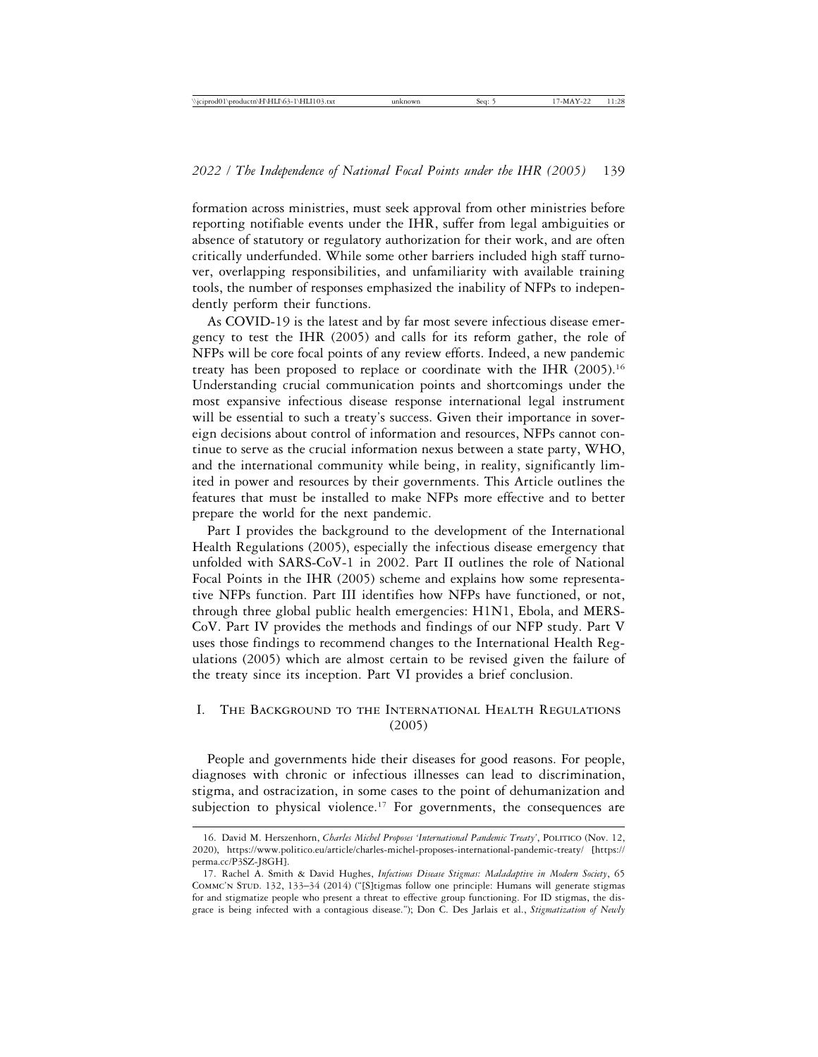formation across ministries, must seek approval from other ministries before reporting notifiable events under the IHR, suffer from legal ambiguities or absence of statutory or regulatory authorization for their work, and are often critically underfunded. While some other barriers included high staff turnover, overlapping responsibilities, and unfamiliarity with available training tools, the number of responses emphasized the inability of NFPs to independently perform their functions.

As COVID-19 is the latest and by far most severe infectious disease emergency to test the IHR (2005) and calls for its reform gather, the role of NFPs will be core focal points of any review efforts. Indeed, a new pandemic treaty has been proposed to replace or coordinate with the IHR (2005).[16] Understanding crucial communication points and shortcomings under the most expansive infectious disease response international legal instrument will be essential to such a treaty's success. Given their importance in sovereign decisions about control of information and resources, NFPs cannot continue to serve as the crucial information nexus between a state party, WHO, and the international community while being, in reality, significantly limited in power and resources by their governments. This Article outlines the features that must be installed to make NFPs more effective and to better prepare the world for the next pandemic.

Part I provides the background to the development of the International Health Regulations (2005), especially the infectious disease emergency that unfolded with SARS-CoV-1 in 2002. Part II outlines the role of National Focal Points in the IHR (2005) scheme and explains how some representative NFPs function. Part III identifies how NFPs have functioned, or not, through three global public health emergencies: H1N1, Ebola, and MERS-CoV. Part IV provides the methods and findings of our NFP study. Part V uses those findings to recommend changes to the International Health Regulations (2005) which are almost certain to be revised given the failure of the treaty since its inception. Part VI provides a brief conclusion.

## I. The Background to the International Health Regulations (2005)

People and governments hide their diseases for good reasons. For people, diagnoses with chronic or infectious illnesses can lead to discrimination, stigma, and ostracization, in some cases to the point of dehumanization and subjection to physical violence.[17] For governments, the consequences are

---

16. David M. Herszenhorn, *Charles Michel Proposes 'International Pandemic Treaty'*, Politico (Nov. 12, 2020), https://www.politico.eu/article/charles-michel-proposes-international-pandemic-treaty/ [https://perma.cc/P3SZ-J8GH].

17. Rachel A. Smith & David Hughes, *Infectious Disease Stigmas: Maladaptive in Modern Society*, 65 Commc'n Stud. 132, 133–34 (2014) ("[S]tigmas follow one principle: Humans will generate stigmas for and stigmatize people who present a threat to effective group functioning. For ID stigmas, the disgrace is being infected with a contagious disease."); Don C. Des Jarlais et al., *Stigmatization of Newly*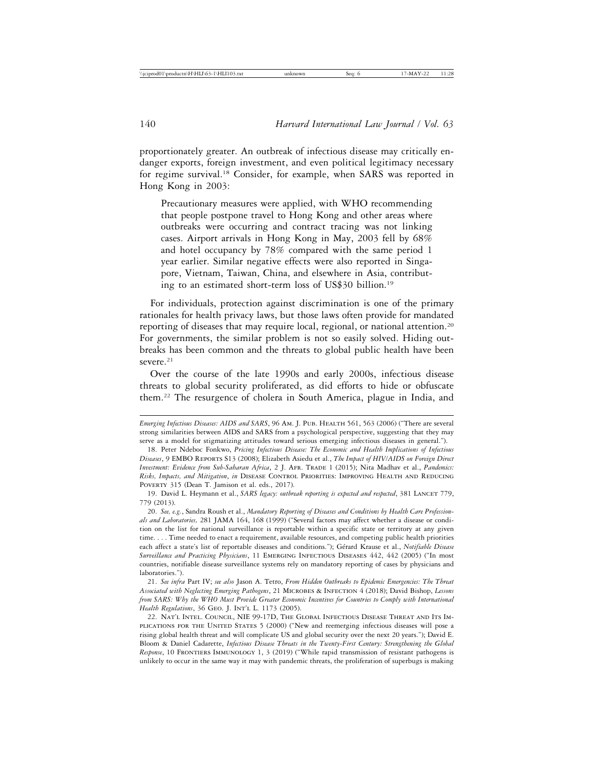proportionately greater. An outbreak of infectious disease may critically endanger exports, foreign investment, and even political legitimacy necessary for regime survival.[18] Consider, for example, when SARS was reported in Hong Kong in 2003:

> Precautionary measures were applied, with WHO recommending that people postpone travel to Hong Kong and other areas where outbreaks were occurring and contract tracing was not linking cases. Airport arrivals in Hong Kong in May, 2003 fell by 68% and hotel occupancy by 78% compared with the same period 1 year earlier. Similar negative effects were also reported in Singapore, Vietnam, Taiwan, China, and elsewhere in Asia, contributing to an estimated short-term loss of US$30 billion.[19]

For individuals, protection against discrimination is one of the primary rationales for health privacy laws, but those laws often provide for mandated reporting of diseases that may require local, regional, or national attention.[20] For governments, the similar problem is not so easily solved. Hiding outbreaks has been common and the threats to global public health have been severe.[21]

Over the course of the late 1990s and early 2000s, infectious disease threats to global security proliferated, as did efforts to hide or obfuscate them.[22] The resurgence of cholera in South America, plague in India, and

---

*Emerging Infectious Diseases: AIDS and SARS*, 96 AM. J. PUB. HEALTH 561, 563 (2006) ("There are several strong similarities between AIDS and SARS from a psychological perspective, suggesting that they may serve as a model for stigmatizing attitudes toward serious emerging infectious diseases in general.").

18. Peter Ndeboc Fonkwo, *Pricing Infectious Disease: The Economic and Health Implications of Infectious Diseases*, 9 EMBO REPORTS S13 (2008); Elizabeth Asiedu et al., *The Impact of HIV/AIDS on Foreign Direct Investment: Evidence from Sub-Saharan Africa*, 2 J. AFR. TRADE 1 (2015); Nita Madhav et al., *Pandemics: Risks, Impacts, and Mitigation*, *in* DISEASE CONTROL PRIORITIES: IMPROVING HEALTH AND REDUCING POVERTY 315 (Dean T. Jamison et al. eds., 2017).

19. David L. Heymann et al., *SARS legacy: outbreak reporting is expected and respected*, 381 LANCET 779, 779 (2013).

20. *See, e.g.*, Sandra Roush et al., *Mandatory Reporting of Diseases and Conditions by Health Care Professionals and Laboratories,* 281 JAMA 164, 168 (1999) ("Several factors may affect whether a disease or condition on the list for national surveillance is reportable within a specific state or territory at any given time. . . . Time needed to enact a requirement, available resources, and competing public health priorities each affect a state's list of reportable diseases and conditions."); Gérard Krause et al., *Notifiable Disease Surveillance and Practicing Physicians*, 11 EMERGING INFECTIOUS DISEASES 442, 442 (2005) ("In most countries, notifiable disease surveillance systems rely on mandatory reporting of cases by physicians and laboratories.").

21. *See infra* Part IV; *see also* Jason A. Tetro, *From Hidden Outbreaks to Epidemic Emergencies: The Threat Associated with Neglecting Emerging Pathogens*, 21 MICROBES & INFECTION 4 (2018); David Bishop, *Lessons from SARS: Why the WHO Must Provide Greater Economic Incentives for Countries to Comply with International Health Regulations*, 36 GEO. J. INT'L L. 1173 (2005).

22. NAT'L INTEL. COUNCIL, NIE 99-17D, THE GLOBAL INFECTIOUS DISEASE THREAT AND ITS IMPLICATIONS FOR THE UNITED STATES 5 (2000) ("New and reemerging infectious diseases will pose a rising global health threat and will complicate US and global security over the next 20 years."); David E. Bloom & Daniel Cadarette, *Infectious Disease Threats in the Twenty-First Century: Strengthening the Global Response*, 10 FRONTIERS IMMUNOLOGY 1, 3 (2019) ("While rapid transmission of resistant pathogens is unlikely to occur in the same way it may with pandemic threats, the proliferation of superbugs is making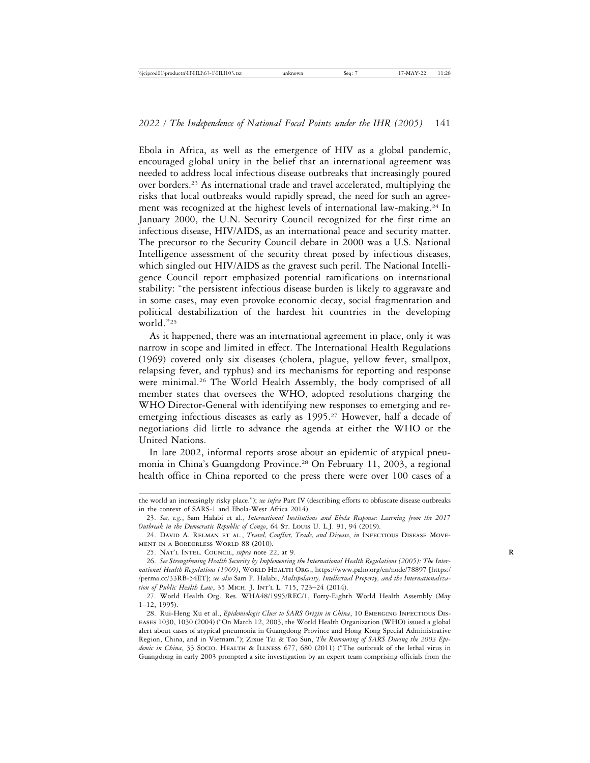Ebola in Africa, as well as the emergence of HIV as a global pandemic, encouraged global unity in the belief that an international agreement was needed to address local infectious disease outbreaks that increasingly poured over borders.[23] As international trade and travel accelerated, multiplying the risks that local outbreaks would rapidly spread, the need for such an agreement was recognized at the highest levels of international law-making.[24] In January 2000, the U.N. Security Council recognized for the first time an infectious disease, HIV/AIDS, as an international peace and security matter. The precursor to the Security Council debate in 2000 was a U.S. National Intelligence assessment of the security threat posed by infectious diseases, which singled out HIV/AIDS as the gravest such peril. The National Intelligence Council report emphasized potential ramifications on international stability: "the persistent infectious disease burden is likely to aggravate and in some cases, may even provoke economic decay, social fragmentation and political destabilization of the hardest hit countries in the developing world."[25]

As it happened, there was an international agreement in place, only it was narrow in scope and limited in effect. The International Health Regulations (1969) covered only six diseases (cholera, plague, yellow fever, smallpox, relapsing fever, and typhus) and its mechanisms for reporting and response were minimal.[26] The World Health Assembly, the body comprised of all member states that oversees the WHO, adopted resolutions charging the WHO Director-General with identifying new responses to emerging and re-emerging infectious diseases as early as 1995.[27] However, half a decade of negotiations did little to advance the agenda at either the WHO or the United Nations.

In late 2002, informal reports arose about an epidemic of atypical pneumonia in China's Guangdong Province.[28] On February 11, 2003, a regional health office in China reported to the press there were over 100 cases of a

---

the world an increasingly risky place."); *see infra* Part IV (describing efforts to obfuscate disease outbreaks in the context of SARS-1 and Ebola-West Africa 2014).

23. *See, e.g.*, Sam Halabi et al., *International Institutions and Ebola Response: Learning from the 2017 Outbreak in the Democratic Republic of Congo*, 64 St. Louis U. L.J. 91, 94 (2019).

24. David A. Relman et al., *Travel, Conflict, Trade, and Disease*, *in* Infectious Disease Movement in a Borderless World 88 (2010).

25. Nat'l Intel. Council, *supra* note 22, at 9.

26. *See Strengthening Health Security by Implementing the International Health Regulations (2005): The International Health Regulations (1969)*, World Health Org., https://www.paho.org/en/node/78897 [https://perma.cc/33RB-54ET]; *see also* Sam F. Halabi, *Multipolarity, Intellectual Property, and the Internationalization of Public Health Law*, 35 Mich. J. Int'l L. 715, 723–24 (2014).

27. World Health Org. Res. WHA48/1995/REC/1, Forty-Eighth World Health Assembly (May 1–12, 1995).

28. Rui-Heng Xu et al., *Epidemiologic Clues to SARS Origin in China*, 10 Emerging Infectious Diseases 1030, 1030 (2004) ("On March 12, 2003, the World Health Organization (WHO) issued a global alert about cases of atypical pneumonia in Guangdong Province and Hong Kong Special Administrative Region, China, and in Vietnam."); Zixue Tai & Tao Sun, *The Rumouring of SARS During the 2003 Epidemic in China*, 33 Socio. Health & Illness 677, 680 (2011) ("The outbreak of the lethal virus in Guangdong in early 2003 prompted a site investigation by an expert team comprising officials from the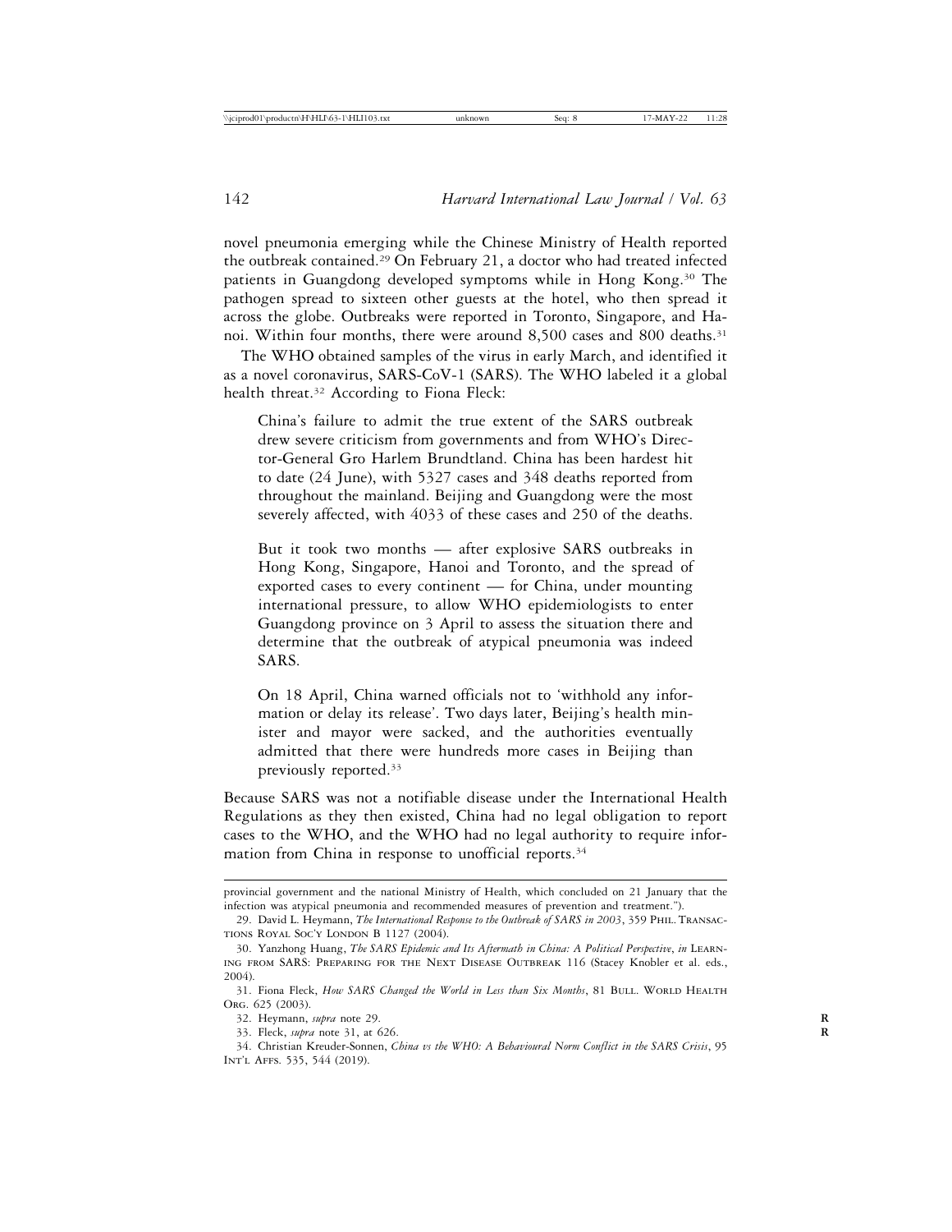novel pneumonia emerging while the Chinese Ministry of Health reported the outbreak contained.[29] On February 21, a doctor who had treated infected patients in Guangdong developed symptoms while in Hong Kong.[30] The pathogen spread to sixteen other guests at the hotel, who then spread it across the globe. Outbreaks were reported in Toronto, Singapore, and Hanoi. Within four months, there were around 8,500 cases and 800 deaths.[31]

The WHO obtained samples of the virus in early March, and identified it as a novel coronavirus, SARS-CoV-1 (SARS). The WHO labeled it a global health threat.[32] According to Fiona Fleck:

> China's failure to admit the true extent of the SARS outbreak drew severe criticism from governments and from WHO's Director-General Gro Harlem Brundtland. China has been hardest hit to date (24 June), with 5327 cases and 348 deaths reported from throughout the mainland. Beijing and Guangdong were the most severely affected, with 4033 of these cases and 250 of the deaths.
>
> But it took two months — after explosive SARS outbreaks in Hong Kong, Singapore, Hanoi and Toronto, and the spread of exported cases to every continent — for China, under mounting international pressure, to allow WHO epidemiologists to enter Guangdong province on 3 April to assess the situation there and determine that the outbreak of atypical pneumonia was indeed SARS.
>
> On 18 April, China warned officials not to 'withhold any information or delay its release'. Two days later, Beijing's health minister and mayor were sacked, and the authorities eventually admitted that there were hundreds more cases in Beijing than previously reported.[33]

Because SARS was not a notifiable disease under the International Health Regulations as they then existed, China had no legal obligation to report cases to the WHO, and the WHO had no legal authority to require information from China in response to unofficial reports.[34]

---

provincial government and the national Ministry of Health, which concluded on 21 January that the infection was atypical pneumonia and recommended measures of prevention and treatment.").

29. David L. Heymann, *The International Response to the Outbreak of SARS in 2003*, 359 Phil. Transactions Royal Soc'y London B 1127 (2004).

30. Yanzhong Huang, *The SARS Epidemic and Its Aftermath in China: A Political Perspective*, *in* Learning from SARS: Preparing for the Next Disease Outbreak 116 (Stacey Knobler et al. eds., 2004).

31. Fiona Fleck, *How SARS Changed the World in Less than Six Months*, 81 Bull. World Health Org. 625 (2003).

32. Heymann, *supra* note 29.

33. Fleck, *supra* note 31, at 626.

34. Christian Kreuder-Sonnen, *China vs the WHO: A Behavioural Norm Conflict in the SARS Crisis*, 95 Int'l Affs. 535, 544 (2019).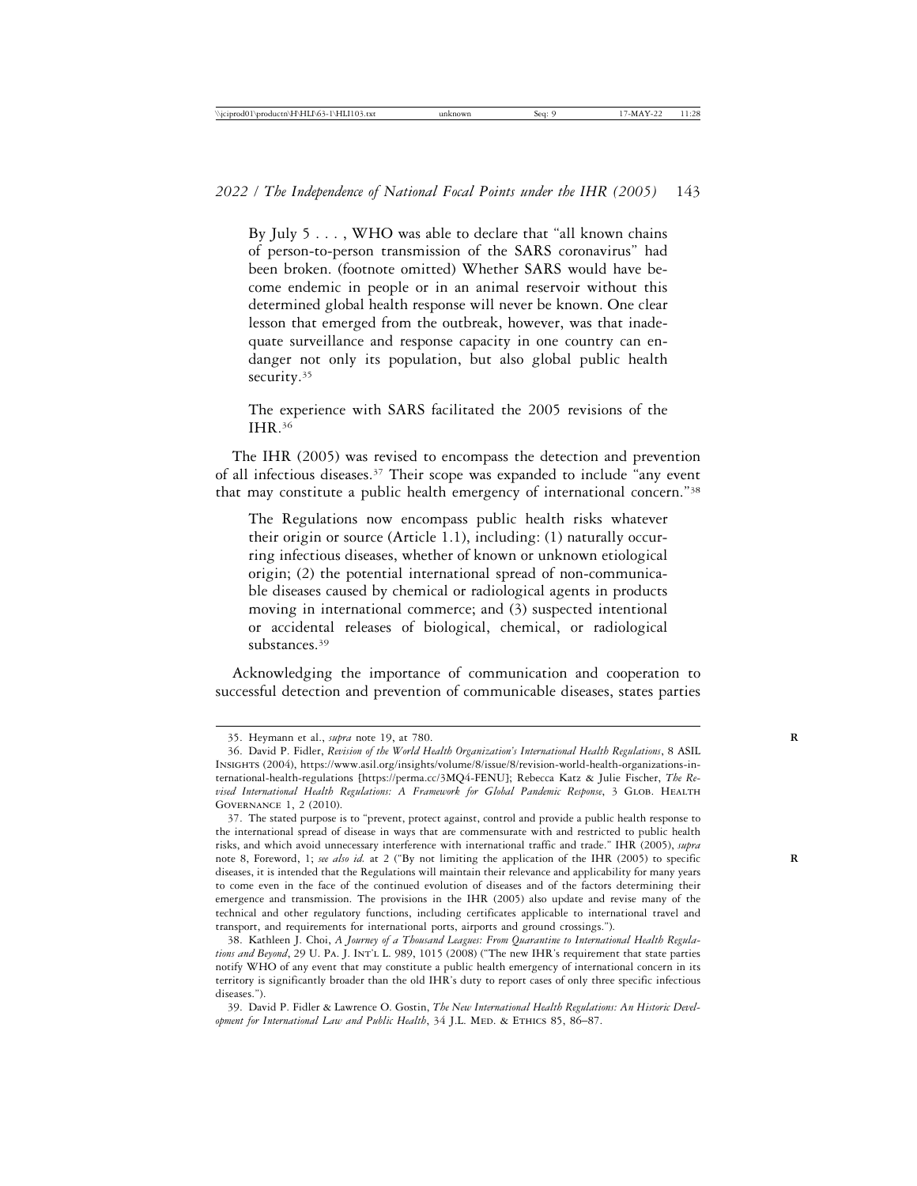> By July 5 . . . , WHO was able to declare that "all known chains of person-to-person transmission of the SARS coronavirus" had been broken. (footnote omitted) Whether SARS would have become endemic in people or in an animal reservoir without this determined global health response will never be known. One clear lesson that emerged from the outbreak, however, was that inadequate surveillance and response capacity in one country can endanger not only its population, but also global public health security.[35]

> The experience with SARS facilitated the 2005 revisions of the IHR.[36]

The IHR (2005) was revised to encompass the detection and prevention of all infectious diseases.[37] Their scope was expanded to include "any event that may constitute a public health emergency of international concern."[38]

> The Regulations now encompass public health risks whatever their origin or source (Article 1.1), including: (1) naturally occurring infectious diseases, whether of known or unknown etiological origin; (2) the potential international spread of non-communicable diseases caused by chemical or radiological agents in products moving in international commerce; and (3) suspected intentional or accidental releases of biological, chemical, or radiological substances.[39]

Acknowledging the importance of communication and cooperation to successful detection and prevention of communicable diseases, states parties

---

35. Heymann et al., *supra* note 19, at 780.

36. David P. Fidler, *Revision of the World Health Organization's International Health Regulations*, 8 ASIL Insights (2004), https://www.asil.org/insights/volume/8/issue/8/revision-world-health-organizations-international-health-regulations [https://perma.cc/3MQ4-FENU]; Rebecca Katz & Julie Fischer, *The Revised International Health Regulations: A Framework for Global Pandemic Response*, 3 Glob. Health Governance 1, 2 (2010).

37. The stated purpose is to "prevent, protect against, control and provide a public health response to the international spread of disease in ways that are commensurate with and restricted to public health risks, and which avoid unnecessary interference with international traffic and trade." IHR (2005), *supra* note 8, Foreword, 1; *see also id.* at 2 ("By not limiting the application of the IHR (2005) to specific diseases, it is intended that the Regulations will maintain their relevance and applicability for many years to come even in the face of the continued evolution of diseases and of the factors determining their emergence and transmission. The provisions in the IHR (2005) also update and revise many of the technical and other regulatory functions, including certificates applicable to international travel and transport, and requirements for international ports, airports and ground crossings.").

38. Kathleen J. Choi, *A Journey of a Thousand Leagues: From Quarantine to International Health Regulations and Beyond*, 29 U. Pa. J. Int'l L. 989, 1015 (2008) ("The new IHR's requirement that state parties notify WHO of any event that may constitute a public health emergency of international concern in its territory is significantly broader than the old IHR's duty to report cases of only three specific infectious diseases.").

39. David P. Fidler & Lawrence O. Gostin, *The New International Health Regulations: An Historic Development for International Law and Public Health*, 34 J.L. Med. & Ethics 85, 86–87.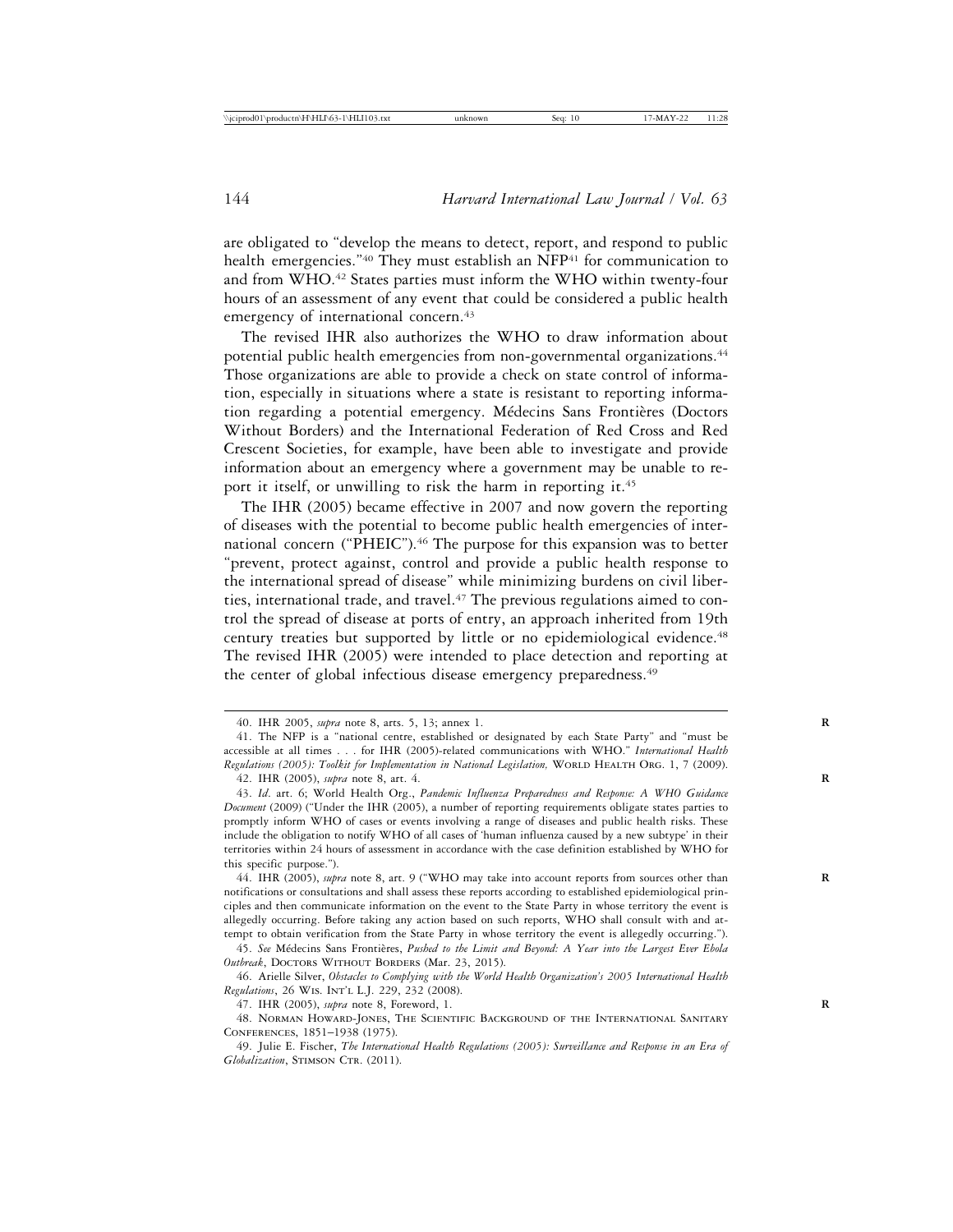are obligated to "develop the means to detect, report, and respond to public health emergencies."[40] They must establish an NFP[41] for communication to and from WHO.[42] States parties must inform the WHO within twenty-four hours of an assessment of any event that could be considered a public health emergency of international concern.[43]

The revised IHR also authorizes the WHO to draw information about potential public health emergencies from non-governmental organizations.[44] Those organizations are able to provide a check on state control of information, especially in situations where a state is resistant to reporting information regarding a potential emergency. Médecins Sans Frontières (Doctors Without Borders) and the International Federation of Red Cross and Red Crescent Societies, for example, have been able to investigate and provide information about an emergency where a government may be unable to report it itself, or unwilling to risk the harm in reporting it.[45]

The IHR (2005) became effective in 2007 and now govern the reporting of diseases with the potential to become public health emergencies of international concern ("PHEIC").[46] The purpose for this expansion was to better "prevent, protect against, control and provide a public health response to the international spread of disease" while minimizing burdens on civil liberties, international trade, and travel.[47] The previous regulations aimed to control the spread of disease at ports of entry, an approach inherited from 19th century treaties but supported by little or no epidemiological evidence.[48] The revised IHR (2005) were intended to place detection and reporting at the center of global infectious disease emergency preparedness.[49]

---

40. IHR 2005, *supra* note 8, arts. 5, 13; annex 1.

41. The NFP is a "national centre, established or designated by each State Party" and "must be accessible at all times . . . for IHR (2005)-related communications with WHO." *International Health Regulations (2005): Toolkit for Implementation in National Legislation,* World Health Org. 1, 7 (2009).

42. IHR (2005), *supra* note 8, art. 4.

43. *Id*. art. 6; World Health Org., *Pandemic Influenza Preparedness and Response: A WHO Guidance Document* (2009) ("Under the IHR (2005), a number of reporting requirements obligate states parties to promptly inform WHO of cases or events involving a range of diseases and public health risks. These include the obligation to notify WHO of all cases of 'human influenza caused by a new subtype' in their territories within 24 hours of assessment in accordance with the case definition established by WHO for this specific purpose.").

44. IHR (2005), *supra* note 8, art. 9 ("WHO may take into account reports from sources other than notifications or consultations and shall assess these reports according to established epidemiological principles and then communicate information on the event to the State Party in whose territory the event is allegedly occurring. Before taking any action based on such reports, WHO shall consult with and attempt to obtain verification from the State Party in whose territory the event is allegedly occurring.").

45. *See* Médecins Sans Frontières, *Pushed to the Limit and Beyond: A Year into the Largest Ever Ebola Outbreak*, Doctors Without Borders (Mar. 23, 2015).

46. Arielle Silver, *Obstacles to Complying with the World Health Organization's 2005 International Health Regulations*, 26 Wis. Int'l L.J. 229, 232 (2008).

47. IHR (2005), *supra* note 8, Foreword, 1.

48. Norman Howard-Jones, The Scientific Background of the International Sanitary Conferences, 1851–1938 (1975).

49. Julie E. Fischer, *The International Health Regulations (2005): Surveillance and Response in an Era of Globalization*, Stimson Ctr. (2011).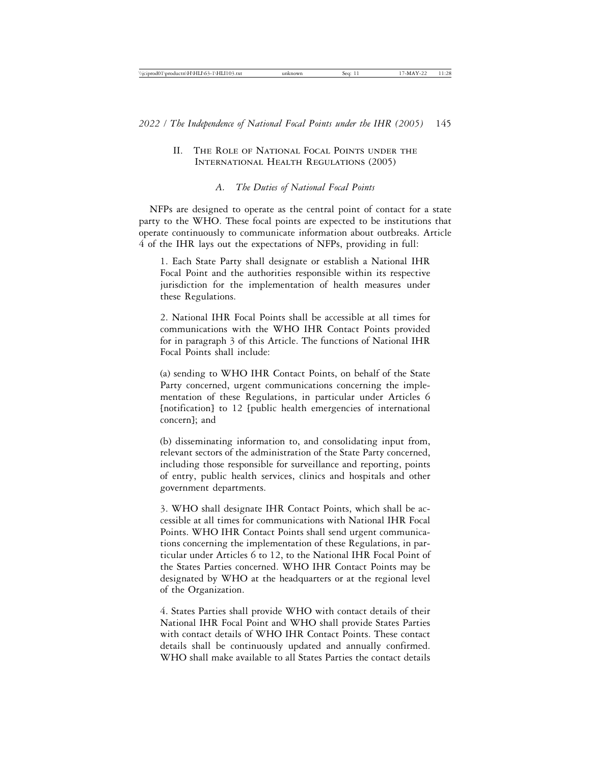## II. The Role of National Focal Points under the International Health Regulations (2005)

### A. *The Duties of National Focal Points*

NFPs are designed to operate as the central point of contact for a state party to the WHO. These focal points are expected to be institutions that operate continuously to communicate information about outbreaks. Article 4 of the IHR lays out the expectations of NFPs, providing in full:

> 1. Each State Party shall designate or establish a National IHR Focal Point and the authorities responsible within its respective jurisdiction for the implementation of health measures under these Regulations.
>
> 2. National IHR Focal Points shall be accessible at all times for communications with the WHO IHR Contact Points provided for in paragraph 3 of this Article. The functions of National IHR Focal Points shall include:
>
> (a) sending to WHO IHR Contact Points, on behalf of the State Party concerned, urgent communications concerning the implementation of these Regulations, in particular under Articles 6 [notification] to 12 [public health emergencies of international concern]; and
>
> (b) disseminating information to, and consolidating input from, relevant sectors of the administration of the State Party concerned, including those responsible for surveillance and reporting, points of entry, public health services, clinics and hospitals and other government departments.
>
> 3. WHO shall designate IHR Contact Points, which shall be accessible at all times for communications with National IHR Focal Points. WHO IHR Contact Points shall send urgent communications concerning the implementation of these Regulations, in particular under Articles 6 to 12, to the National IHR Focal Point of the States Parties concerned. WHO IHR Contact Points may be designated by WHO at the headquarters or at the regional level of the Organization.
>
> 4. States Parties shall provide WHO with contact details of their National IHR Focal Point and WHO shall provide States Parties with contact details of WHO IHR Contact Points. These contact details shall be continuously updated and annually confirmed. WHO shall make available to all States Parties the contact details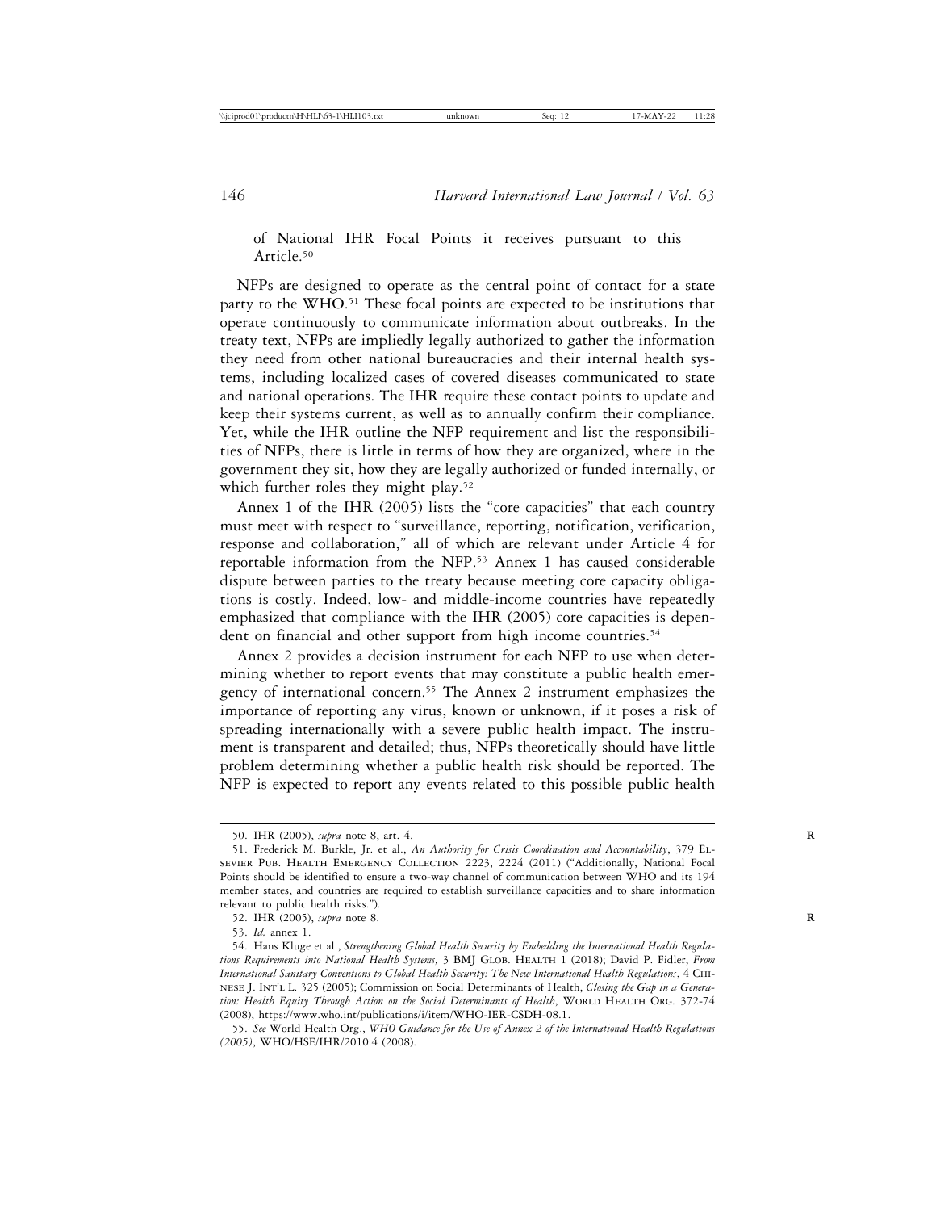of National IHR Focal Points it receives pursuant to this Article.[50]

NFPs are designed to operate as the central point of contact for a state party to the WHO.[51] These focal points are expected to be institutions that operate continuously to communicate information about outbreaks. In the treaty text, NFPs are impliedly legally authorized to gather the information they need from other national bureaucracies and their internal health systems, including localized cases of covered diseases communicated to state and national operations. The IHR require these contact points to update and keep their systems current, as well as to annually confirm their compliance. Yet, while the IHR outline the NFP requirement and list the responsibilities of NFPs, there is little in terms of how they are organized, where in the government they sit, how they are legally authorized or funded internally, or which further roles they might play.[52]

Annex 1 of the IHR (2005) lists the "core capacities" that each country must meet with respect to "surveillance, reporting, notification, verification, response and collaboration," all of which are relevant under Article 4 for reportable information from the NFP.[53] Annex 1 has caused considerable dispute between parties to the treaty because meeting core capacity obligations is costly. Indeed, low- and middle-income countries have repeatedly emphasized that compliance with the IHR (2005) core capacities is dependent on financial and other support from high income countries.[54]

Annex 2 provides a decision instrument for each NFP to use when determining whether to report events that may constitute a public health emergency of international concern.[55] The Annex 2 instrument emphasizes the importance of reporting any virus, known or unknown, if it poses a risk of spreading internationally with a severe public health impact. The instrument is transparent and detailed; thus, NFPs theoretically should have little problem determining whether a public health risk should be reported. The NFP is expected to report any events related to this possible public health

---

50. IHR (2005), *supra* note 8, art. 4.

51. Frederick M. Burkle, Jr. et al., *An Authority for Crisis Coordination and Accountability*, 379 Elsevier Pub. Health Emergency Collection 2223, 2224 (2011) ("Additionally, National Focal Points should be identified to ensure a two-way channel of communication between WHO and its 194 member states, and countries are required to establish surveillance capacities and to share information relevant to public health risks.").

52. IHR (2005), *supra* note 8.

53. *Id.* annex 1.

54. Hans Kluge et al., *Strengthening Global Health Security by Embedding the International Health Regulations Requirements into National Health Systems,* 3 BMJ Glob. Health 1 (2018); David P. Fidler, *From International Sanitary Conventions to Global Health Security: The New International Health Regulations*, 4 Chinese J. Int'l L. 325 (2005); Commission on Social Determinants of Health, *Closing the Gap in a Generation: Health Equity Through Action on the Social Determinants of Health*, World Health Org. 372-74 (2008), https://www.who.int/publications/i/item/WHO-IER-CSDH-08.1.

55. *See* World Health Org., *WHO Guidance for the Use of Annex 2 of the International Health Regulations (2005)*, WHO/HSE/IHR/2010.4 (2008).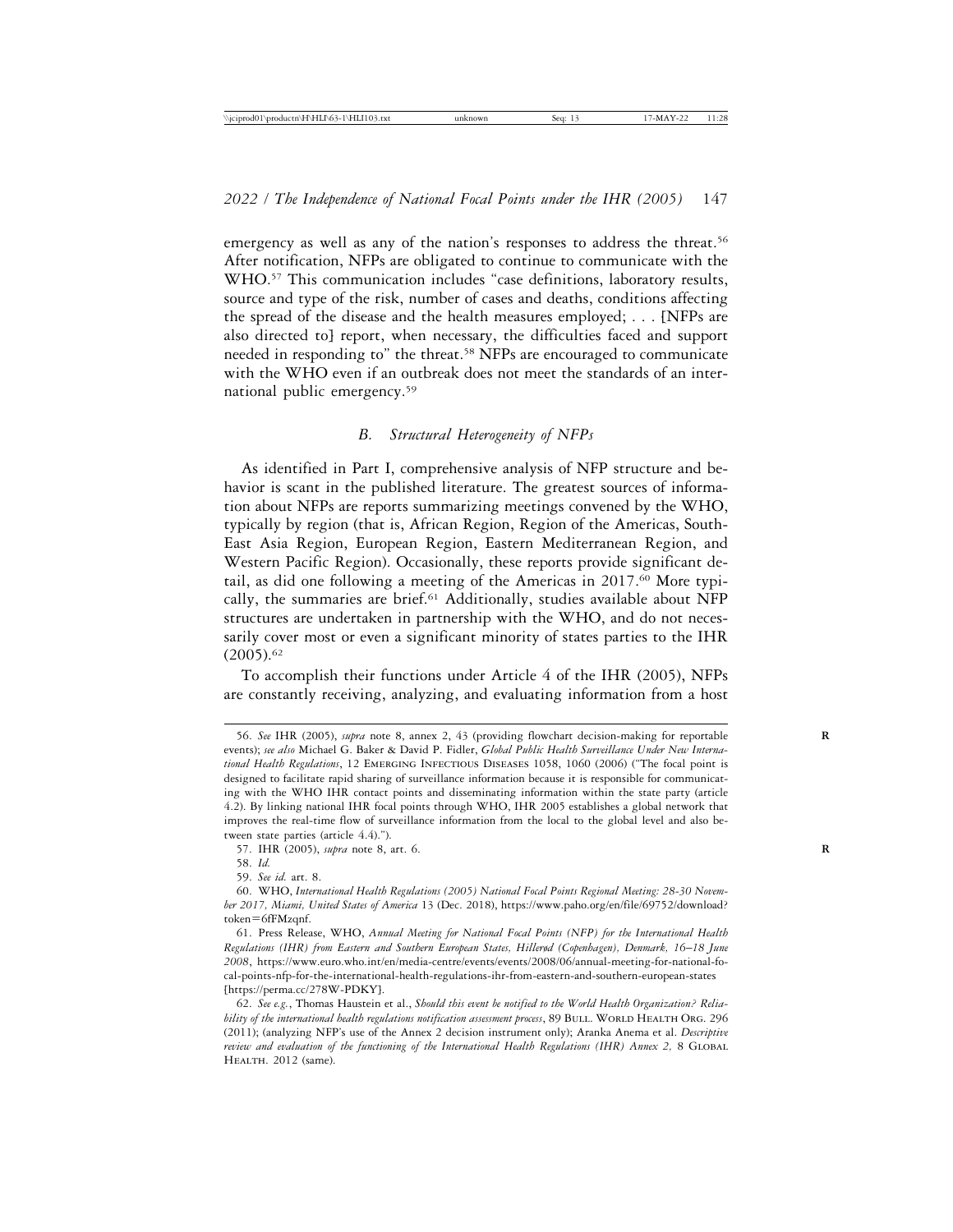emergency as well as any of the nation's responses to address the threat.[56] After notification, NFPs are obligated to continue to communicate with the WHO.[57] This communication includes "case definitions, laboratory results, source and type of the risk, number of cases and deaths, conditions affecting the spread of the disease and the health measures employed; . . . [NFPs are also directed to] report, when necessary, the difficulties faced and support needed in responding to" the threat.[58] NFPs are encouraged to communicate with the WHO even if an outbreak does not meet the standards of an international public emergency.[59]

### *B. Structural Heterogeneity of NFPs*

As identified in Part I, comprehensive analysis of NFP structure and behavior is scant in the published literature. The greatest sources of information about NFPs are reports summarizing meetings convened by the WHO, typically by region (that is, African Region, Region of the Americas, South-East Asia Region, European Region, Eastern Mediterranean Region, and Western Pacific Region). Occasionally, these reports provide significant detail, as did one following a meeting of the Americas in 2017.[60] More typically, the summaries are brief.[61] Additionally, studies available about NFP structures are undertaken in partnership with the WHO, and do not necessarily cover most or even a significant minority of states parties to the IHR (2005).[62]

To accomplish their functions under Article 4 of the IHR (2005), NFPs are constantly receiving, analyzing, and evaluating information from a host

---

56. *See* IHR (2005), *supra* note 8, annex 2, 43 (providing flowchart decision-making for reportable events); *see also* Michael G. Baker & David P. Fidler, *Global Public Health Surveillance Under New International Health Regulations*, 12 Emerging Infectious Diseases 1058, 1060 (2006) ("The focal point is designed to facilitate rapid sharing of surveillance information because it is responsible for communicating with the WHO IHR contact points and disseminating information within the state party (article 4.2). By linking national IHR focal points through WHO, IHR 2005 establishes a global network that improves the real-time flow of surveillance information from the local to the global level and also between state parties (article 4.4).").

57. IHR (2005), *supra* note 8, art. 6.

58. *Id.*

59. *See id.* art. 8.

60. WHO, *International Health Regulations (2005) National Focal Points Regional Meeting: 28-30 November 2017, Miami, United States of America* 13 (Dec. 2018), https://www.paho.org/en/file/69752/download?token=6fFMzqnf.

61. Press Release, WHO, *Annual Meeting for National Focal Points (NFP) for the International Health Regulations (IHR) from Eastern and Southern European States, Hillerød (Copenhagen), Denmark, 16–18 June 2008*, https://www.euro.who.int/en/media-centre/events/events/2008/06/annual-meeting-for-national-focal-points-nfp-for-the-international-health-regulations-ihr-from-eastern-and-southern-european-states [https://perma.cc/278W-PDKY].

62. *See e.g.*, Thomas Haustein et al., *Should this event be notified to the World Health Organization? Reliability of the international health regulations notification assessment process*, 89 Bull. World Health Org. 296 (2011); (analyzing NFP's use of the Annex 2 decision instrument only); Aranka Anema et al. *Descriptive review and evaluation of the functioning of the International Health Regulations (IHR) Annex 2,* 8 Global Health. 2012 (same).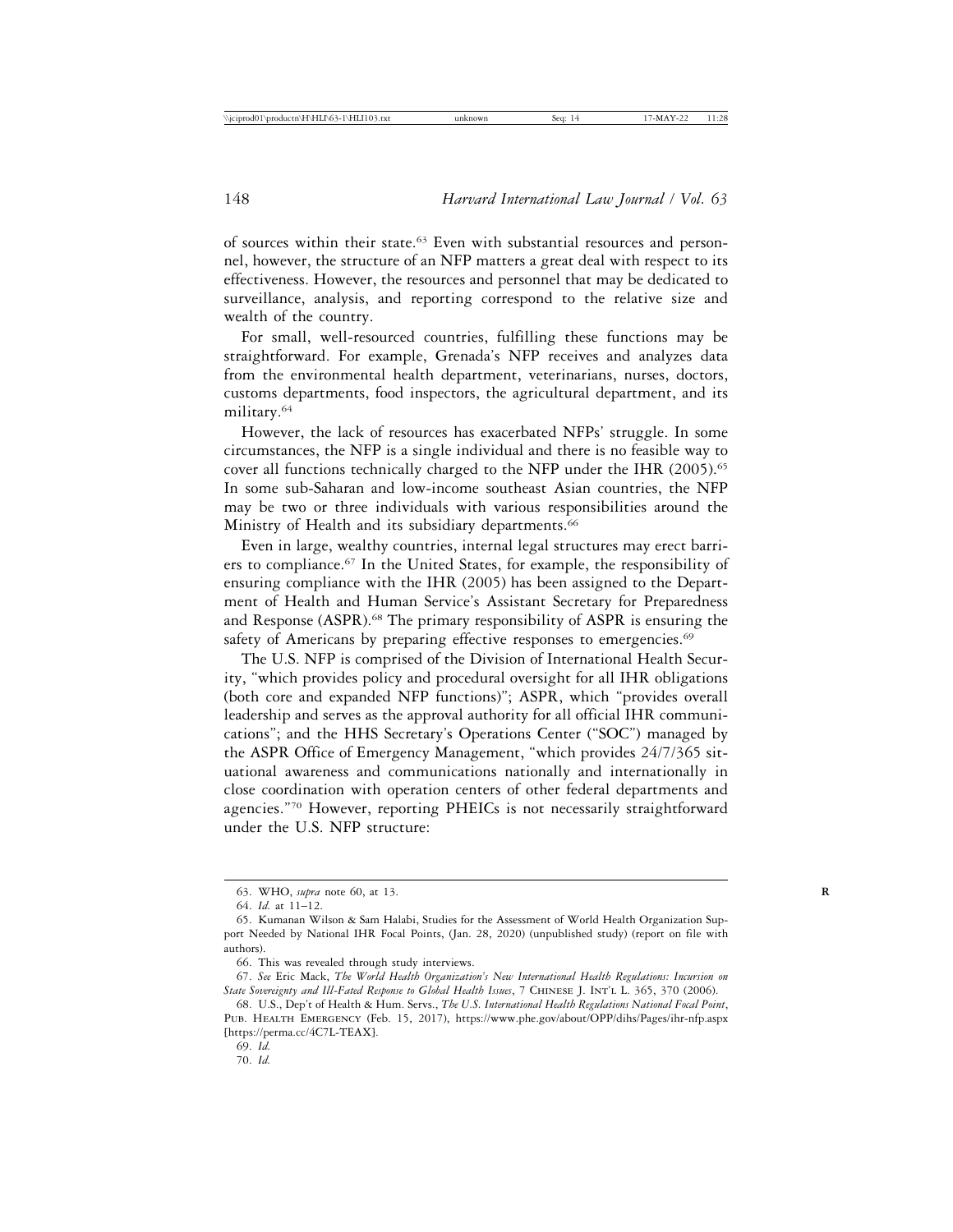of sources within their state.[63] Even with substantial resources and personnel, however, the structure of an NFP matters a great deal with respect to its effectiveness. However, the resources and personnel that may be dedicated to surveillance, analysis, and reporting correspond to the relative size and wealth of the country.

For small, well-resourced countries, fulfilling these functions may be straightforward. For example, Grenada's NFP receives and analyzes data from the environmental health department, veterinarians, nurses, doctors, customs departments, food inspectors, the agricultural department, and its military.[64]

However, the lack of resources has exacerbated NFPs' struggle. In some circumstances, the NFP is a single individual and there is no feasible way to cover all functions technically charged to the NFP under the IHR (2005).[65] In some sub-Saharan and low-income southeast Asian countries, the NFP may be two or three individuals with various responsibilities around the Ministry of Health and its subsidiary departments.[66]

Even in large, wealthy countries, internal legal structures may erect barriers to compliance.[67] In the United States, for example, the responsibility of ensuring compliance with the IHR (2005) has been assigned to the Department of Health and Human Service's Assistant Secretary for Preparedness and Response (ASPR).[68] The primary responsibility of ASPR is ensuring the safety of Americans by preparing effective responses to emergencies.[69]

The U.S. NFP is comprised of the Division of International Health Security, "which provides policy and procedural oversight for all IHR obligations (both core and expanded NFP functions)"; ASPR, which "provides overall leadership and serves as the approval authority for all official IHR communications"; and the HHS Secretary's Operations Center ("SOC") managed by the ASPR Office of Emergency Management, "which provides 24/7/365 situational awareness and communications nationally and internationally in close coordination with operation centers of other federal departments and agencies."[70] However, reporting PHEICs is not necessarily straightforward under the U.S. NFP structure:

---

63. WHO, *supra* note 60, at 13.

64. *Id.* at 11–12.

65. Kumanan Wilson & Sam Halabi, Studies for the Assessment of World Health Organization Support Needed by National IHR Focal Points, (Jan. 28, 2020) (unpublished study) (report on file with authors).

66. This was revealed through study interviews.

67. *See* Eric Mack, *The World Health Organization's New International Health Regulations: Incursion on State Sovereignty and Ill-Fated Response to Global Health Issues*, 7 Chinese J. Int'l L. 365, 370 (2006).

68. U.S., Dep't of Health & Hum. Servs., *The U.S. International Health Regulations National Focal Point*, Pub. Health Emergency (Feb. 15, 2017), https://www.phe.gov/about/OPP/dihs/Pages/ihr-nfp.aspx [https://perma.cc/4C7L-TEAX].

69. *Id.*

70. *Id.*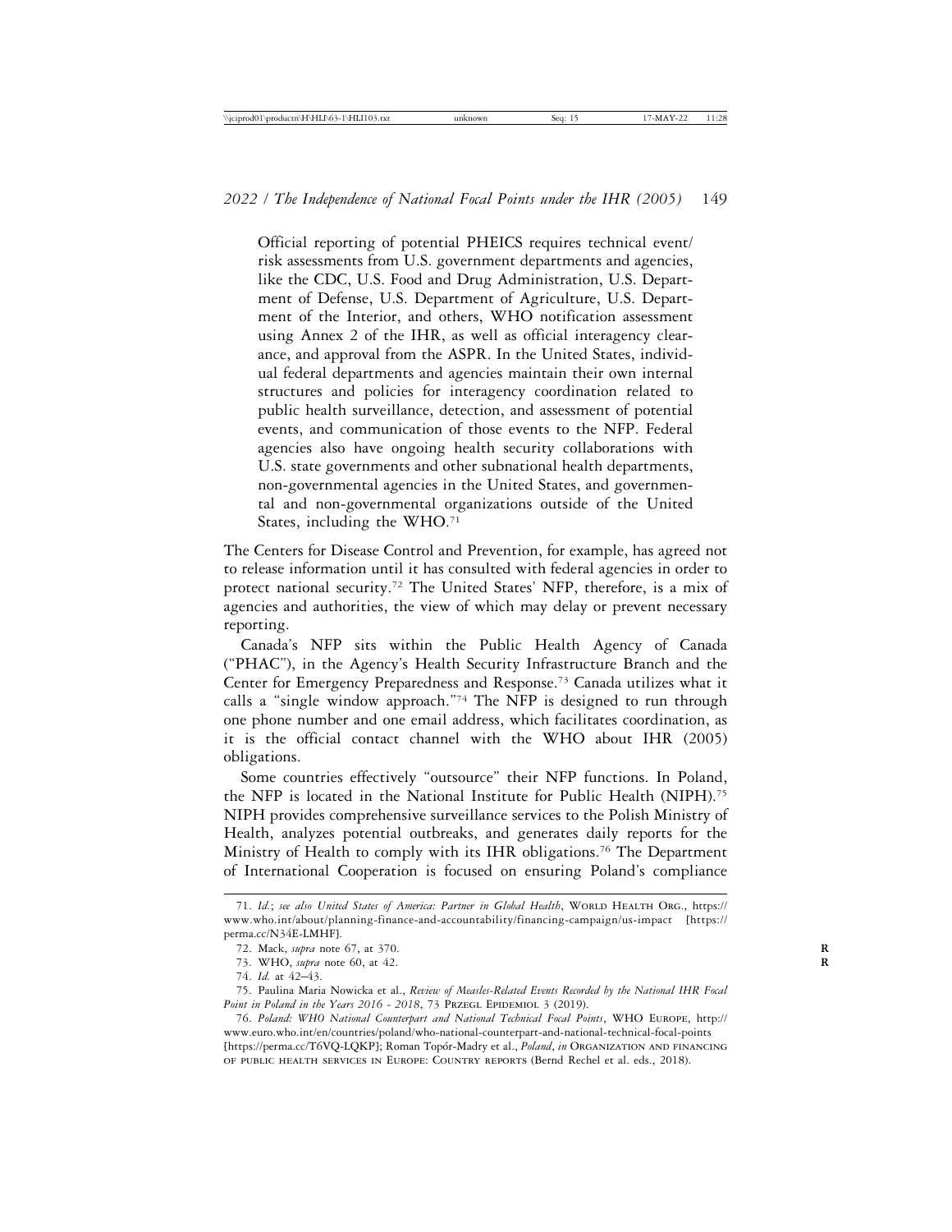> Official reporting of potential PHEICS requires technical event/risk assessments from U.S. government departments and agencies, like the CDC, U.S. Food and Drug Administration, U.S. Department of Defense, U.S. Department of Agriculture, U.S. Department of the Interior, and others, WHO notification assessment using Annex 2 of the IHR, as well as official interagency clearance, and approval from the ASPR. In the United States, individual federal departments and agencies maintain their own internal structures and policies for interagency coordination related to public health surveillance, detection, and assessment of potential events, and communication of those events to the NFP. Federal agencies also have ongoing health security collaborations with U.S. state governments and other subnational health departments, non-governmental agencies in the United States, and governmental and non-governmental organizations outside of the United States, including the WHO.[71]

The Centers for Disease Control and Prevention, for example, has agreed not to release information until it has consulted with federal agencies in order to protect national security.[72] The United States' NFP, therefore, is a mix of agencies and authorities, the view of which may delay or prevent necessary reporting.

Canada's NFP sits within the Public Health Agency of Canada ("PHAC"), in the Agency's Health Security Infrastructure Branch and the Center for Emergency Preparedness and Response.[73] Canada utilizes what it calls a "single window approach."[74] The NFP is designed to run through one phone number and one email address, which facilitates coordination, as it is the official contact channel with the WHO about IHR (2005) obligations.

Some countries effectively "outsource" their NFP functions. In Poland, the NFP is located in the National Institute for Public Health (NIPH).[75] NIPH provides comprehensive surveillance services to the Polish Ministry of Health, analyzes potential outbreaks, and generates daily reports for the Ministry of Health to comply with its IHR obligations.[76] The Department of International Cooperation is focused on ensuring Poland's compliance

---

71. *Id.*; *see also United States of America: Partner in Global Health*, World Health Org., https://www.who.int/about/planning-finance-and-accountability/financing-campaign/us-impact [https://perma.cc/N34E-LMHF].

72. Mack, *supra* note 67, at 370.

73. WHO, *supra* note 60, at 42.

74. *Id.* at 42–43.

75. Paulina Maria Nowicka et al., *Review of Measles-Related Events Recorded by the National IHR Focal Point in Poland in the Years 2016 - 2018*, 73 Przegl Epidemiol 3 (2019).

76. *Poland: WHO National Counterpart and National Technical Focal Points*, WHO Europe, http://www.euro.who.int/en/countries/poland/who-national-counterpart-and-national-technical-focal-points [https://perma.cc/T6VQ-LQKP]; Roman Topór-Madry et al., *Poland*, *in* Organization and financing of public health services in Europe: Country reports (Bernd Rechel et al. eds., 2018).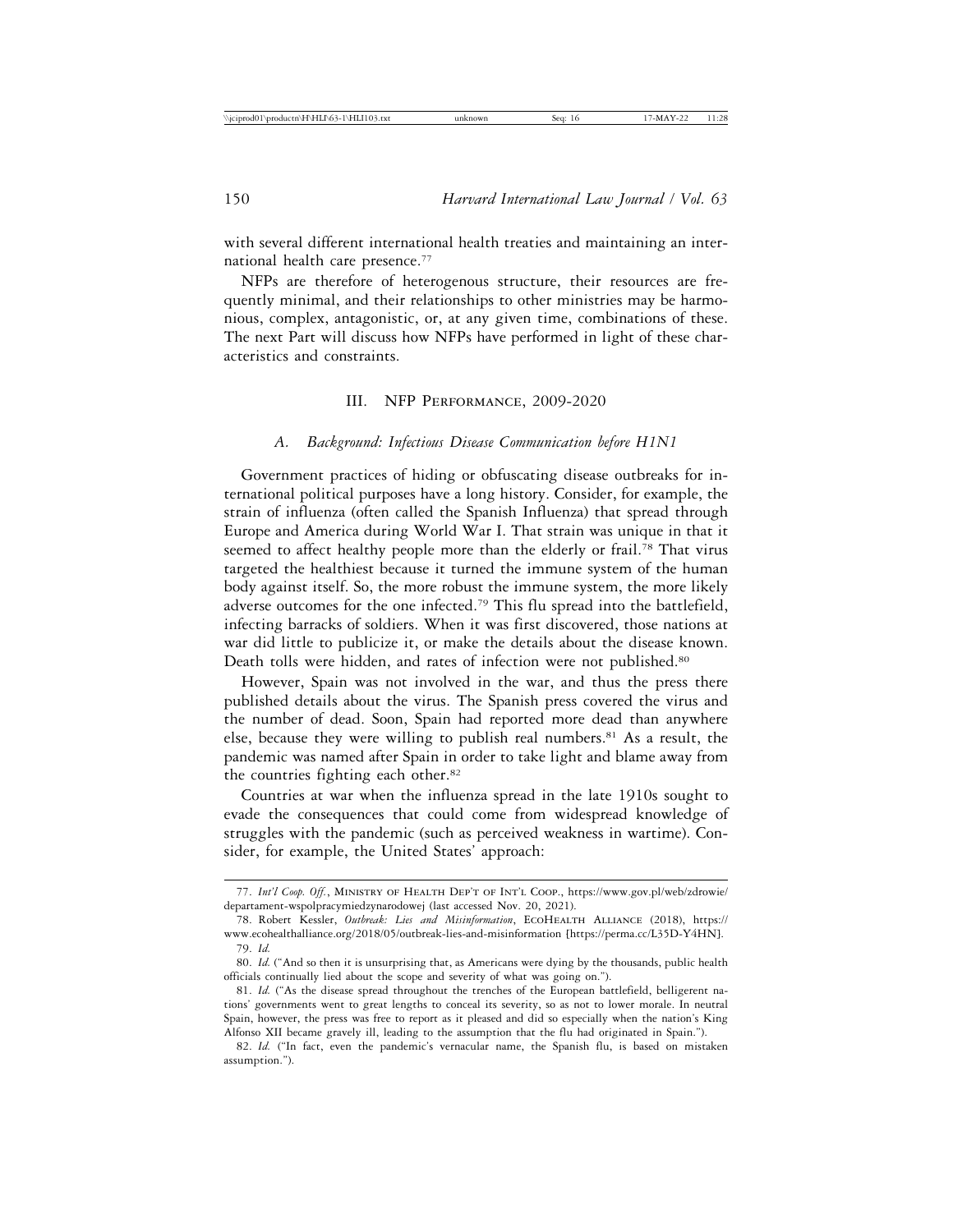with several different international health treaties and maintaining an international health care presence.[77]

NFPs are therefore of heterogenous structure, their resources are frequently minimal, and their relationships to other ministries may be harmonious, complex, antagonistic, or, at any given time, combinations of these. The next Part will discuss how NFPs have performed in light of these characteristics and constraints.

## III. NFP Performance, 2009-2020

### *A. Background: Infectious Disease Communication before H1N1*

Government practices of hiding or obfuscating disease outbreaks for international political purposes have a long history. Consider, for example, the strain of influenza (often called the Spanish Influenza) that spread through Europe and America during World War I. That strain was unique in that it seemed to affect healthy people more than the elderly or frail.[78] That virus targeted the healthiest because it turned the immune system of the human body against itself. So, the more robust the immune system, the more likely adverse outcomes for the one infected.[79] This flu spread into the battlefield, infecting barracks of soldiers. When it was first discovered, those nations at war did little to publicize it, or make the details about the disease known. Death tolls were hidden, and rates of infection were not published.[80]

However, Spain was not involved in the war, and thus the press there published details about the virus. The Spanish press covered the virus and the number of dead. Soon, Spain had reported more dead than anywhere else, because they were willing to publish real numbers.[81] As a result, the pandemic was named after Spain in order to take light and blame away from the countries fighting each other.[82]

Countries at war when the influenza spread in the late 1910s sought to evade the consequences that could come from widespread knowledge of struggles with the pandemic (such as perceived weakness in wartime). Consider, for example, the United States' approach:

---

77. *Int'l Coop. Off.*, Ministry of Health Dep't of Int'l Coop., https://www.gov.pl/web/zdrowie/departament-wspolpracymiedzynarodowej (last accessed Nov. 20, 2021).

78. Robert Kessler, *Outbreak: Lies and Misinformation*, EcoHealth Alliance (2018), https://www.ecohealthalliance.org/2018/05/outbreak-lies-and-misinformation [https://perma.cc/L35D-Y4HN].

79. *Id.*

80. *Id.* ("And so then it is unsurprising that, as Americans were dying by the thousands, public health officials continually lied about the scope and severity of what was going on.").

81. *Id.* ("As the disease spread throughout the trenches of the European battlefield, belligerent nations' governments went to great lengths to conceal its severity, so as not to lower morale. In neutral Spain, however, the press was free to report as it pleased and did so especially when the nation's King Alfonso XII became gravely ill, leading to the assumption that the flu had originated in Spain.").

82. *Id.* ("In fact, even the pandemic's vernacular name, the Spanish flu, is based on mistaken assumption.").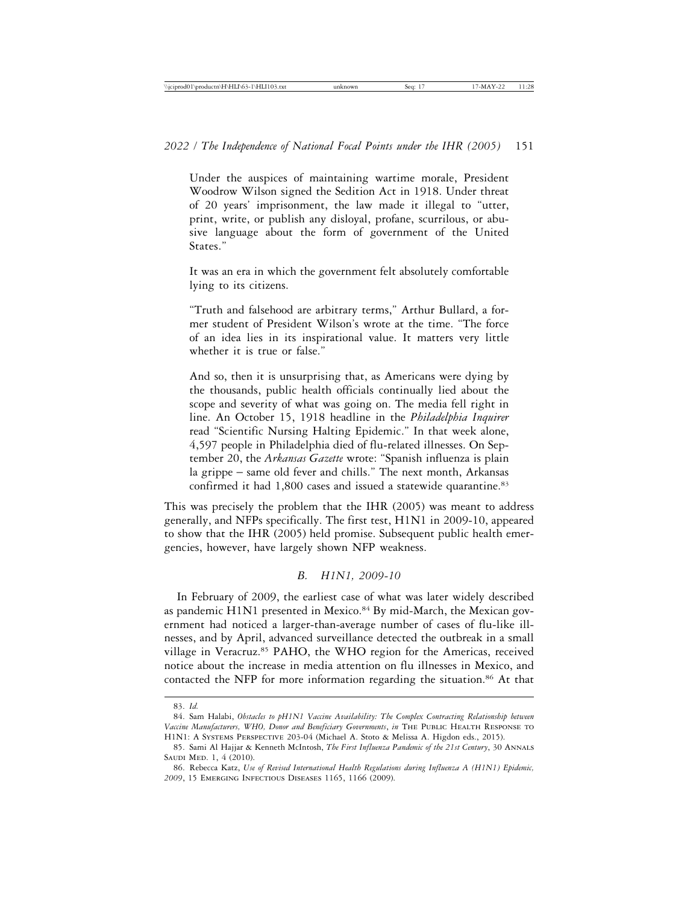> Under the auspices of maintaining wartime morale, President Woodrow Wilson signed the Sedition Act in 1918. Under threat of 20 years' imprisonment, the law made it illegal to "utter, print, write, or publish any disloyal, profane, scurrilous, or abusive language about the form of government of the United States."
>
> It was an era in which the government felt absolutely comfortable lying to its citizens.
>
> "Truth and falsehood are arbitrary terms," Arthur Bullard, a former student of President Wilson's wrote at the time. "The force of an idea lies in its inspirational value. It matters very little whether it is true or false."
>
> And so, then it is unsurprising that, as Americans were dying by the thousands, public health officials continually lied about the scope and severity of what was going on. The media fell right in line. An October 15, 1918 headline in the *Philadelphia Inquirer* read "Scientific Nursing Halting Epidemic." In that week alone, 4,597 people in Philadelphia died of flu-related illnesses. On September 20, the *Arkansas Gazette* wrote: "Spanish influenza is plain la grippe – same old fever and chills." The next month, Arkansas confirmed it had 1,800 cases and issued a statewide quarantine.[83]

This was precisely the problem that the IHR (2005) was meant to address generally, and NFPs specifically. The first test, H1N1 in 2009-10, appeared to show that the IHR (2005) held promise. Subsequent public health emergencies, however, have largely shown NFP weakness.

### *B. H1N1, 2009-10*

In February of 2009, the earliest case of what was later widely described as pandemic H1N1 presented in Mexico.[84] By mid-March, the Mexican government had noticed a larger-than-average number of cases of flu-like illnesses, and by April, advanced surveillance detected the outbreak in a small village in Veracruz.[85] PAHO, the WHO region for the Americas, received notice about the increase in media attention on flu illnesses in Mexico, and contacted the NFP for more information regarding the situation.[86] At that

---

83. *Id.*

84. Sam Halabi, *Obstacles to pH1N1 Vaccine Availability: The Complex Contracting Relationship between Vaccine Manufacturers, WHO, Donor and Beneficiary Governments*, *in* The Public Health Response to H1N1: A Systems Perspective 203-04 (Michael A. Stoto & Melissa A. Higdon eds., 2015).

85. Sami Al Hajjar & Kenneth McIntosh, *The First Influenza Pandemic of the 21st Century*, 30 Annals Saudi Med. 1, 4 (2010).

86. Rebecca Katz, *Use of Revised International Health Regulations during Influenza A (H1N1) Epidemic, 2009*, 15 Emerging Infectious Diseases 1165, 1166 (2009).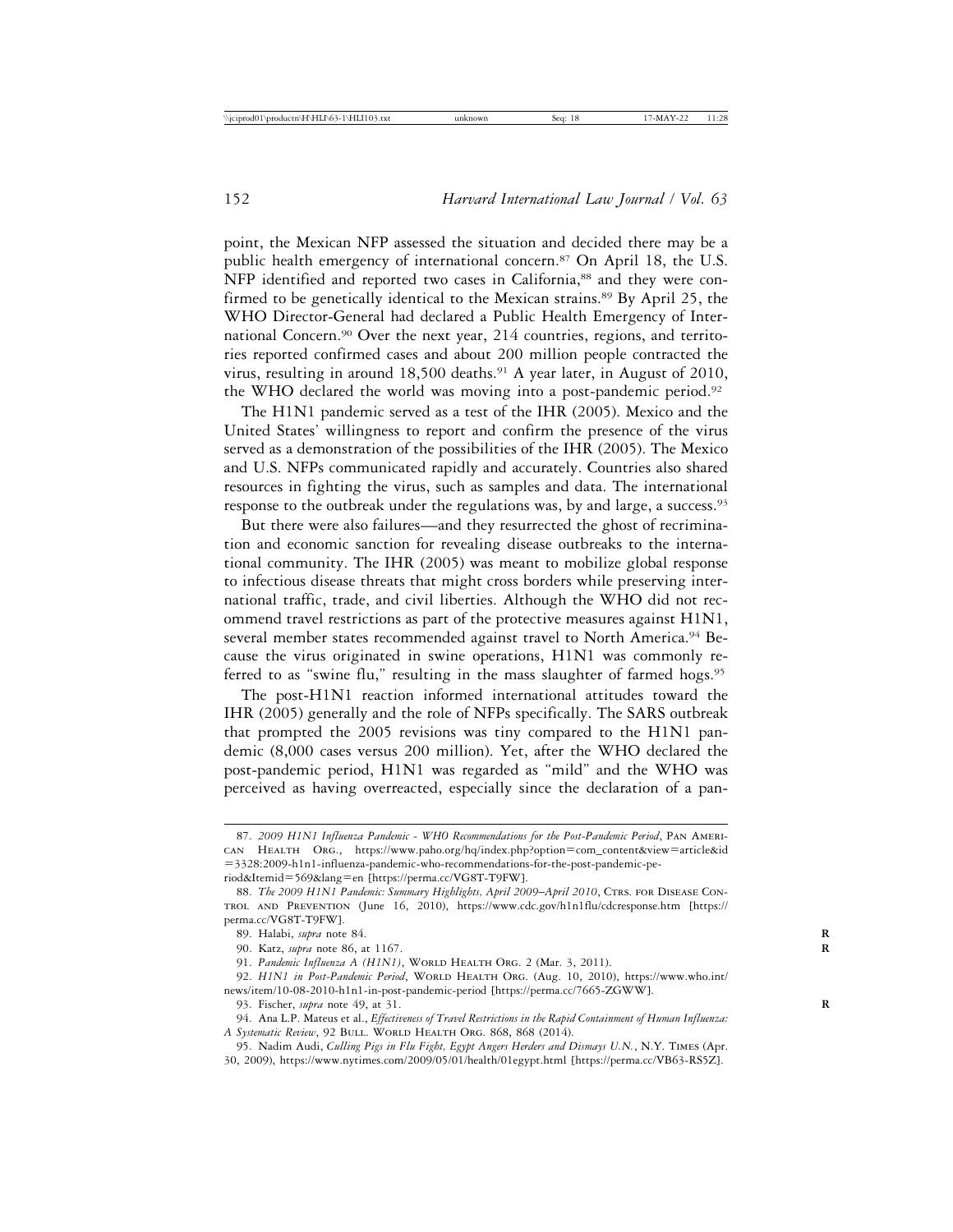point, the Mexican NFP assessed the situation and decided there may be a public health emergency of international concern.[87] On April 18, the U.S. NFP identified and reported two cases in California,[88] and they were confirmed to be genetically identical to the Mexican strains.[89] By April 25, the WHO Director-General had declared a Public Health Emergency of International Concern.[90] Over the next year, 214 countries, regions, and territories reported confirmed cases and about 200 million people contracted the virus, resulting in around 18,500 deaths.[91] A year later, in August of 2010, the WHO declared the world was moving into a post-pandemic period.[92]

The H1N1 pandemic served as a test of the IHR (2005). Mexico and the United States' willingness to report and confirm the presence of the virus served as a demonstration of the possibilities of the IHR (2005). The Mexico and U.S. NFPs communicated rapidly and accurately. Countries also shared resources in fighting the virus, such as samples and data. The international response to the outbreak under the regulations was, by and large, a success.[93]

But there were also failures—and they resurrected the ghost of recrimination and economic sanction for revealing disease outbreaks to the international community. The IHR (2005) was meant to mobilize global response to infectious disease threats that might cross borders while preserving international traffic, trade, and civil liberties. Although the WHO did not recommend travel restrictions as part of the protective measures against H1N1, several member states recommended against travel to North America.[94] Because the virus originated in swine operations, H1N1 was commonly referred to as "swine flu," resulting in the mass slaughter of farmed hogs.[95]

The post-H1N1 reaction informed international attitudes toward the IHR (2005) generally and the role of NFPs specifically. The SARS outbreak that prompted the 2005 revisions was tiny compared to the H1N1 pandemic (8,000 cases versus 200 million). Yet, after the WHO declared the post-pandemic period, H1N1 was regarded as "mild" and the WHO was perceived as having overreacted, especially since the declaration of a pan-

---

87. *2009 H1N1 Influenza Pandemic - WHO Recommendations for the Post-Pandemic Period*, Pan American Health Org., https://www.paho.org/hq/index.php?option=com_content&view=article&id=3328:2009-h1n1-influenza-pandemic-who-recommendations-for-the-post-pandemic-period&Itemid=569&lang=en [https://perma.cc/VG8T-T9FW].

88. *The 2009 H1N1 Pandemic: Summary Highlights, April 2009–April 2010*, Ctrs. for Disease Control and Prevention (June 16, 2010), https://www.cdc.gov/h1n1flu/cdcresponse.htm [https://perma.cc/VG8T-T9FW].

89. Halabi, *supra* note 84.

90. Katz, *supra* note 86, at 1167.

91. *Pandemic Influenza A (H1N1)*, World Health Org. 2 (Mar. 3, 2011).

92. *H1N1 in Post-Pandemic Period*, World Health Org. (Aug. 10, 2010), https://www.who.int/news/item/10-08-2010-h1n1-in-post-pandemic-period [https://perma.cc/7665-ZGWW].

93. Fischer, *supra* note 49, at 31.

94. Ana L.P. Mateus et al., *Effectiveness of Travel Restrictions in the Rapid Containment of Human Influenza: A Systematic Review*, 92 Bull. World Health Org. 868, 868 (2014).

95. Nadim Audi, *Culling Pigs in Flu Fight, Egypt Angers Herders and Dismays U.N.*, N.Y. Times (Apr. 30, 2009), https://www.nytimes.com/2009/05/01/health/01egypt.html [https://perma.cc/VB63-RS5Z].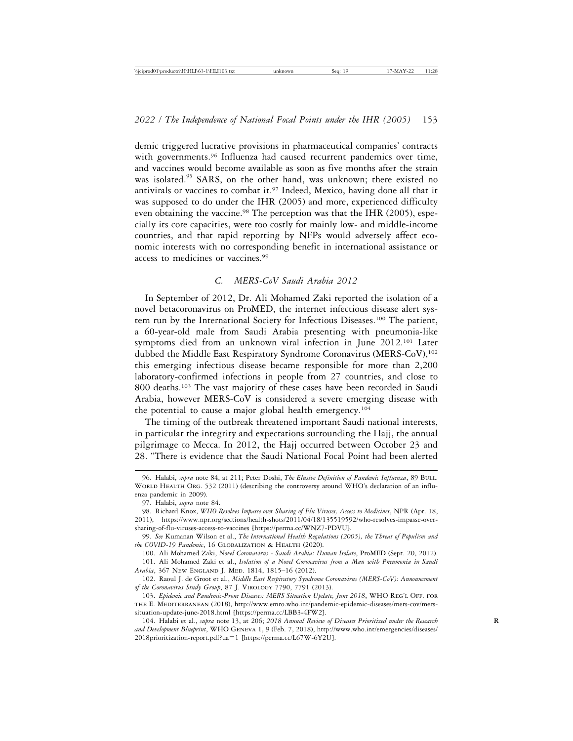demic triggered lucrative provisions in pharmaceutical companies' contracts with governments.[96] Influenza had caused recurrent pandemics over time, and vaccines would become available as soon as five months after the strain was isolated.[95] SARS, on the other hand, was unknown; there existed no antivirals or vaccines to combat it.[97] Indeed, Mexico, having done all that it was supposed to do under the IHR (2005) and more, experienced difficulty even obtaining the vaccine.[98] The perception was that the IHR (2005), especially its core capacities, were too costly for mainly low- and middle-income countries, and that rapid reporting by NFPs would adversely affect economic interests with no corresponding benefit in international assistance or access to medicines or vaccines.[99]

### *C. MERS-CoV Saudi Arabia 2012*

In September of 2012, Dr. Ali Mohamed Zaki reported the isolation of a novel betacoronavirus on ProMED, the internet infectious disease alert system run by the International Society for Infectious Diseases.[100] The patient, a 60-year-old male from Saudi Arabia presenting with pneumonia-like symptoms died from an unknown viral infection in June 2012.[101] Later dubbed the Middle East Respiratory Syndrome Coronavirus (MERS-CoV),[102] this emerging infectious disease became responsible for more than 2,200 laboratory-confirmed infections in people from 27 countries, and close to 800 deaths.[103] The vast majority of these cases have been recorded in Saudi Arabia, however MERS-CoV is considered a severe emerging disease with the potential to cause a major global health emergency.[104]

The timing of the outbreak threatened important Saudi national interests, in particular the integrity and expectations surrounding the Hajj, the annual pilgrimage to Mecca. In 2012, the Hajj occurred between October 23 and 28. "There is evidence that the Saudi National Focal Point had been alerted

---

96. Halabi, *supra* note 84, at 211; Peter Doshi, *The Elusive Definition of Pandemic Influenza*, 89 Bull. World Health Org. 532 (2011) (describing the controversy around WHO's declaration of an influenza pandemic in 2009).

97. Halabi, *supra* note 84.

98. Richard Knox, *WHO Resolves Impasse over Sharing of Flu Viruses, Access to Medicines*, NPR (Apr. 18, 2011), https://www.npr.org/sections/health-shots/2011/04/18/135519592/who-resolves-impasse-over-sharing-of-flu-viruses-access-to-vaccines [https://perma.cc/WNZ7-PDVU].

99. *See* Kumanan Wilson et al., *The International Health Regulations (2005), the Threat of Populism and the COVID-19 Pandemic*, 16 Globalization & Health (2020).

100. Ali Mohamed Zaki, *Novel Coronavirus - Saudi Arabia: Human Isolate*, ProMED (Sept. 20, 2012).

101. Ali Mohamed Zaki et al., *Isolation of a Novel Coronavirus from a Man with Pneumonia in Saudi Arabia*, 367 New England J. Med. 1814, 1815–16 (2012).

102. Raoul J. de Groot et al., *Middle East Respiratory Syndrome Coronavirus (MERS-CoV): Announcement of the Coronavirus Study Group*, 87 J. Virology 7790, 7791 (2013).

103. *Epidemic and Pandemic-Prone Diseases: MERS Situation Update, June 2018*, WHO Reg'l Off. for the E. Mediterranean (2018), http://www.emro.who.int/pandemic-epidemic-diseases/mers-cov/mers-situation-update-june-2018.html [https://perma.cc/LBB3-4FW2].

104. Halabi et al., *supra* note 13, at 206; *2018 Annual Review of Diseases Prioritized under the Research and Development Blueprint*, WHO Geneva 1, 9 (Feb. 7, 2018), http://www.who.int/emergencies/diseases/2018prioritization-report.pdf?ua=1 [https://perma.cc/L67W-6Y2U].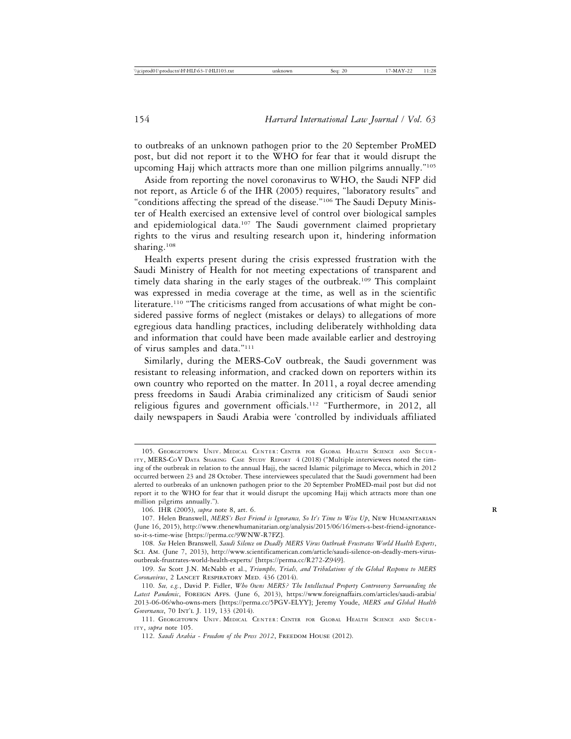to outbreaks of an unknown pathogen prior to the 20 September ProMED post, but did not report it to the WHO for fear that it would disrupt the upcoming Hajj which attracts more than one million pilgrims annually."[105]

Aside from reporting the novel coronavirus to WHO, the Saudi NFP did not report, as Article 6 of the IHR (2005) requires, "laboratory results" and "conditions affecting the spread of the disease."[106] The Saudi Deputy Minister of Health exercised an extensive level of control over biological samples and epidemiological data.[107] The Saudi government claimed proprietary rights to the virus and resulting research upon it, hindering information sharing.[108]

Health experts present during the crisis expressed frustration with the Saudi Ministry of Health for not meeting expectations of transparent and timely data sharing in the early stages of the outbreak.[109] This complaint was expressed in media coverage at the time, as well as in the scientific literature.[110] "The criticisms ranged from accusations of what might be considered passive forms of neglect (mistakes or delays) to allegations of more egregious data handling practices, including deliberately withholding data and information that could have been made available earlier and destroying of virus samples and data."[111]

Similarly, during the MERS-CoV outbreak, the Saudi government was resistant to releasing information, and cracked down on reporters within its own country who reported on the matter. In 2011, a royal decree amending press freedoms in Saudi Arabia criminalized any criticism of Saudi senior religious figures and government officials.[112] "Furthermore, in 2012, all daily newspapers in Saudi Arabia were 'controlled by individuals affiliated

---

105. Georgetown Univ. Medical Center: Center for Global Health Science and Security, MERS-CoV Data Sharing Case Study Report 4 (2018) ("Multiple interviewees noted the timing of the outbreak in relation to the annual Hajj, the sacred Islamic pilgrimage to Mecca, which in 2012 occurred between 23 and 28 October. These interviewees speculated that the Saudi government had been alerted to outbreaks of an unknown pathogen prior to the 20 September ProMED-mail post but did not report it to the WHO for fear that it would disrupt the upcoming Hajj which attracts more than one million pilgrims annually.").

106. IHR (2005), *supra* note 8, art. 6.

107. Helen Branswell, *MERS's Best Friend is Ignorance, So It's Time to Wise Up*, New Humanitarian (June 16, 2015), http://www.thenewhumanitarian.org/analysis/2015/06/16/mers-s-best-friend-ignorance-so-it-s-time-wise [https://perma.cc/9WNW-R7FZ].

108. *See* Helen Branswell, *Saudi Silence on Deadly MERS Virus Outbreak Frustrates World Health Experts*, Sci. Am. (June 7, 2013), http://www.scientificamerican.com/article/saudi-silence-on-deadly-mers-virus-outbreak-frustrates-world-health-experts/ [https://perma.cc/R272-Z949].

109. *See* Scott J.N. McNabb et al., *Triumphs, Trials, and Tribulations of the Global Response to MERS Coronavirus*, 2 Lancet Respiratory Med. 436 (2014).

110. *See, e.g.*, David P. Fidler, *Who Owns MERS? The Intellectual Property Controversy Surrounding the Latest Pandemic*, Foreign Affs. (June 6, 2013), https://www.foreignaffairs.com/articles/saudi-arabia/2013-06-06/who-owns-mers [https://perma.cc/5PGV-ELYY]; Jeremy Youde, *MERS and Global Health Governance*, 70 Int'l J. 119, 133 (2014).

111. Georgetown Univ. Medical Center: Center for Global Health Science and Security, *supra* note 105.

112. *Saudi Arabia - Freedom of the Press 2012*, Freedom House (2012).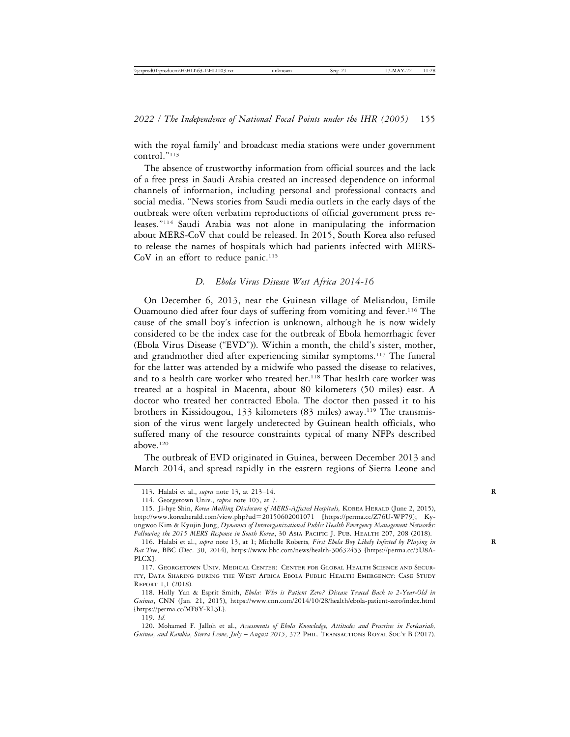with the royal family' and broadcast media stations were under government control."[113]

The absence of trustworthy information from official sources and the lack of a free press in Saudi Arabia created an increased dependence on informal channels of information, including personal and professional contacts and social media. "News stories from Saudi media outlets in the early days of the outbreak were often verbatim reproductions of official government press releases."[114] Saudi Arabia was not alone in manipulating the information about MERS-CoV that could be released. In 2015, South Korea also refused to release the names of hospitals which had patients infected with MERS-CoV in an effort to reduce panic.[115]

### *D. Ebola Virus Disease West Africa 2014-16*

On December 6, 2013, near the Guinean village of Meliandou, Emile Ouamouno died after four days of suffering from vomiting and fever.[116] The cause of the small boy's infection is unknown, although he is now widely considered to be the index case for the outbreak of Ebola hemorrhagic fever (Ebola Virus Disease ("EVD")). Within a month, the child's sister, mother, and grandmother died after experiencing similar symptoms.[117] The funeral for the latter was attended by a midwife who passed the disease to relatives, and to a health care worker who treated her.[118] That health care worker was treated at a hospital in Macenta, about 80 kilometers (50 miles) east. A doctor who treated her contracted Ebola. The doctor then passed it to his brothers in Kissidougou, 133 kilometers (83 miles) away.[119] The transmission of the virus went largely undetected by Guinean health officials, who suffered many of the resource constraints typical of many NFPs described above.[120]

The outbreak of EVD originated in Guinea, between December 2013 and March 2014, and spread rapidly in the eastern regions of Sierra Leone and

---

113. Halabi et al., *supra* note 13, at 213–14.

114. Georgetown Univ., *supra* note 105, at 7.

115. Ji-hye Shin, *Korea Mulling Disclosure of MERS-Affected Hospitals,* Korea Herald (June 2, 2015), http://www.koreaherald.com/view.php?ud=20150602001071 [https://perma.cc/Z76U-WP79]; Kyungwoo Kim & Kyujin Jung, *Dynamics of Interorganizational Public Health Emergency Management Networks: Following the 2015 MERS Response in South Korea*, 30 Asia Pacific J. Pub. Health 207, 208 (2018).

116. Halabi et al., *supra* note 13, at 1; Michelle Roberts, *First Ebola Boy Likely Infected by Playing in Bat Tree*, BBC (Dec. 30, 2014), https://www.bbc.com/news/health-30632453 [https://perma.cc/5U8A-PLCX].

117. Georgetown Univ. Medical Center: Center for Global Health Science and Security, Data Sharing during the West Africa Ebola Public Health Emergency: Case Study Report 1,1 (2018).

118. Holly Yan & Esprit Smith, *Ebola: Who is Patient Zero? Disease Traced Back to 2-Year-Old in Guinea*, CNN (Jan. 21, 2015), https://www.cnn.com/2014/10/28/health/ebola-patient-zero/index.html [https://perma.cc/MF8Y-RL3L].

119. *Id.*

120. Mohamed F. Jalloh et al., *Assessments of Ebola Knowledge, Attitudes and Practices in Forécariah, Guinea, and Kambia, Sierra Leone, July – August 2015*, 372 Phil. Transactions Royal Soc'y B (2017).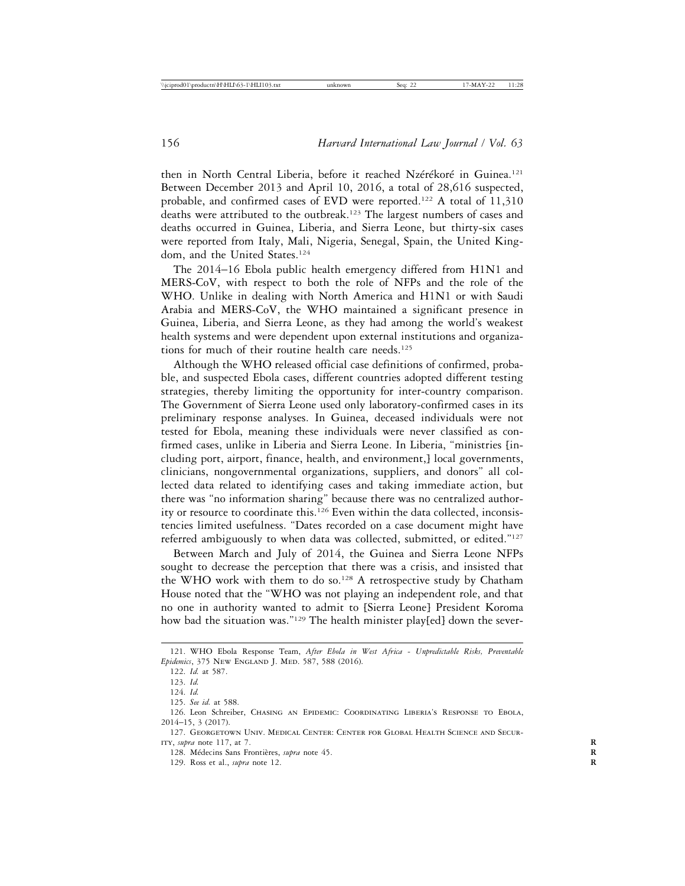then in North Central Liberia, before it reached Nzérékoré in Guinea.[121] Between December 2013 and April 10, 2016, a total of 28,616 suspected, probable, and confirmed cases of EVD were reported.[122] A total of 11,310 deaths were attributed to the outbreak.[123] The largest numbers of cases and deaths occurred in Guinea, Liberia, and Sierra Leone, but thirty-six cases were reported from Italy, Mali, Nigeria, Senegal, Spain, the United Kingdom, and the United States.[124]

The 2014–16 Ebola public health emergency differed from H1N1 and MERS-CoV, with respect to both the role of NFPs and the role of the WHO. Unlike in dealing with North America and H1N1 or with Saudi Arabia and MERS-CoV, the WHO maintained a significant presence in Guinea, Liberia, and Sierra Leone, as they had among the world's weakest health systems and were dependent upon external institutions and organizations for much of their routine health care needs.[125]

Although the WHO released official case definitions of confirmed, probable, and suspected Ebola cases, different countries adopted different testing strategies, thereby limiting the opportunity for inter-country comparison. The Government of Sierra Leone used only laboratory-confirmed cases in its preliminary response analyses. In Guinea, deceased individuals were not tested for Ebola, meaning these individuals were never classified as confirmed cases, unlike in Liberia and Sierra Leone. In Liberia, "ministries [including port, airport, finance, health, and environment,] local governments, clinicians, nongovernmental organizations, suppliers, and donors" all collected data related to identifying cases and taking immediate action, but there was "no information sharing" because there was no centralized authority or resource to coordinate this.[126] Even within the data collected, inconsistencies limited usefulness. "Dates recorded on a case document might have referred ambiguously to when data was collected, submitted, or edited."[127]

Between March and July of 2014, the Guinea and Sierra Leone NFPs sought to decrease the perception that there was a crisis, and insisted that the WHO work with them to do so.[128] A retrospective study by Chatham House noted that the "WHO was not playing an independent role, and that no one in authority wanted to admit to [Sierra Leone] President Koroma how bad the situation was."[129] The health minister play[ed] down the sever-

121. WHO Ebola Response Team, *After Ebola in West Africa - Unpredictable Risks, Preventable Epidemics*, 375 New England J. Med. 587, 588 (2016).

122. *Id.* at 587.

123. *Id.*

124. *Id.*

125. *See id.* at 588.

126. Leon Schreiber, Chasing an Epidemic: Coordinating Liberia's Response to Ebola, 2014–15, 3 (2017).

127. Georgetown Univ. Medical Center: Center for Global Health Science and Security, *supra* note 117, at 7.

128. Médecins Sans Frontières, *supra* note 45.

129. Ross et al., *supra* note 12.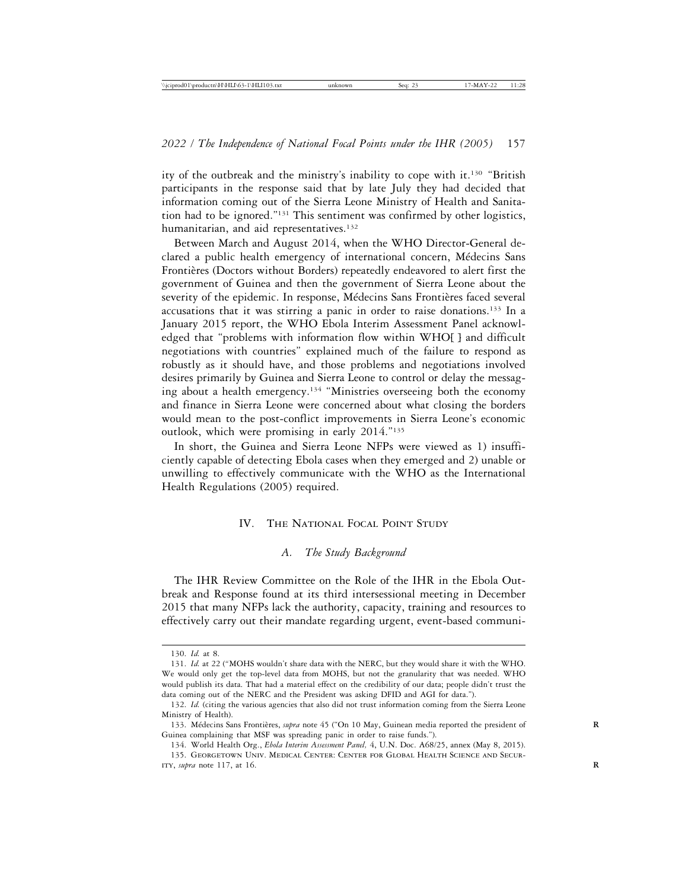ity of the outbreak and the ministry's inability to cope with it.[130] "British participants in the response said that by late July they had decided that information coming out of the Sierra Leone Ministry of Health and Sanitation had to be ignored."[131] This sentiment was confirmed by other logistics, humanitarian, and aid representatives.[132]

Between March and August 2014, when the WHO Director-General declared a public health emergency of international concern, Médecins Sans Frontières (Doctors without Borders) repeatedly endeavored to alert first the government of Guinea and then the government of Sierra Leone about the severity of the epidemic. In response, Médecins Sans Frontières faced several accusations that it was stirring a panic in order to raise donations.[133] In a January 2015 report, the WHO Ebola Interim Assessment Panel acknowledged that "problems with information flow within WHO[ ] and difficult negotiations with countries" explained much of the failure to respond as robustly as it should have, and those problems and negotiations involved desires primarily by Guinea and Sierra Leone to control or delay the messaging about a health emergency.[134] "Ministries overseeing both the economy and finance in Sierra Leone were concerned about what closing the borders would mean to the post-conflict improvements in Sierra Leone's economic outlook, which were promising in early 2014."[135]

In short, the Guinea and Sierra Leone NFPs were viewed as 1) insufficiently capable of detecting Ebola cases when they emerged and 2) unable or unwilling to effectively communicate with the WHO as the International Health Regulations (2005) required.

## IV. The National Focal Point Study

### *A. The Study Background*

The IHR Review Committee on the Role of the IHR in the Ebola Outbreak and Response found at its third intersessional meeting in December 2015 that many NFPs lack the authority, capacity, training and resources to effectively carry out their mandate regarding urgent, event-based communi-

---

130. *Id.* at 8.

131. *Id.* at 22 ("MOHS wouldn't share data with the NERC, but they would share it with the WHO. We would only get the top-level data from MOHS, but not the granularity that was needed. WHO would publish its data. That had a material effect on the credibility of our data; people didn't trust the data coming out of the NERC and the President was asking DFID and AGI for data.").

132. *Id.* (citing the various agencies that also did not trust information coming from the Sierra Leone Ministry of Health).

133. Médecins Sans Frontières, *supra* note 45 ("On 10 May, Guinean media reported the president of Guinea complaining that MSF was spreading panic in order to raise funds.").

134. World Health Org., *Ebola Interim Assessment Panel,* 4, U.N. Doc. A68/25, annex (May 8, 2015).

135. Georgetown Univ. Medical Center: Center for Global Health Science and Security, *supra* note 117, at 16.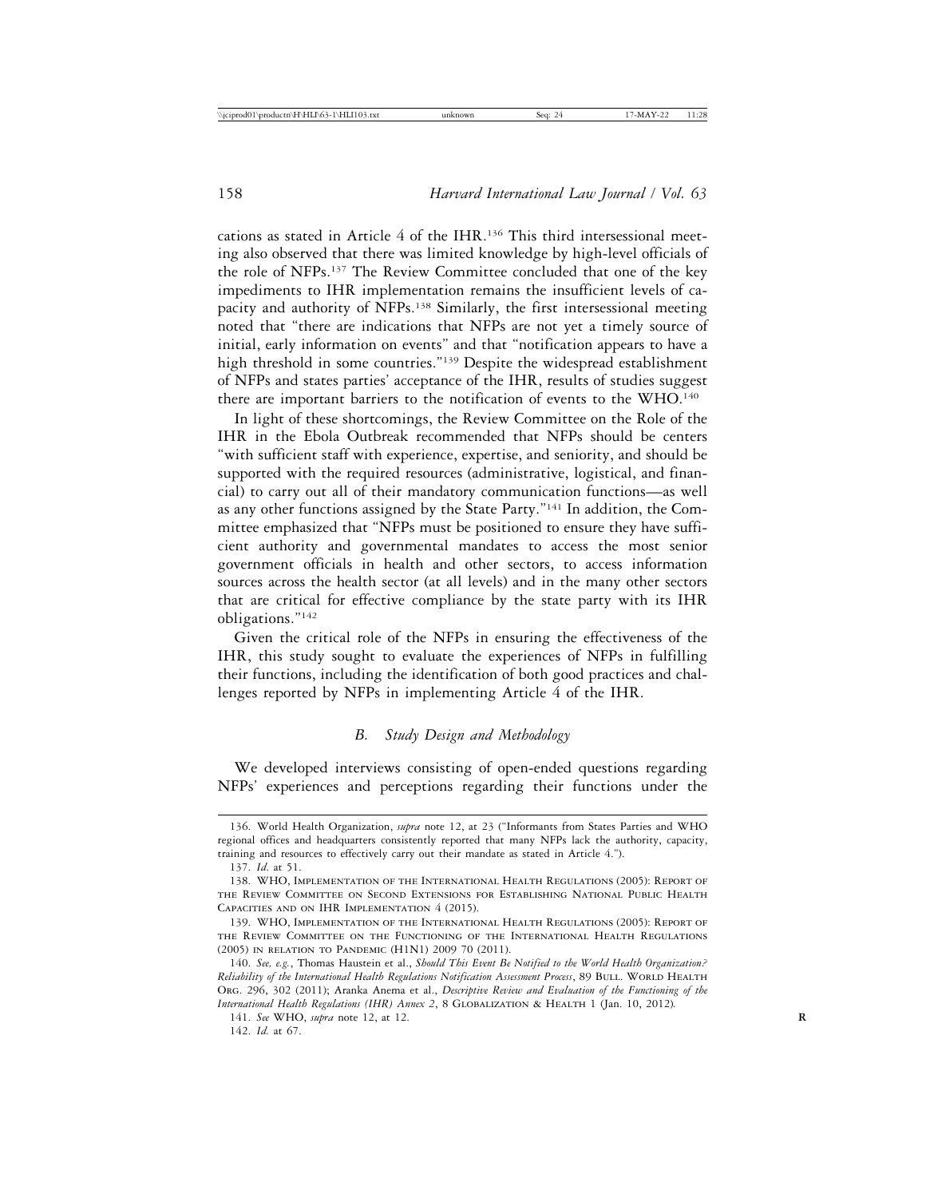cations as stated in Article 4 of the IHR.[136] This third intersessional meeting also observed that there was limited knowledge by high-level officials of the role of NFPs.[137] The Review Committee concluded that one of the key impediments to IHR implementation remains the insufficient levels of capacity and authority of NFPs.[138] Similarly, the first intersessional meeting noted that "there are indications that NFPs are not yet a timely source of initial, early information on events" and that "notification appears to have a high threshold in some countries."[139] Despite the widespread establishment of NFPs and states parties' acceptance of the IHR, results of studies suggest there are important barriers to the notification of events to the WHO.[140]

In light of these shortcomings, the Review Committee on the Role of the IHR in the Ebola Outbreak recommended that NFPs should be centers "with sufficient staff with experience, expertise, and seniority, and should be supported with the required resources (administrative, logistical, and financial) to carry out all of their mandatory communication functions—as well as any other functions assigned by the State Party."[141] In addition, the Committee emphasized that "NFPs must be positioned to ensure they have sufficient authority and governmental mandates to access the most senior government officials in health and other sectors, to access information sources across the health sector (at all levels) and in the many other sectors that are critical for effective compliance by the state party with its IHR obligations."[142]

Given the critical role of the NFPs in ensuring the effectiveness of the IHR, this study sought to evaluate the experiences of NFPs in fulfilling their functions, including the identification of both good practices and challenges reported by NFPs in implementing Article 4 of the IHR.

### *B. Study Design and Methodology*

We developed interviews consisting of open-ended questions regarding NFPs' experiences and perceptions regarding their functions under the

---

136. World Health Organization, *supra* note 12, at 23 ("Informants from States Parties and WHO regional offices and headquarters consistently reported that many NFPs lack the authority, capacity, training and resources to effectively carry out their mandate as stated in Article 4.").

137. *Id*. at 51.

138. WHO, Implementation of the International Health Regulations (2005): Report of the Review Committee on Second Extensions for Establishing National Public Health Capacities and on IHR Implementation 4 (2015).

139. WHO, Implementation of the International Health Regulations (2005): Report of the Review Committee on the Functioning of the International Health Regulations (2005) in relation to Pandemic (H1N1) 2009 70 (2011).

140. *See, e.g.*, Thomas Haustein et al., *Should This Event Be Notified to the World Health Organization? Reliability of the International Health Regulations Notification Assessment Process*, 89 Bull. World Health Org. 296, 302 (2011); Aranka Anema et al., *Descriptive Review and Evaluation of the Functioning of the International Health Regulations (IHR) Annex 2*, 8 Globalization & Health 1 (Jan. 10, 2012).

141. *See* WHO, *supra* note 12, at 12.

142. *Id.* at 67.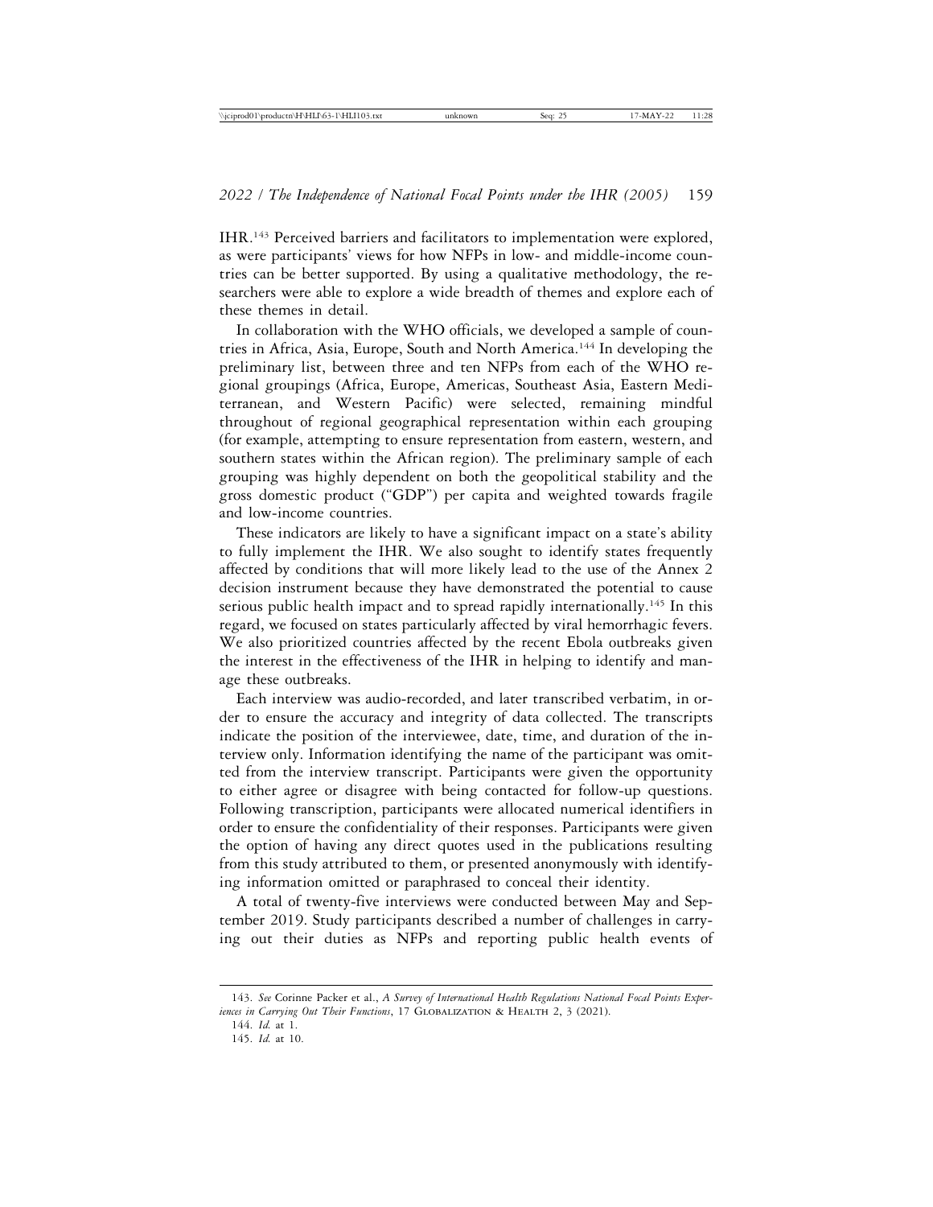IHR.[143] Perceived barriers and facilitators to implementation were explored, as were participants' views for how NFPs in low- and middle-income countries can be better supported. By using a qualitative methodology, the researchers were able to explore a wide breadth of themes and explore each of these themes in detail.

In collaboration with the WHO officials, we developed a sample of countries in Africa, Asia, Europe, South and North America.[144] In developing the preliminary list, between three and ten NFPs from each of the WHO regional groupings (Africa, Europe, Americas, Southeast Asia, Eastern Mediterranean, and Western Pacific) were selected, remaining mindful throughout of regional geographical representation within each grouping (for example, attempting to ensure representation from eastern, western, and southern states within the African region). The preliminary sample of each grouping was highly dependent on both the geopolitical stability and the gross domestic product ("GDP") per capita and weighted towards fragile and low-income countries.

These indicators are likely to have a significant impact on a state's ability to fully implement the IHR. We also sought to identify states frequently affected by conditions that will more likely lead to the use of the Annex 2 decision instrument because they have demonstrated the potential to cause serious public health impact and to spread rapidly internationally.[145] In this regard, we focused on states particularly affected by viral hemorrhagic fevers. We also prioritized countries affected by the recent Ebola outbreaks given the interest in the effectiveness of the IHR in helping to identify and manage these outbreaks.

Each interview was audio-recorded, and later transcribed verbatim, in order to ensure the accuracy and integrity of data collected. The transcripts indicate the position of the interviewee, date, time, and duration of the interview only. Information identifying the name of the participant was omitted from the interview transcript. Participants were given the opportunity to either agree or disagree with being contacted for follow-up questions. Following transcription, participants were allocated numerical identifiers in order to ensure the confidentiality of their responses. Participants were given the option of having any direct quotes used in the publications resulting from this study attributed to them, or presented anonymously with identifying information omitted or paraphrased to conceal their identity.

A total of twenty-five interviews were conducted between May and September 2019. Study participants described a number of challenges in carrying out their duties as NFPs and reporting public health events of

---

143. *See* Corinne Packer et al., *A Survey of International Health Regulations National Focal Points Experiences in Carrying Out Their Functions*, 17 GLOBALIZATION & HEALTH 2, 3 (2021).

144. *Id.* at 1.

145. *Id.* at 10.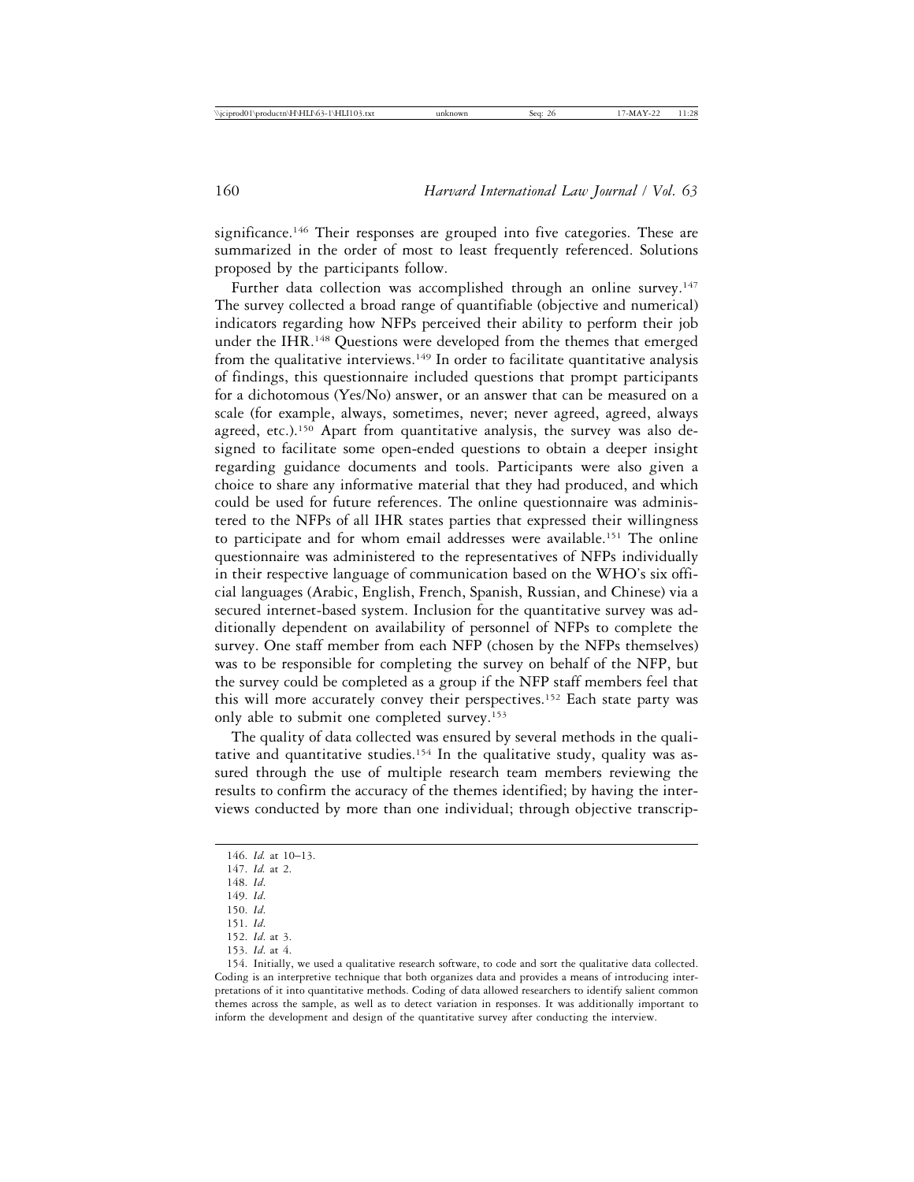significance.[146] Their responses are grouped into five categories. These are summarized in the order of most to least frequently referenced. Solutions proposed by the participants follow.

Further data collection was accomplished through an online survey.[147] The survey collected a broad range of quantifiable (objective and numerical) indicators regarding how NFPs perceived their ability to perform their job under the IHR.[148] Questions were developed from the themes that emerged from the qualitative interviews.[149] In order to facilitate quantitative analysis of findings, this questionnaire included questions that prompt participants for a dichotomous (Yes/No) answer, or an answer that can be measured on a scale (for example, always, sometimes, never; never agreed, agreed, always agreed, etc.).[150] Apart from quantitative analysis, the survey was also designed to facilitate some open-ended questions to obtain a deeper insight regarding guidance documents and tools. Participants were also given a choice to share any informative material that they had produced, and which could be used for future references. The online questionnaire was administered to the NFPs of all IHR states parties that expressed their willingness to participate and for whom email addresses were available.[151] The online questionnaire was administered to the representatives of NFPs individually in their respective language of communication based on the WHO's six official languages (Arabic, English, French, Spanish, Russian, and Chinese) via a secured internet-based system. Inclusion for the quantitative survey was additionally dependent on availability of personnel of NFPs to complete the survey. One staff member from each NFP (chosen by the NFPs themselves) was to be responsible for completing the survey on behalf of the NFP, but the survey could be completed as a group if the NFP staff members feel that this will more accurately convey their perspectives.[152] Each state party was only able to submit one completed survey.[153]

The quality of data collected was ensured by several methods in the qualitative and quantitative studies.[154] In the qualitative study, quality was assured through the use of multiple research team members reviewing the results to confirm the accuracy of the themes identified; by having the interviews conducted by more than one individual; through objective transcrip-

146. *Id.* at 10–13.

147. *Id.* at 2.

148. *Id.*

149. *Id.*

150. *Id.*

151. *Id.*

152. *Id.* at 3.

153. *Id.* at 4.

154. Initially, we used a qualitative research software, to code and sort the qualitative data collected. Coding is an interpretive technique that both organizes data and provides a means of introducing interpretations of it into quantitative methods. Coding of data allowed researchers to identify salient common themes across the sample, as well as to detect variation in responses. It was additionally important to inform the development and design of the quantitative survey after conducting the interview.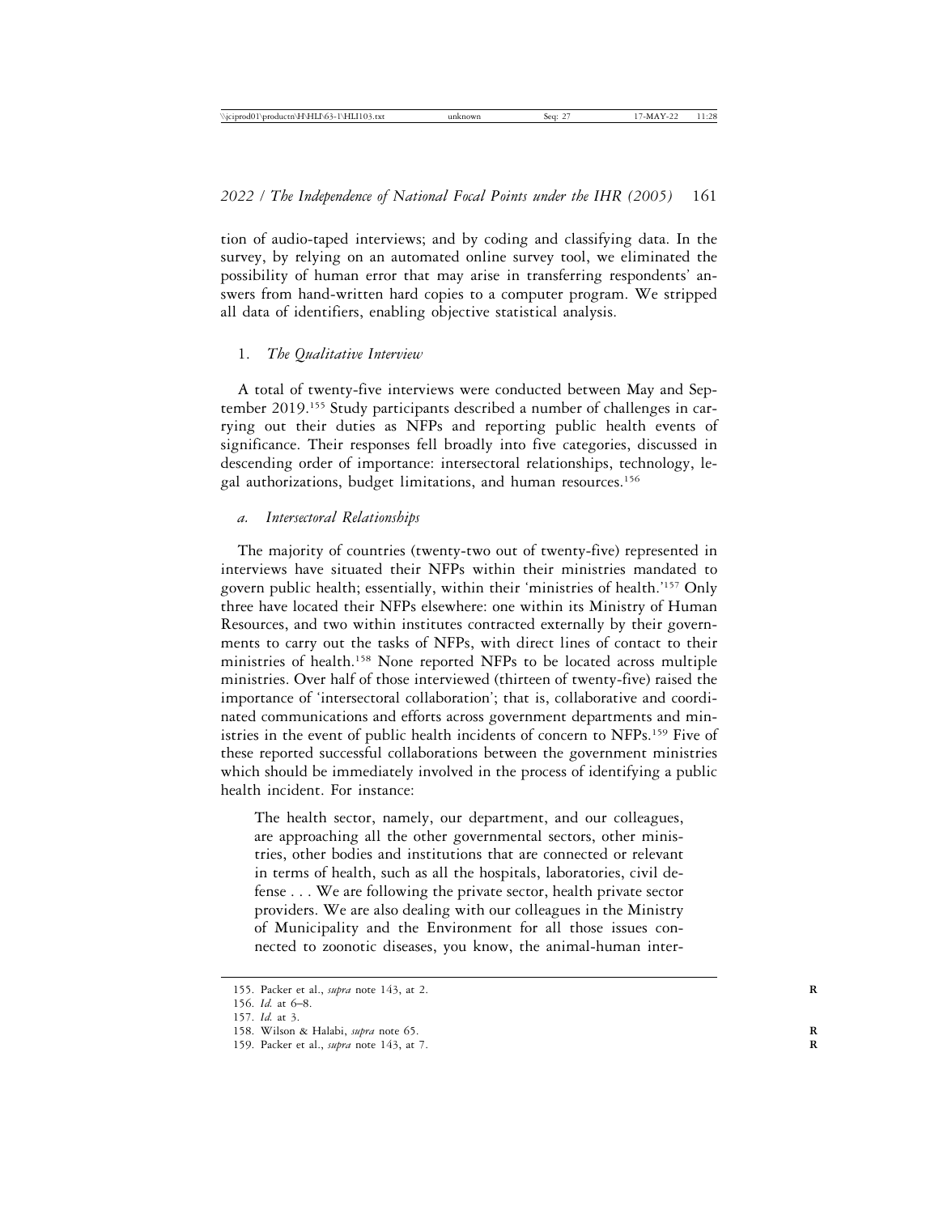tion of audio-taped interviews; and by coding and classifying data. In the survey, by relying on an automated online survey tool, we eliminated the possibility of human error that may arise in transferring respondents' answers from hand-written hard copies to a computer program. We stripped all data of identifiers, enabling objective statistical analysis.

### 1. *The Qualitative Interview*

A total of twenty-five interviews were conducted between May and September 2019.[155] Study participants described a number of challenges in carrying out their duties as NFPs and reporting public health events of significance. Their responses fell broadly into five categories, discussed in descending order of importance: intersectoral relationships, technology, legal authorizations, budget limitations, and human resources.[156]

#### a. *Intersectoral Relationships*

The majority of countries (twenty-two out of twenty-five) represented in interviews have situated their NFPs within their ministries mandated to govern public health; essentially, within their 'ministries of health.'[157] Only three have located their NFPs elsewhere: one within its Ministry of Human Resources, and two within institutes contracted externally by their governments to carry out the tasks of NFPs, with direct lines of contact to their ministries of health.[158] None reported NFPs to be located across multiple ministries. Over half of those interviewed (thirteen of twenty-five) raised the importance of 'intersectoral collaboration'; that is, collaborative and coordinated communications and efforts across government departments and ministries in the event of public health incidents of concern to NFPs.[159] Five of these reported successful collaborations between the government ministries which should be immediately involved in the process of identifying a public health incident. For instance:

> The health sector, namely, our department, and our colleagues, are approaching all the other governmental sectors, other ministries, other bodies and institutions that are connected or relevant in terms of health, such as all the hospitals, laboratories, civil defense . . . We are following the private sector, health private sector providers. We are also dealing with our colleagues in the Ministry of Municipality and the Environment for all those issues connected to zoonotic diseases, you know, the animal-human inter-

---

155. Packer et al., *supra* note 143, at 2.

156. *Id.* at 6–8.

157. *Id.* at 3.

158. Wilson & Halabi, *supra* note 65.

159. Packer et al., *supra* note 143, at 7.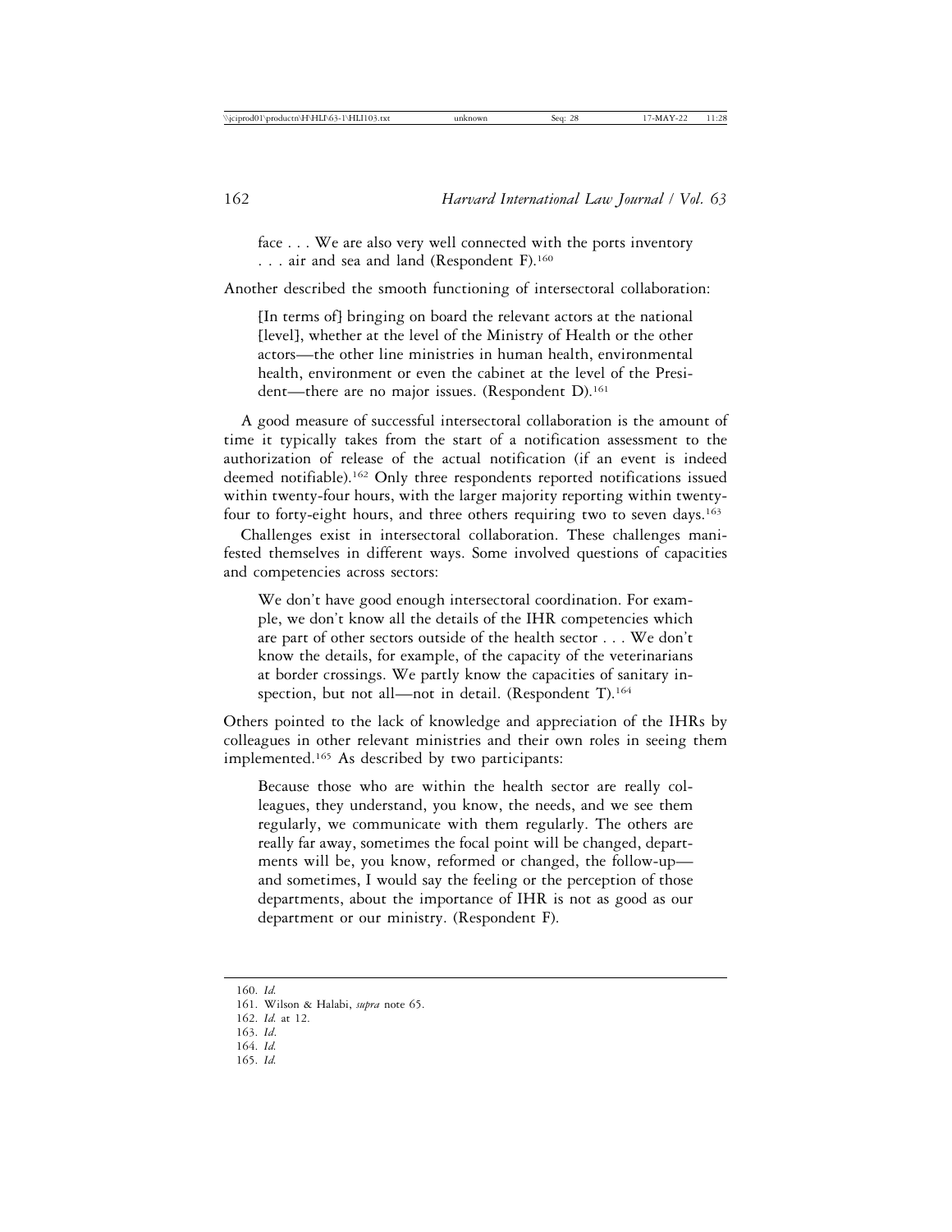face . . . We are also very well connected with the ports inventory . . . air and sea and land (Respondent F).[160]

Another described the smooth functioning of intersectoral collaboration:

> [In terms of] bringing on board the relevant actors at the national [level], whether at the level of the Ministry of Health or the other actors—the other line ministries in human health, environmental health, environment or even the cabinet at the level of the President—there are no major issues. (Respondent D).[161]

A good measure of successful intersectoral collaboration is the amount of time it typically takes from the start of a notification assessment to the authorization of release of the actual notification (if an event is indeed deemed notifiable).[162] Only three respondents reported notifications issued within twenty-four hours, with the larger majority reporting within twenty-four to forty-eight hours, and three others requiring two to seven days.[163]

Challenges exist in intersectoral collaboration. These challenges manifested themselves in different ways. Some involved questions of capacities and competencies across sectors:

> We don't have good enough intersectoral coordination. For example, we don't know all the details of the IHR competencies which are part of other sectors outside of the health sector . . . We don't know the details, for example, of the capacity of the veterinarians at border crossings. We partly know the capacities of sanitary inspection, but not all—not in detail. (Respondent T).[164]

Others pointed to the lack of knowledge and appreciation of the IHRs by colleagues in other relevant ministries and their own roles in seeing them implemented.[165] As described by two participants:

> Because those who are within the health sector are really colleagues, they understand, you know, the needs, and we see them regularly, we communicate with them regularly. The others are really far away, sometimes the focal point will be changed, departments will be, you know, reformed or changed, the follow-up—and sometimes, I would say the feeling or the perception of those departments, about the importance of IHR is not as good as our department or our ministry. (Respondent F).

---

160. *Id.*

161. Wilson & Halabi, *supra* note 65.

162. *Id.* at 12.

163. *Id.*

164. *Id.*

165. *Id.*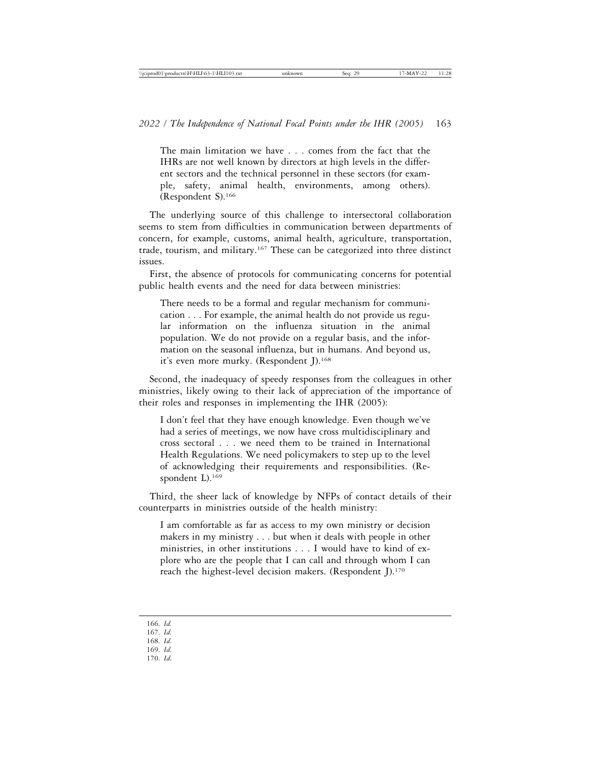> The main limitation we have . . . comes from the fact that the IHRs are not well known by directors at high levels in the different sectors and the technical personnel in these sectors (for example, safety, animal health, environments, among others). (Respondent S).[166]

The underlying source of this challenge to intersectoral collaboration seems to stem from difficulties in communication between departments of concern, for example, customs, animal health, agriculture, transportation, trade, tourism, and military.[167] These can be categorized into three distinct issues.

First, the absence of protocols for communicating concerns for potential public health events and the need for data between ministries:

> There needs to be a formal and regular mechanism for communication . . . For example, the animal health do not provide us regular information on the influenza situation in the animal population. We do not provide on a regular basis, and the information on the seasonal influenza, but in humans. And beyond us, it's even more murky. (Respondent J).[168]

Second, the inadequacy of speedy responses from the colleagues in other ministries, likely owing to their lack of appreciation of the importance of their roles and responses in implementing the IHR (2005):

> I don't feel that they have enough knowledge. Even though we've had a series of meetings, we now have cross multidisciplinary and cross sectoral . . . we need them to be trained in International Health Regulations. We need policymakers to step up to the level of acknowledging their requirements and responsibilities. (Respondent L).[169]

Third, the sheer lack of knowledge by NFPs of contact details of their counterparts in ministries outside of the health ministry:

> I am comfortable as far as access to my own ministry or decision makers in my ministry . . . but when it deals with people in other ministries, in other institutions . . . I would have to kind of explore who are the people that I can call and through whom I can reach the highest-level decision makers. (Respondent J).[170]

---

166. *Id.*
167. *Id.*
168. *Id.*
169. *Id.*
170. *Id.*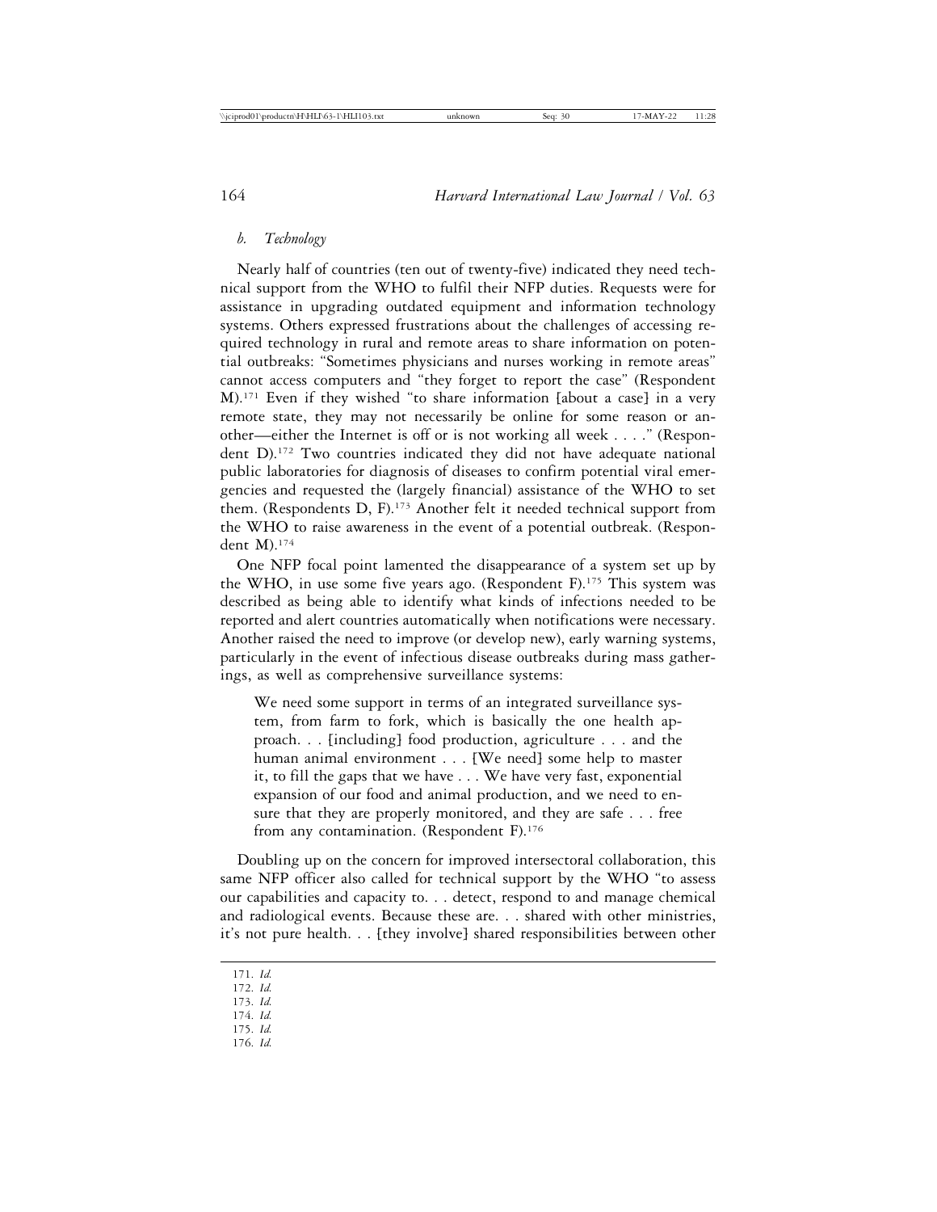*b. Technology*

Nearly half of countries (ten out of twenty-five) indicated they need technical support from the WHO to fulfil their NFP duties. Requests were for assistance in upgrading outdated equipment and information technology systems. Others expressed frustrations about the challenges of accessing required technology in rural and remote areas to share information on potential outbreaks: "Sometimes physicians and nurses working in remote areas" cannot access computers and "they forget to report the case" (Respondent M).[171] Even if they wished "to share information [about a case] in a very remote state, they may not necessarily be online for some reason or another—either the Internet is off or is not working all week . . . ." (Respondent D).[172] Two countries indicated they did not have adequate national public laboratories for diagnosis of diseases to confirm potential viral emergencies and requested the (largely financial) assistance of the WHO to set them. (Respondents D, F).[173] Another felt it needed technical support from the WHO to raise awareness in the event of a potential outbreak. (Respondent M).[174]

One NFP focal point lamented the disappearance of a system set up by the WHO, in use some five years ago. (Respondent F).[175] This system was described as being able to identify what kinds of infections needed to be reported and alert countries automatically when notifications were necessary. Another raised the need to improve (or develop new), early warning systems, particularly in the event of infectious disease outbreaks during mass gatherings, as well as comprehensive surveillance systems:

> We need some support in terms of an integrated surveillance system, from farm to fork, which is basically the one health approach. . . [including] food production, agriculture . . . and the human animal environment . . . [We need] some help to master it, to fill the gaps that we have . . . We have very fast, exponential expansion of our food and animal production, and we need to ensure that they are properly monitored, and they are safe . . . free from any contamination. (Respondent F).[176]

Doubling up on the concern for improved intersectoral collaboration, this same NFP officer also called for technical support by the WHO "to assess our capabilities and capacity to. . . detect, respond to and manage chemical and radiological events. Because these are. . . shared with other ministries, it's not pure health. . . [they involve] shared responsibilities between other

171. *Id.*
172. *Id.*
173. *Id.*
174. *Id.*
175. *Id.*
176. *Id.*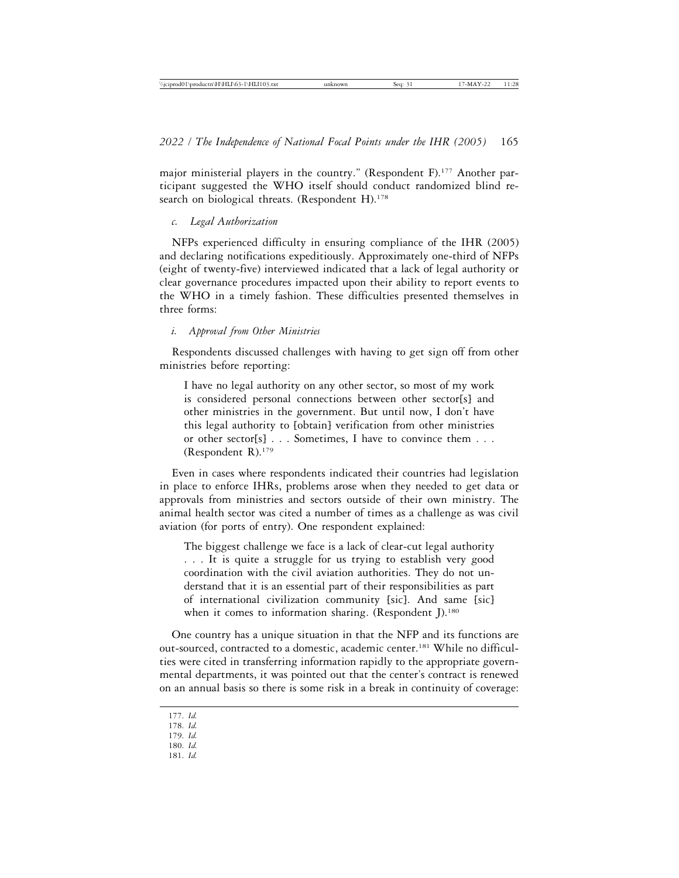major ministerial players in the country." (Respondent F).[177] Another participant suggested the WHO itself should conduct randomized blind research on biological threats. (Respondent H).[178]

### *c. Legal Authorization*

NFPs experienced difficulty in ensuring compliance of the IHR (2005) and declaring notifications expeditiously. Approximately one-third of NFPs (eight of twenty-five) interviewed indicated that a lack of legal authority or clear governance procedures impacted upon their ability to report events to the WHO in a timely fashion. These difficulties presented themselves in three forms:

#### *i. Approval from Other Ministries*

Respondents discussed challenges with having to get sign off from other ministries before reporting:

> I have no legal authority on any other sector, so most of my work is considered personal connections between other sector[s] and other ministries in the government. But until now, I don't have this legal authority to [obtain] verification from other ministries or other sector[s] . . . Sometimes, I have to convince them . . . (Respondent R).[179]

Even in cases where respondents indicated their countries had legislation in place to enforce IHRs, problems arose when they needed to get data or approvals from ministries and sectors outside of their own ministry. The animal health sector was cited a number of times as a challenge as was civil aviation (for ports of entry). One respondent explained:

> The biggest challenge we face is a lack of clear-cut legal authority . . . It is quite a struggle for us trying to establish very good coordination with the civil aviation authorities. They do not understand that it is an essential part of their responsibilities as part of international civilization community [sic]. And same [sic] when it comes to information sharing. (Respondent J).[180]

One country has a unique situation in that the NFP and its functions are out-sourced, contracted to a domestic, academic center.[181] While no difficulties were cited in transferring information rapidly to the appropriate governmental departments, it was pointed out that the center's contract is renewed on an annual basis so there is some risk in a break in continuity of coverage:

177. *Id.*
178. *Id.*
179. *Id.*
180. *Id.*
181. *Id.*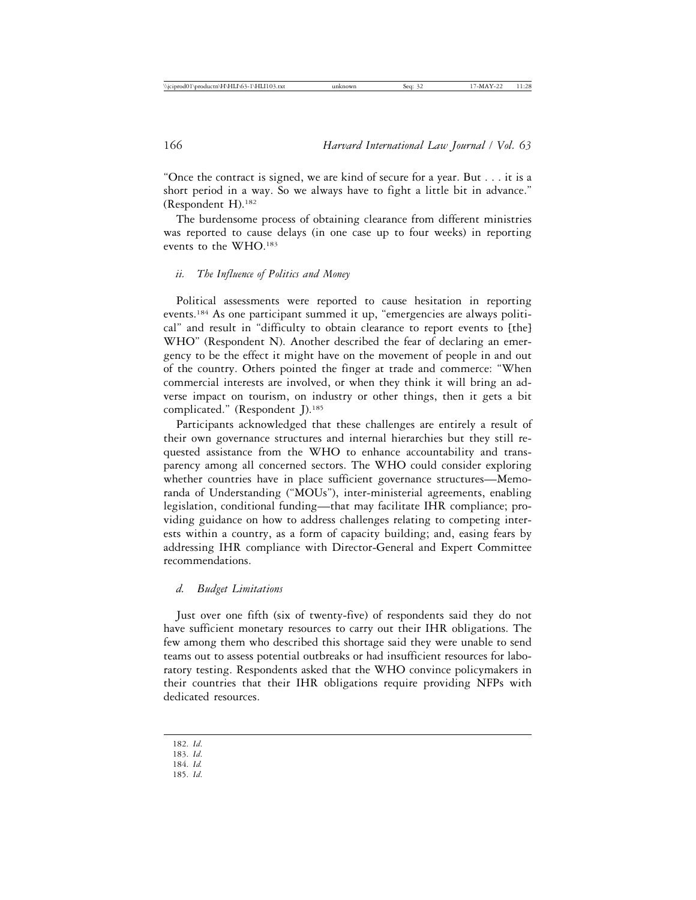"Once the contract is signed, we are kind of secure for a year. But . . . it is a short period in a way. So we always have to fight a little bit in advance." (Respondent H).[182]

The burdensome process of obtaining clearance from different ministries was reported to cause delays (in one case up to four weeks) in reporting events to the WHO.[183]

#### *ii. The Influence of Politics and Money*

Political assessments were reported to cause hesitation in reporting events.[184] As one participant summed it up, "emergencies are always political" and result in "difficulty to obtain clearance to report events to [the] WHO" (Respondent N). Another described the fear of declaring an emergency to be the effect it might have on the movement of people in and out of the country. Others pointed the finger at trade and commerce: "When commercial interests are involved, or when they think it will bring an adverse impact on tourism, on industry or other things, then it gets a bit complicated." (Respondent J).[185]

Participants acknowledged that these challenges are entirely a result of their own governance structures and internal hierarchies but they still requested assistance from the WHO to enhance accountability and transparency among all concerned sectors. The WHO could consider exploring whether countries have in place sufficient governance structures—Memoranda of Understanding ("MOUs"), inter-ministerial agreements, enabling legislation, conditional funding—that may facilitate IHR compliance; providing guidance on how to address challenges relating to competing interests within a country, as a form of capacity building; and, easing fears by addressing IHR compliance with Director-General and Expert Committee recommendations.

### *d. Budget Limitations*

Just over one fifth (six of twenty-five) of respondents said they do not have sufficient monetary resources to carry out their IHR obligations. The few among them who described this shortage said they were unable to send teams out to assess potential outbreaks or had insufficient resources for laboratory testing. Respondents asked that the WHO convince policymakers in their countries that their IHR obligations require providing NFPs with dedicated resources.

---

182. *Id.*
183. *Id.*
184. *Id.*
185. *Id.*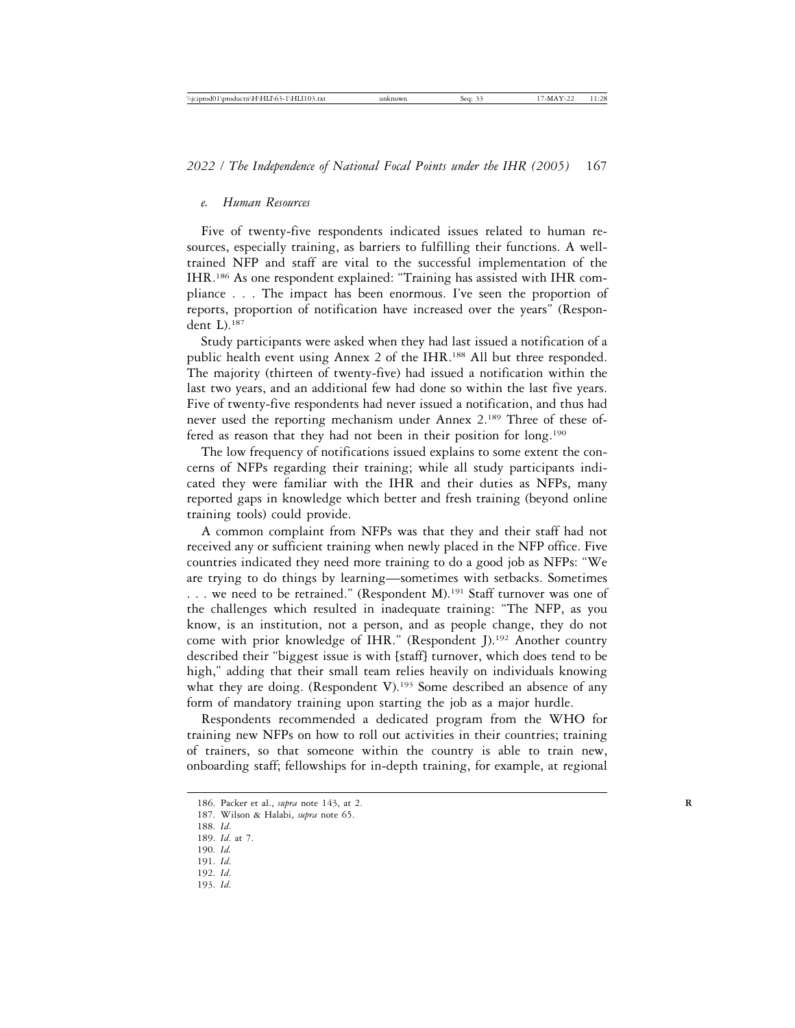#### *e. Human Resources*

Five of twenty-five respondents indicated issues related to human resources, especially training, as barriers to fulfilling their functions. A well-trained NFP and staff are vital to the successful implementation of the IHR.[186] As one respondent explained: "Training has assisted with IHR compliance . . . The impact has been enormous. I've seen the proportion of reports, proportion of notification have increased over the years" (Respondent L).[187]

Study participants were asked when they had last issued a notification of a public health event using Annex 2 of the IHR.[188] All but three responded. The majority (thirteen of twenty-five) had issued a notification within the last two years, and an additional few had done so within the last five years. Five of twenty-five respondents had never issued a notification, and thus had never used the reporting mechanism under Annex 2.[189] Three of these offered as reason that they had not been in their position for long.[190]

The low frequency of notifications issued explains to some extent the concerns of NFPs regarding their training; while all study participants indicated they were familiar with the IHR and their duties as NFPs, many reported gaps in knowledge which better and fresh training (beyond online training tools) could provide.

A common complaint from NFPs was that they and their staff had not received any or sufficient training when newly placed in the NFP office. Five countries indicated they need more training to do a good job as NFPs: "We are trying to do things by learning—sometimes with setbacks. Sometimes . . . we need to be retrained." (Respondent M).[191] Staff turnover was one of the challenges which resulted in inadequate training: "The NFP, as you know, is an institution, not a person, and as people change, they do not come with prior knowledge of IHR." (Respondent J).[192] Another country described their "biggest issue is with [staff] turnover, which does tend to be high," adding that their small team relies heavily on individuals knowing what they are doing. (Respondent V).[193] Some described an absence of any form of mandatory training upon starting the job as a major hurdle.

Respondents recommended a dedicated program from the WHO for training new NFPs on how to roll out activities in their countries; training of trainers, so that someone within the country is able to train new, onboarding staff; fellowships for in-depth training, for example, at regional

---

186. Packer et al., *supra* note 143, at 2.
187. Wilson & Halabi, *supra* note 65.
188. *Id.*
189. *Id.* at 7.
190. *Id.*
191. *Id.*
192. *Id.*
193. *Id.*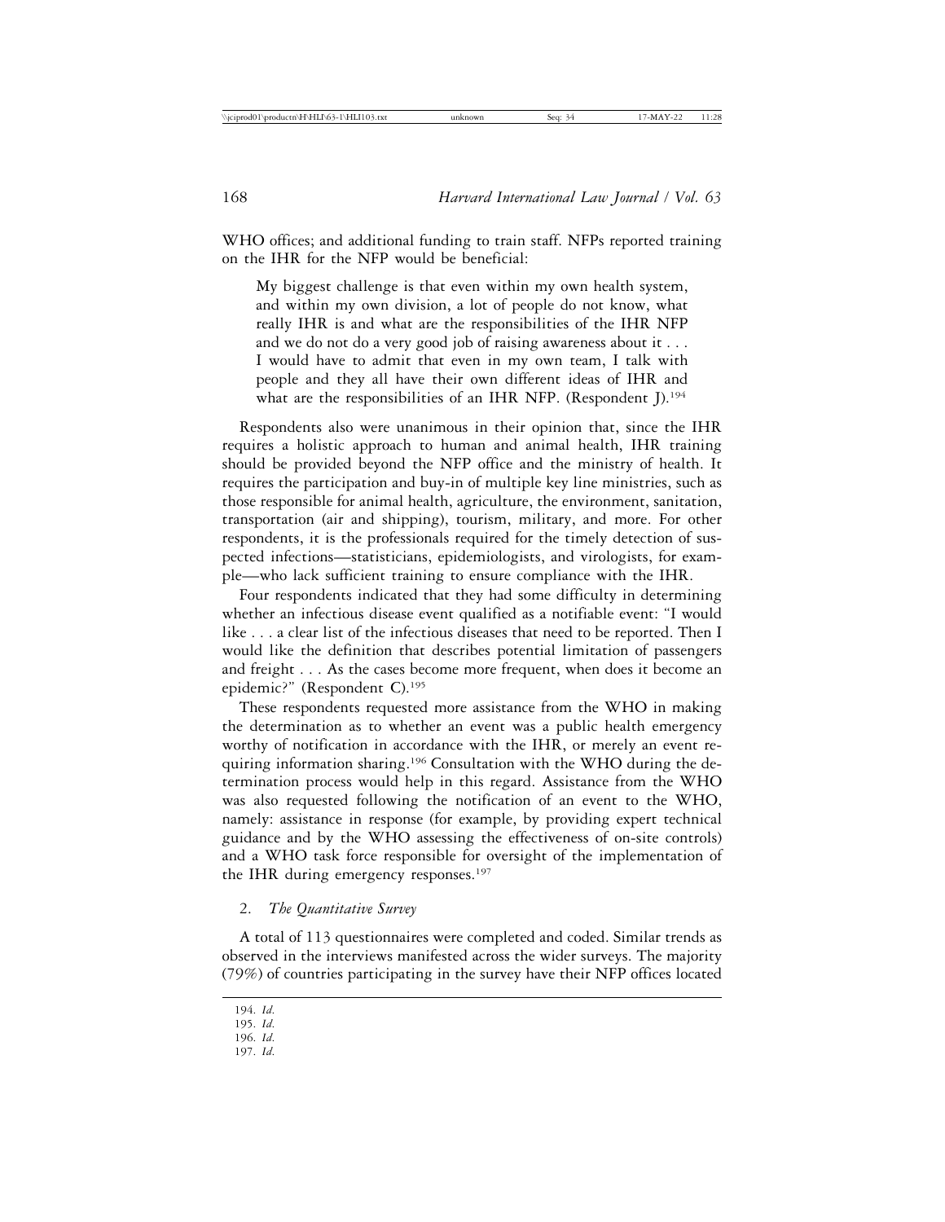WHO offices; and additional funding to train staff. NFPs reported training on the IHR for the NFP would be beneficial:

> My biggest challenge is that even within my own health system, and within my own division, a lot of people do not know, what really IHR is and what are the responsibilities of the IHR NFP and we do not do a very good job of raising awareness about it . . . I would have to admit that even in my own team, I talk with people and they all have their own different ideas of IHR and what are the responsibilities of an IHR NFP. (Respondent J).[194]

Respondents also were unanimous in their opinion that, since the IHR requires a holistic approach to human and animal health, IHR training should be provided beyond the NFP office and the ministry of health. It requires the participation and buy-in of multiple key line ministries, such as those responsible for animal health, agriculture, the environment, sanitation, transportation (air and shipping), tourism, military, and more. For other respondents, it is the professionals required for the timely detection of suspected infections—statisticians, epidemiologists, and virologists, for example—who lack sufficient training to ensure compliance with the IHR.

Four respondents indicated that they had some difficulty in determining whether an infectious disease event qualified as a notifiable event: "I would like . . . a clear list of the infectious diseases that need to be reported. Then I would like the definition that describes potential limitation of passengers and freight . . . As the cases become more frequent, when does it become an epidemic?" (Respondent C).[195]

These respondents requested more assistance from the WHO in making the determination as to whether an event was a public health emergency worthy of notification in accordance with the IHR, or merely an event requiring information sharing.[196] Consultation with the WHO during the determination process would help in this regard. Assistance from the WHO was also requested following the notification of an event to the WHO, namely: assistance in response (for example, by providing expert technical guidance and by the WHO assessing the effectiveness of on-site controls) and a WHO task force responsible for oversight of the implementation of the IHR during emergency responses.[197]

### 2. *The Quantitative Survey*

A total of 113 questionnaires were completed and coded. Similar trends as observed in the interviews manifested across the wider surveys. The majority (79%) of countries participating in the survey have their NFP offices located

---

194. *Id.*
195. *Id.*
196. *Id.*
197. *Id.*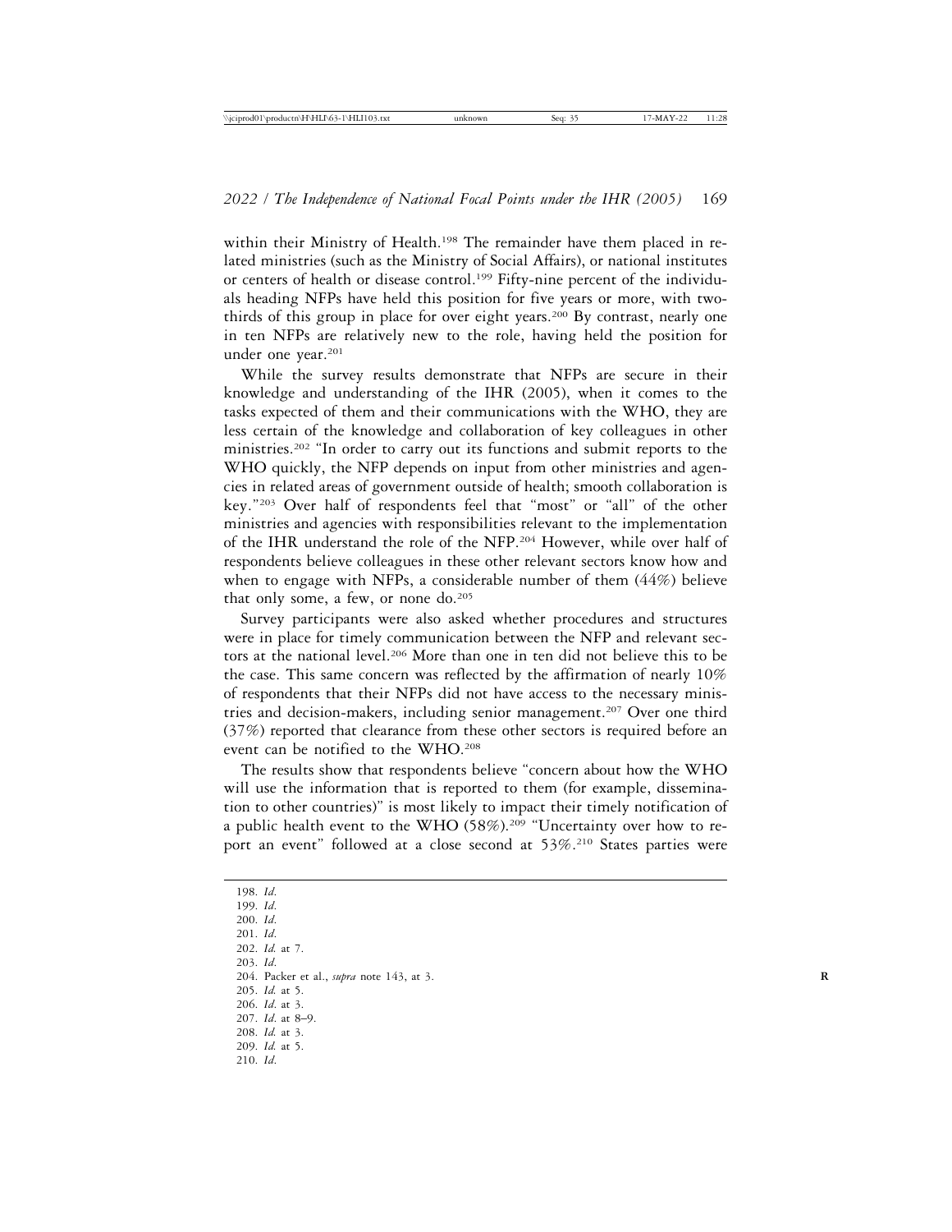within their Ministry of Health.[198] The remainder have them placed in related ministries (such as the Ministry of Social Affairs), or national institutes or centers of health or disease control.[199] Fifty-nine percent of the individuals heading NFPs have held this position for five years or more, with two-thirds of this group in place for over eight years.[200] By contrast, nearly one in ten NFPs are relatively new to the role, having held the position for under one year.[201]

While the survey results demonstrate that NFPs are secure in their knowledge and understanding of the IHR (2005), when it comes to the tasks expected of them and their communications with the WHO, they are less certain of the knowledge and collaboration of key colleagues in other ministries.[202] "In order to carry out its functions and submit reports to the WHO quickly, the NFP depends on input from other ministries and agencies in related areas of government outside of health; smooth collaboration is key."[203] Over half of respondents feel that "most" or "all" of the other ministries and agencies with responsibilities relevant to the implementation of the IHR understand the role of the NFP.[204] However, while over half of respondents believe colleagues in these other relevant sectors know how and when to engage with NFPs, a considerable number of them (44%) believe that only some, a few, or none do.[205]

Survey participants were also asked whether procedures and structures were in place for timely communication between the NFP and relevant sectors at the national level.[206] More than one in ten did not believe this to be the case. This same concern was reflected by the affirmation of nearly 10% of respondents that their NFPs did not have access to the necessary ministries and decision-makers, including senior management.[207] Over one third (37%) reported that clearance from these other sectors is required before an event can be notified to the WHO.[208]

The results show that respondents believe "concern about how the WHO will use the information that is reported to them (for example, dissemination to other countries)" is most likely to impact their timely notification of a public health event to the WHO (58%).[209] "Uncertainty over how to report an event" followed at a close second at 53%.[210] States parties were

198. *Id.*
199. *Id.*
200. *Id.*
201. *Id.*
202. *Id.* at 7.
203. *Id.*
204. Packer et al., *supra* note 143, at 3.
205. *Id.* at 5.
206. *Id*. at 3.
207. *Id*. at 8–9.
208. *Id.* at 3.
209. *Id.* at 5.
210. *Id*.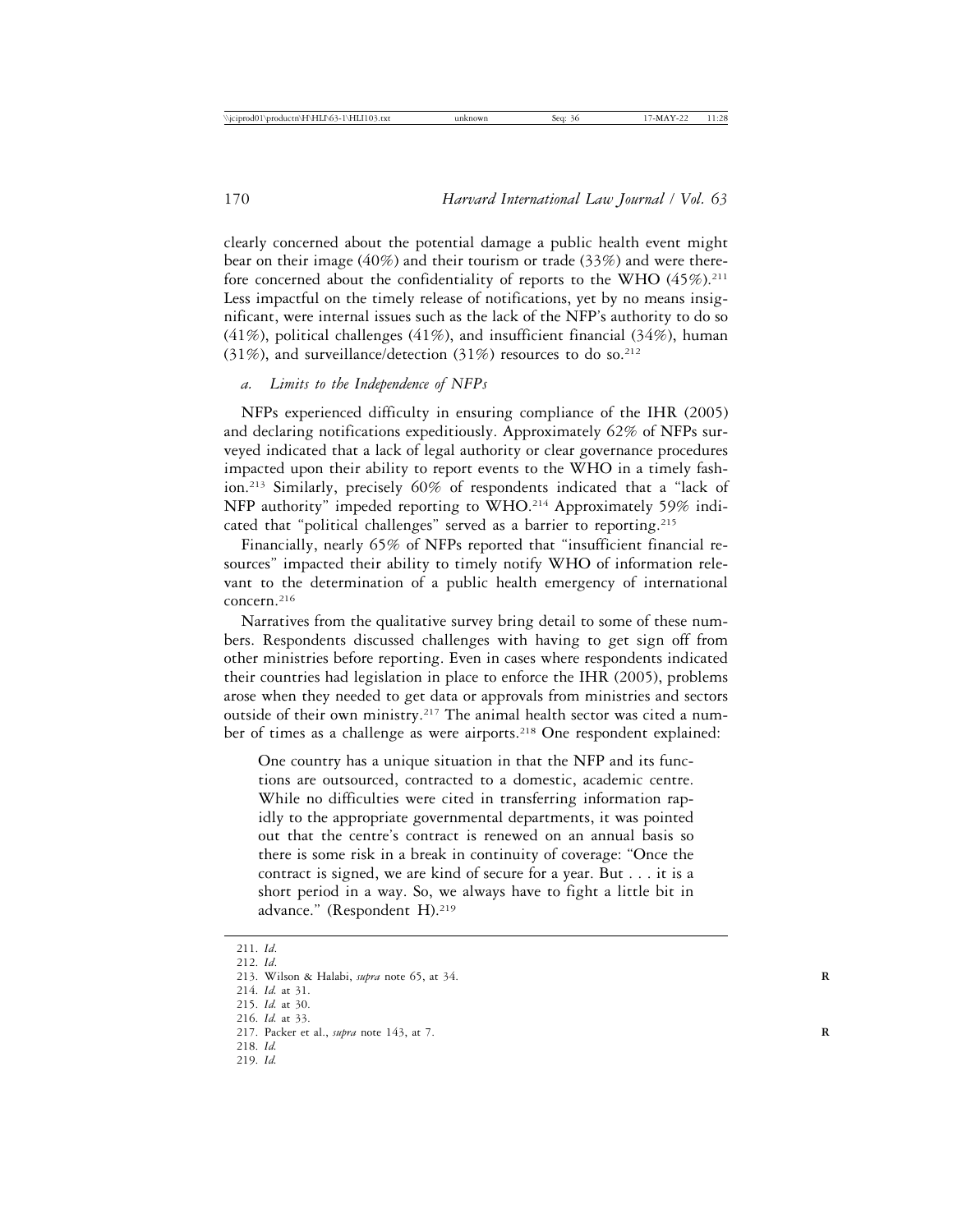clearly concerned about the potential damage a public health event might bear on their image (40%) and their tourism or trade (33%) and were therefore concerned about the confidentiality of reports to the WHO (45%).[211] Less impactful on the timely release of notifications, yet by no means insignificant, were internal issues such as the lack of the NFP's authority to do so (41%), political challenges (41%), and insufficient financial (34%), human (31%), and surveillance/detection (31%) resources to do so.[212]

### a. *Limits to the Independence of NFPs*

NFPs experienced difficulty in ensuring compliance of the IHR (2005) and declaring notifications expeditiously. Approximately 62% of NFPs surveyed indicated that a lack of legal authority or clear governance procedures impacted upon their ability to report events to the WHO in a timely fashion.[213] Similarly, precisely 60% of respondents indicated that a "lack of NFP authority" impeded reporting to WHO.[214] Approximately 59% indicated that "political challenges" served as a barrier to reporting.[215]

Financially, nearly 65% of NFPs reported that "insufficient financial resources" impacted their ability to timely notify WHO of information relevant to the determination of a public health emergency of international concern.[216]

Narratives from the qualitative survey bring detail to some of these numbers. Respondents discussed challenges with having to get sign off from other ministries before reporting. Even in cases where respondents indicated their countries had legislation in place to enforce the IHR (2005), problems arose when they needed to get data or approvals from ministries and sectors outside of their own ministry.[217] The animal health sector was cited a number of times as a challenge as were airports.[218] One respondent explained:

> One country has a unique situation in that the NFP and its functions are outsourced, contracted to a domestic, academic centre. While no difficulties were cited in transferring information rapidly to the appropriate governmental departments, it was pointed out that the centre's contract is renewed on an annual basis so there is some risk in a break in continuity of coverage: "Once the contract is signed, we are kind of secure for a year. But . . . it is a short period in a way. So, we always have to fight a little bit in advance." (Respondent H).[219]

---

211. *Id*.
212. *Id*.
213. Wilson & Halabi, *supra* note 65, at 34.
214. *Id.* at 31.
215. *Id.* at 30.
216. *Id.* at 33.
217. Packer et al., *supra* note 143, at 7.
218. *Id.*
219. *Id.*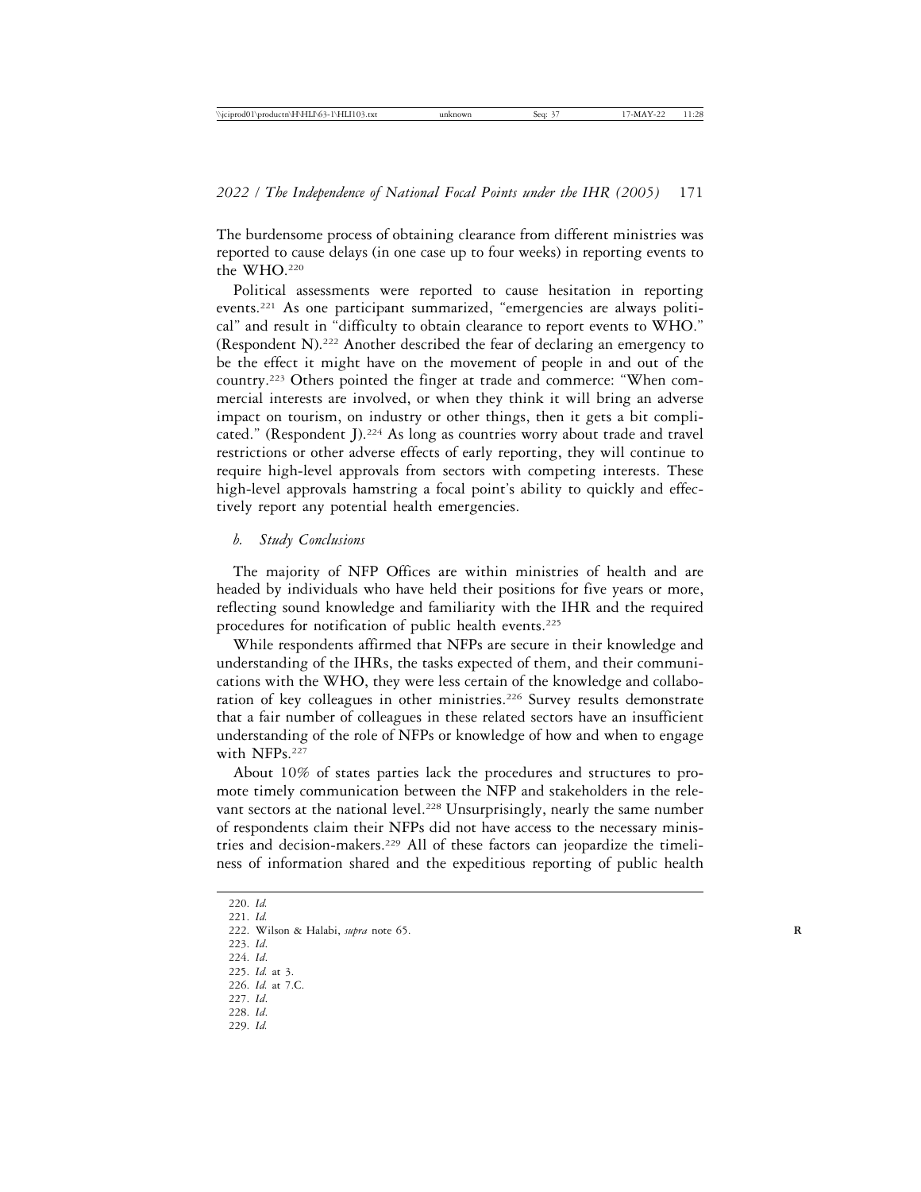The burdensome process of obtaining clearance from different ministries was reported to cause delays (in one case up to four weeks) in reporting events to the WHO.[220]

Political assessments were reported to cause hesitation in reporting events.[221] As one participant summarized, "emergencies are always political" and result in "difficulty to obtain clearance to report events to WHO." (Respondent N).[222] Another described the fear of declaring an emergency to be the effect it might have on the movement of people in and out of the country.[223] Others pointed the finger at trade and commerce: "When commercial interests are involved, or when they think it will bring an adverse impact on tourism, on industry or other things, then it gets a bit complicated." (Respondent J).[224] As long as countries worry about trade and travel restrictions or other adverse effects of early reporting, they will continue to require high-level approvals from sectors with competing interests. These high-level approvals hamstring a focal point's ability to quickly and effectively report any potential health emergencies.

### *b. Study Conclusions*

The majority of NFP Offices are within ministries of health and are headed by individuals who have held their positions for five years or more, reflecting sound knowledge and familiarity with the IHR and the required procedures for notification of public health events.[225]

While respondents affirmed that NFPs are secure in their knowledge and understanding of the IHRs, the tasks expected of them, and their communications with the WHO, they were less certain of the knowledge and collaboration of key colleagues in other ministries.[226] Survey results demonstrate that a fair number of colleagues in these related sectors have an insufficient understanding of the role of NFPs or knowledge of how and when to engage with NFPs.[227]

About 10% of states parties lack the procedures and structures to promote timely communication between the NFP and stakeholders in the relevant sectors at the national level.[228] Unsurprisingly, nearly the same number of respondents claim their NFPs did not have access to the necessary ministries and decision-makers.[229] All of these factors can jeopardize the timeliness of information shared and the expeditious reporting of public health

220. *Id.*
221. *Id.*
222. Wilson & Halabi, *supra* note 65.
223. *Id*.
224. *Id*.
225. *Id.* at 3.
226. *Id.* at 7.C.
227. *Id*.
228. *Id*.
229. *Id.*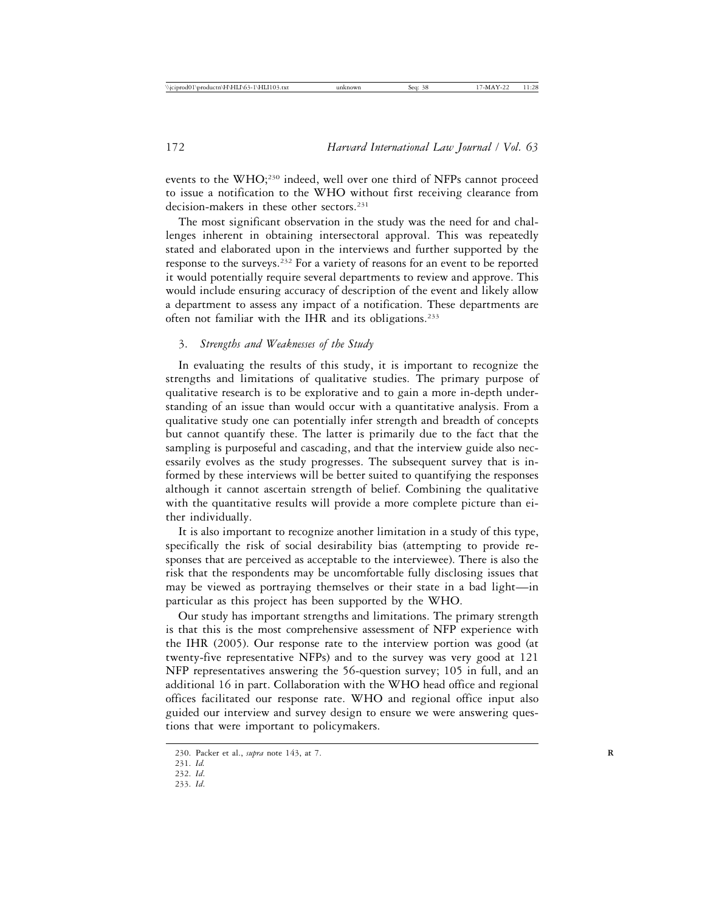events to the WHO;[230] indeed, well over one third of NFPs cannot proceed to issue a notification to the WHO without first receiving clearance from decision-makers in these other sectors.[231]

The most significant observation in the study was the need for and challenges inherent in obtaining intersectoral approval. This was repeatedly stated and elaborated upon in the interviews and further supported by the response to the surveys.[232] For a variety of reasons for an event to be reported it would potentially require several departments to review and approve. This would include ensuring accuracy of description of the event and likely allow a department to assess any impact of a notification. These departments are often not familiar with the IHR and its obligations.[233]

### 3. *Strengths and Weaknesses of the Study*

In evaluating the results of this study, it is important to recognize the strengths and limitations of qualitative studies. The primary purpose of qualitative research is to be explorative and to gain a more in-depth understanding of an issue than would occur with a quantitative analysis. From a qualitative study one can potentially infer strength and breadth of concepts but cannot quantify these. The latter is primarily due to the fact that the sampling is purposeful and cascading, and that the interview guide also necessarily evolves as the study progresses. The subsequent survey that is informed by these interviews will be better suited to quantifying the responses although it cannot ascertain strength of belief. Combining the qualitative with the quantitative results will provide a more complete picture than either individually.

It is also important to recognize another limitation in a study of this type, specifically the risk of social desirability bias (attempting to provide responses that are perceived as acceptable to the interviewee). There is also the risk that the respondents may be uncomfortable fully disclosing issues that may be viewed as portraying themselves or their state in a bad light—in particular as this project has been supported by the WHO.

Our study has important strengths and limitations. The primary strength is that this is the most comprehensive assessment of NFP experience with the IHR (2005). Our response rate to the interview portion was good (at twenty-five representative NFPs) and to the survey was very good at 121 NFP representatives answering the 56-question survey; 105 in full, and an additional 16 in part. Collaboration with the WHO head office and regional offices facilitated our response rate. WHO and regional office input also guided our interview and survey design to ensure we were answering questions that were important to policymakers.

230. Packer et al., *supra* note 143, at 7.

231. *Id.*

232. *Id.*

233. *Id.*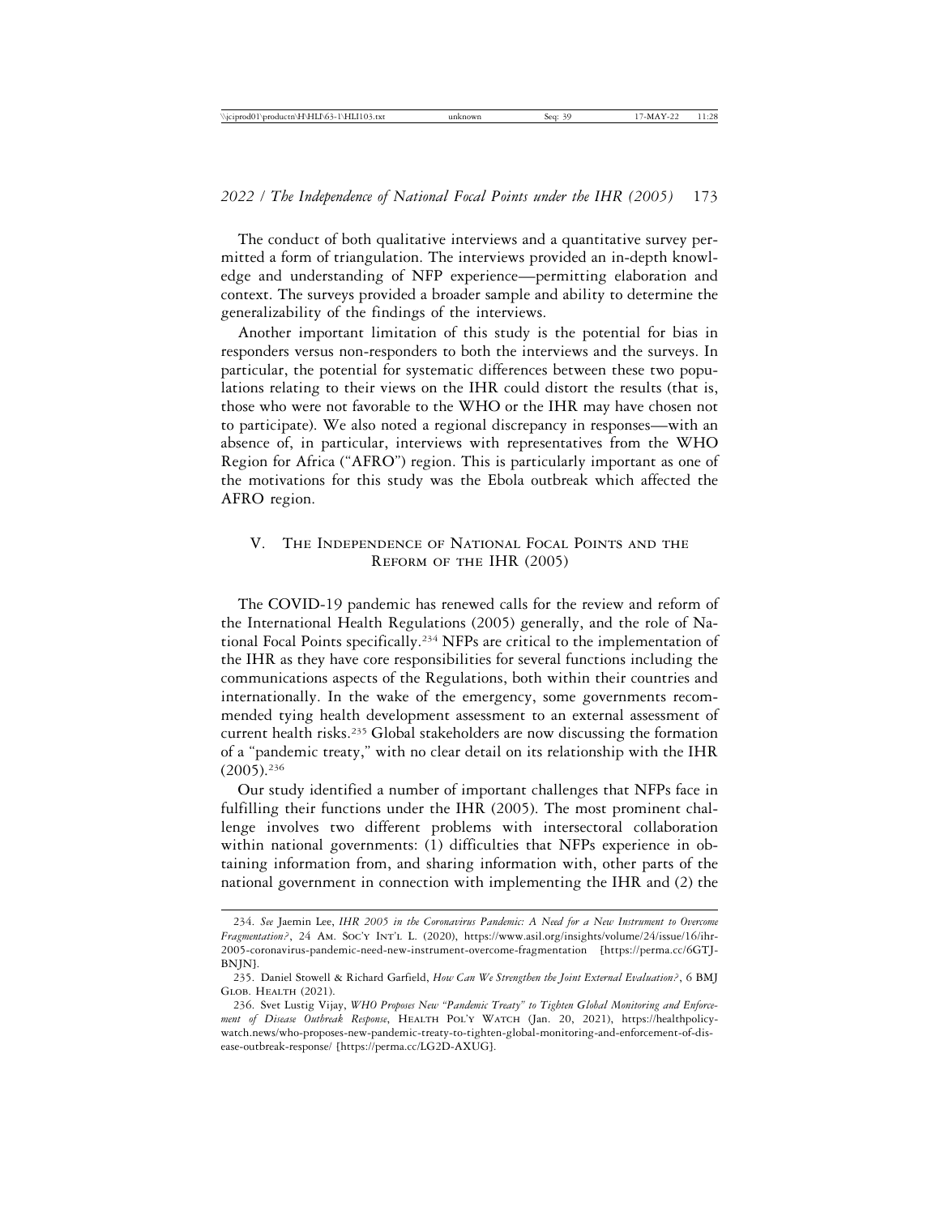The conduct of both qualitative interviews and a quantitative survey permitted a form of triangulation. The interviews provided an in-depth knowledge and understanding of NFP experience—permitting elaboration and context. The surveys provided a broader sample and ability to determine the generalizability of the findings of the interviews.

Another important limitation of this study is the potential for bias in responders versus non-responders to both the interviews and the surveys. In particular, the potential for systematic differences between these two populations relating to their views on the IHR could distort the results (that is, those who were not favorable to the WHO or the IHR may have chosen not to participate). We also noted a regional discrepancy in responses—with an absence of, in particular, interviews with representatives from the WHO Region for Africa ("AFRO") region. This is particularly important as one of the motivations for this study was the Ebola outbreak which affected the AFRO region.

## V. The Independence of National Focal Points and the Reform of the IHR (2005)

The COVID-19 pandemic has renewed calls for the review and reform of the International Health Regulations (2005) generally, and the role of National Focal Points specifically.[234] NFPs are critical to the implementation of the IHR as they have core responsibilities for several functions including the communications aspects of the Regulations, both within their countries and internationally. In the wake of the emergency, some governments recommended tying health development assessment to an external assessment of current health risks.[235] Global stakeholders are now discussing the formation of a "pandemic treaty," with no clear detail on its relationship with the IHR (2005).[236]

Our study identified a number of important challenges that NFPs face in fulfilling their functions under the IHR (2005). The most prominent challenge involves two different problems with intersectoral collaboration within national governments: (1) difficulties that NFPs experience in obtaining information from, and sharing information with, other parts of the national government in connection with implementing the IHR and (2) the

---

234. *See* Jaemin Lee, *IHR 2005 in the Coronavirus Pandemic: A Need for a New Instrument to Overcome Fragmentation?*, 24 Am. Soc'y Int'l L. (2020), https://www.asil.org/insights/volume/24/issue/16/ihr-2005-coronavirus-pandemic-need-new-instrument-overcome-fragmentation [https://perma.cc/6GTJ-BNJN].

235. Daniel Stowell & Richard Garfield, *How Can We Strengthen the Joint External Evaluation?*, 6 BMJ Glob. Health (2021).

236. Svet Lustig Vijay, *WHO Proposes New "Pandemic Treaty" to Tighten Global Monitoring and Enforcement of Disease Outbreak Response*, Health Pol'y Watch (Jan. 20, 2021), https://healthpolicy-watch.news/who-proposes-new-pandemic-treaty-to-tighten-global-monitoring-and-enforcement-of-disease-outbreak-response/ [https://perma.cc/LG2D-AXUG].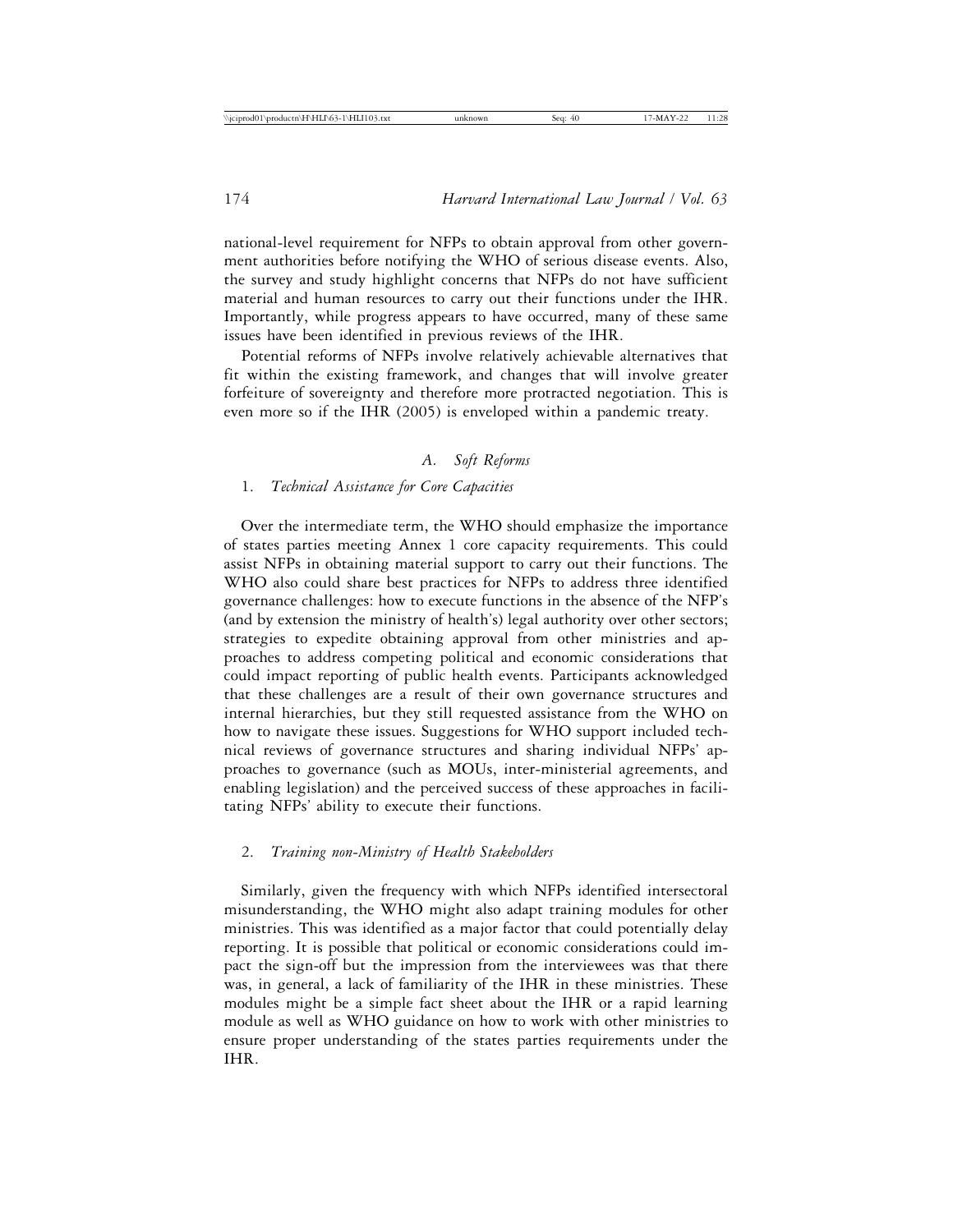national-level requirement for NFPs to obtain approval from other government authorities before notifying the WHO of serious disease events. Also, the survey and study highlight concerns that NFPs do not have sufficient material and human resources to carry out their functions under the IHR. Importantly, while progress appears to have occurred, many of these same issues have been identified in previous reviews of the IHR.

Potential reforms of NFPs involve relatively achievable alternatives that fit within the existing framework, and changes that will involve greater forfeiture of sovereignty and therefore more protracted negotiation. This is even more so if the IHR (2005) is enveloped within a pandemic treaty.

### *A. Soft Reforms*

#### 1. *Technical Assistance for Core Capacities*

Over the intermediate term, the WHO should emphasize the importance of states parties meeting Annex 1 core capacity requirements. This could assist NFPs in obtaining material support to carry out their functions. The WHO also could share best practices for NFPs to address three identified governance challenges: how to execute functions in the absence of the NFP's (and by extension the ministry of health's) legal authority over other sectors; strategies to expedite obtaining approval from other ministries and approaches to address competing political and economic considerations that could impact reporting of public health events. Participants acknowledged that these challenges are a result of their own governance structures and internal hierarchies, but they still requested assistance from the WHO on how to navigate these issues. Suggestions for WHO support included technical reviews of governance structures and sharing individual NFPs' approaches to governance (such as MOUs, inter-ministerial agreements, and enabling legislation) and the perceived success of these approaches in facilitating NFPs' ability to execute their functions.

#### 2. *Training non-Ministry of Health Stakeholders*

Similarly, given the frequency with which NFPs identified intersectoral misunderstanding, the WHO might also adapt training modules for other ministries. This was identified as a major factor that could potentially delay reporting. It is possible that political or economic considerations could impact the sign-off but the impression from the interviewees was that there was, in general, a lack of familiarity of the IHR in these ministries. These modules might be a simple fact sheet about the IHR or a rapid learning module as well as WHO guidance on how to work with other ministries to ensure proper understanding of the states parties requirements under the IHR.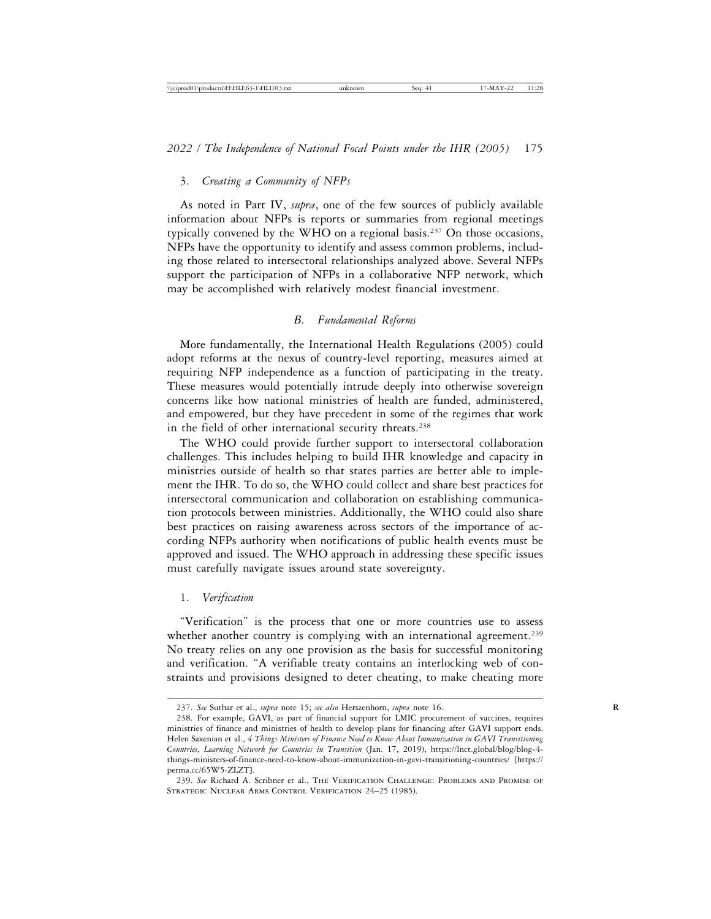### 3. *Creating a Community of NFPs*

As noted in Part IV, *supra*, one of the few sources of publicly available information about NFPs is reports or summaries from regional meetings typically convened by the WHO on a regional basis.[237] On those occasions, NFPs have the opportunity to identify and assess common problems, including those related to intersectoral relationships analyzed above. Several NFPs support the participation of NFPs in a collaborative NFP network, which may be accomplished with relatively modest financial investment.

## *B. Fundamental Reforms*

More fundamentally, the International Health Regulations (2005) could adopt reforms at the nexus of country-level reporting, measures aimed at requiring NFP independence as a function of participating in the treaty. These measures would potentially intrude deeply into otherwise sovereign concerns like how national ministries of health are funded, administered, and empowered, but they have precedent in some of the regimes that work in the field of other international security threats.[238]

The WHO could provide further support to intersectoral collaboration challenges. This includes helping to build IHR knowledge and capacity in ministries outside of health so that states parties are better able to implement the IHR. To do so, the WHO could collect and share best practices for intersectoral communication and collaboration on establishing communication protocols between ministries. Additionally, the WHO could also share best practices on raising awareness across sectors of the importance of according NFPs authority when notifications of public health events must be approved and issued. The WHO approach in addressing these specific issues must carefully navigate issues around state sovereignty.

### 1. *Verification*

"Verification" is the process that one or more countries use to assess whether another country is complying with an international agreement.[239] No treaty relies on any one provision as the basis for successful monitoring and verification. "A verifiable treaty contains an interlocking web of constraints and provisions designed to deter cheating, to make cheating more

---

237. *See* Suthar et al., *supra* note 15; *see also* Herszenhorn, *supra* note 16.

238. For example, GAVI, as part of financial support for LMIC procurement of vaccines, requires ministries of finance and ministries of health to develop plans for financing after GAVI support ends. Helen Saxenian et al., *4 Things Ministers of Finance Need to Know About Immunization in GAVI Transitioning Countries, Learning Network for Countries in Transition* (Jan. 17, 2019), https://lnct.global/blog/blog-4-things-ministers-of-finance-need-to-know-about-immunization-in-gavi-transitioning-countries/ [https://perma.cc/65W5-ZLZT].

239. *See* Richard A. Scribner et al., The Verification Challenge: Problems and Promise of Strategic Nuclear Arms Control Verification 24–25 (1985).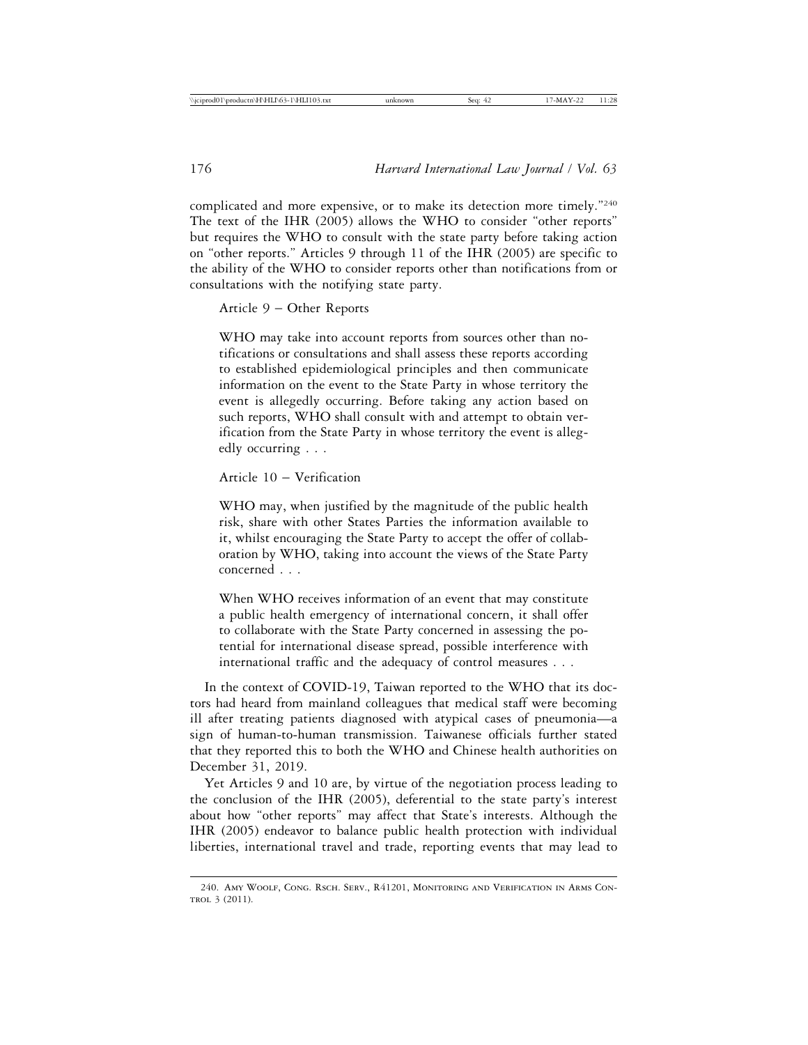complicated and more expensive, or to make its detection more timely."[240] The text of the IHR (2005) allows the WHO to consider "other reports" but requires the WHO to consult with the state party before taking action on "other reports." Articles 9 through 11 of the IHR (2005) are specific to the ability of the WHO to consider reports other than notifications from or consultations with the notifying state party.

> Article 9 – Other Reports
>
> WHO may take into account reports from sources other than notifications or consultations and shall assess these reports according to established epidemiological principles and then communicate information on the event to the State Party in whose territory the event is allegedly occurring. Before taking any action based on such reports, WHO shall consult with and attempt to obtain verification from the State Party in whose territory the event is allegedly occurring . . .
>
> Article 10 – Verification
>
> WHO may, when justified by the magnitude of the public health risk, share with other States Parties the information available to it, whilst encouraging the State Party to accept the offer of collaboration by WHO, taking into account the views of the State Party concerned . . .
>
> When WHO receives information of an event that may constitute a public health emergency of international concern, it shall offer to collaborate with the State Party concerned in assessing the potential for international disease spread, possible interference with international traffic and the adequacy of control measures . . .

In the context of COVID-19, Taiwan reported to the WHO that its doctors had heard from mainland colleagues that medical staff were becoming ill after treating patients diagnosed with atypical cases of pneumonia—a sign of human-to-human transmission. Taiwanese officials further stated that they reported this to both the WHO and Chinese health authorities on December 31, 2019.

Yet Articles 9 and 10 are, by virtue of the negotiation process leading to the conclusion of the IHR (2005), deferential to the state party's interest about how "other reports" may affect that State's interests. Although the IHR (2005) endeavor to balance public health protection with individual liberties, international travel and trade, reporting events that may lead to

---

240. Amy Woolf, Cong. Rsch. Serv., R41201, Monitoring and Verification in Arms Control 3 (2011).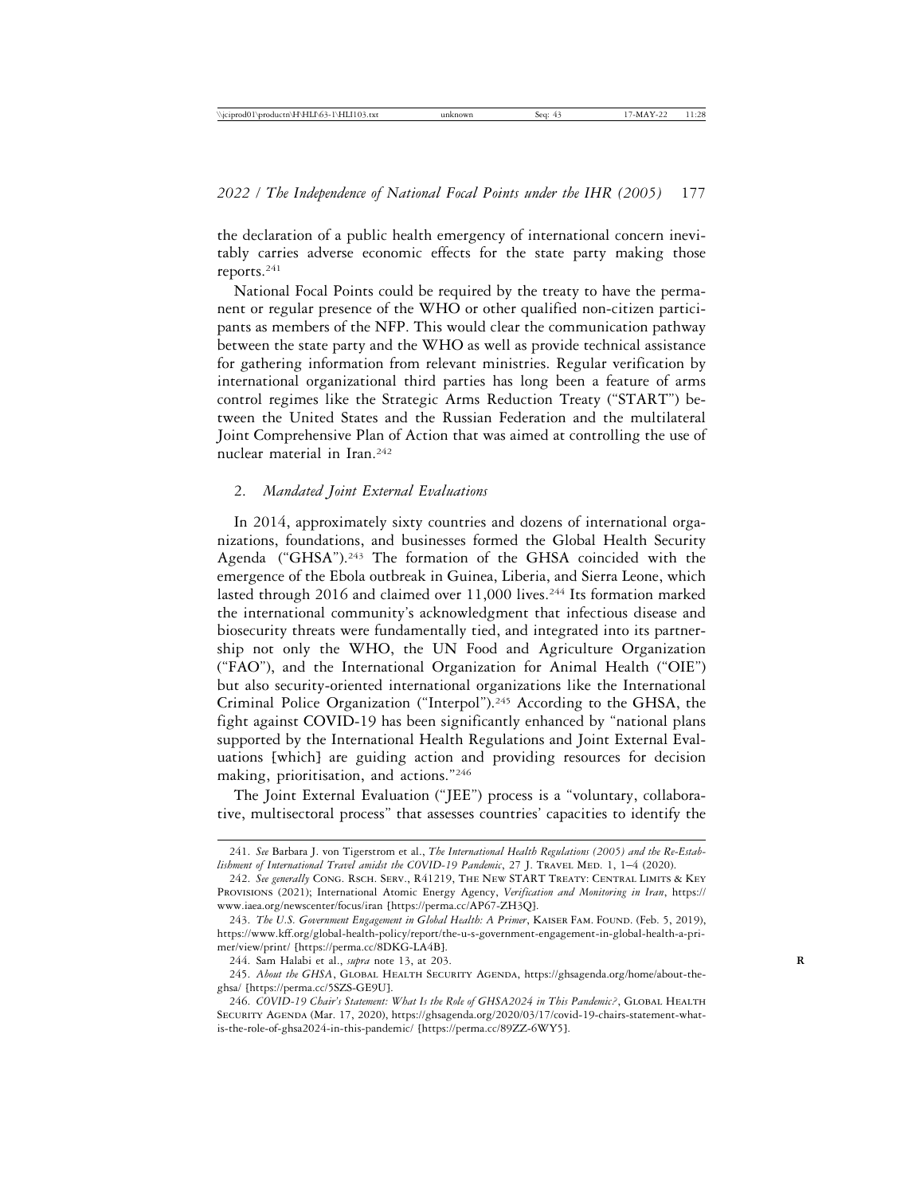the declaration of a public health emergency of international concern inevitably carries adverse economic effects for the state party making those reports.[241]

National Focal Points could be required by the treaty to have the permanent or regular presence of the WHO or other qualified non-citizen participants as members of the NFP. This would clear the communication pathway between the state party and the WHO as well as provide technical assistance for gathering information from relevant ministries. Regular verification by international organizational third parties has long been a feature of arms control regimes like the Strategic Arms Reduction Treaty ("START") between the United States and the Russian Federation and the multilateral Joint Comprehensive Plan of Action that was aimed at controlling the use of nuclear material in Iran.[242]

### 2. *Mandated Joint External Evaluations*

In 2014, approximately sixty countries and dozens of international organizations, foundations, and businesses formed the Global Health Security Agenda ("GHSA").[243] The formation of the GHSA coincided with the emergence of the Ebola outbreak in Guinea, Liberia, and Sierra Leone, which lasted through 2016 and claimed over 11,000 lives.[244] Its formation marked the international community's acknowledgment that infectious disease and biosecurity threats were fundamentally tied, and integrated into its partnership not only the WHO, the UN Food and Agriculture Organization ("FAO"), and the International Organization for Animal Health ("OIE") but also security-oriented international organizations like the International Criminal Police Organization ("Interpol").[245] According to the GHSA, the fight against COVID-19 has been significantly enhanced by "national plans supported by the International Health Regulations and Joint External Evaluations [which] are guiding action and providing resources for decision making, prioritisation, and actions."[246]

The Joint External Evaluation ("JEE") process is a "voluntary, collaborative, multisectoral process" that assesses countries' capacities to identify the

---

241. *See* Barbara J. von Tigerstrom et al., *The International Health Regulations (2005) and the Re-Establishment of International Travel amidst the COVID-19 Pandemic*, 27 J. Travel Med. 1, 1–4 (2020).

242. *See generally* Cong. Rsch. Serv., R41219, The New START Treaty: Central Limits & Key Provisions (2021); International Atomic Energy Agency, *Verification and Monitoring in Iran*, https://www.iaea.org/newscenter/focus/iran [https://perma.cc/AP67-ZH3Q].

243. *The U.S. Government Engagement in Global Health: A Primer*, Kaiser Fam. Found. (Feb. 5, 2019), https://www.kff.org/global-health-policy/report/the-u-s-government-engagement-in-global-health-a-primer/view/print/ [https://perma.cc/8DKG-LA4B].

244. Sam Halabi et al., *supra* note 13, at 203.

245. *About the GHSA*, Global Health Security Agenda, https://ghsagenda.org/home/about-the-ghsa/ [https://perma.cc/5SZS-GE9U].

246. *COVID-19 Chair's Statement: What Is the Role of GHSA2024 in This Pandemic?*, Global Health Security Agenda (Mar. 17, 2020), https://ghsagenda.org/2020/03/17/covid-19-chairs-statement-what-is-the-role-of-ghsa2024-in-this-pandemic/ [https://perma.cc/89ZZ-6WY5].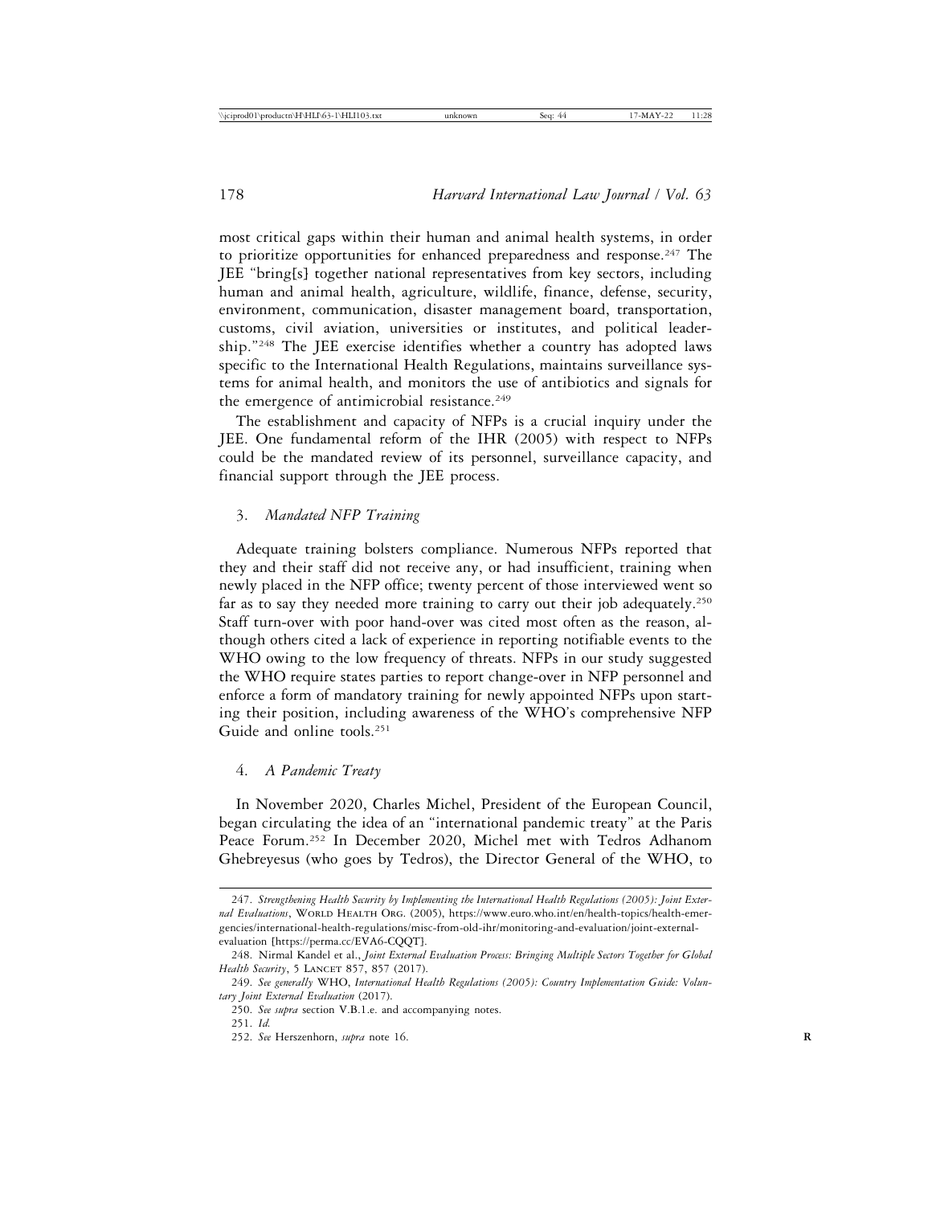most critical gaps within their human and animal health systems, in order to prioritize opportunities for enhanced preparedness and response.[247] The JEE "bring[s] together national representatives from key sectors, including human and animal health, agriculture, wildlife, finance, defense, security, environment, communication, disaster management board, transportation, customs, civil aviation, universities or institutes, and political leadership."[248] The JEE exercise identifies whether a country has adopted laws specific to the International Health Regulations, maintains surveillance systems for animal health, and monitors the use of antibiotics and signals for the emergence of antimicrobial resistance.[249]

The establishment and capacity of NFPs is a crucial inquiry under the JEE. One fundamental reform of the IHR (2005) with respect to NFPs could be the mandated review of its personnel, surveillance capacity, and financial support through the JEE process.

### 3. *Mandated NFP Training*

Adequate training bolsters compliance. Numerous NFPs reported that they and their staff did not receive any, or had insufficient, training when newly placed in the NFP office; twenty percent of those interviewed went so far as to say they needed more training to carry out their job adequately.[250] Staff turn-over with poor hand-over was cited most often as the reason, although others cited a lack of experience in reporting notifiable events to the WHO owing to the low frequency of threats. NFPs in our study suggested the WHO require states parties to report change-over in NFP personnel and enforce a form of mandatory training for newly appointed NFPs upon starting their position, including awareness of the WHO's comprehensive NFP Guide and online tools.[251]

### 4. *A Pandemic Treaty*

In November 2020, Charles Michel, President of the European Council, began circulating the idea of an "international pandemic treaty" at the Paris Peace Forum.[252] In December 2020, Michel met with Tedros Adhanom Ghebreyesus (who goes by Tedros), the Director General of the WHO, to

---

247. *Strengthening Health Security by Implementing the International Health Regulations (2005): Joint External Evaluations*, World Health Org. (2005), https://www.euro.who.int/en/health-topics/health-emergencies/international-health-regulations/misc-from-old-ihr/monitoring-and-evaluation/joint-external-evaluation [https://perma.cc/EVA6-CQQT].

248. Nirmal Kandel et al., *Joint External Evaluation Process: Bringing Multiple Sectors Together for Global Health Security*, 5 Lancet 857, 857 (2017).

249. *See generally* WHO, *International Health Regulations (2005): Country Implementation Guide: Voluntary Joint External Evaluation* (2017).

250. *See supra* section V.B.1.e. and accompanying notes.

251. *Id.*

252. *See* Herszenhorn, *supra* note 16.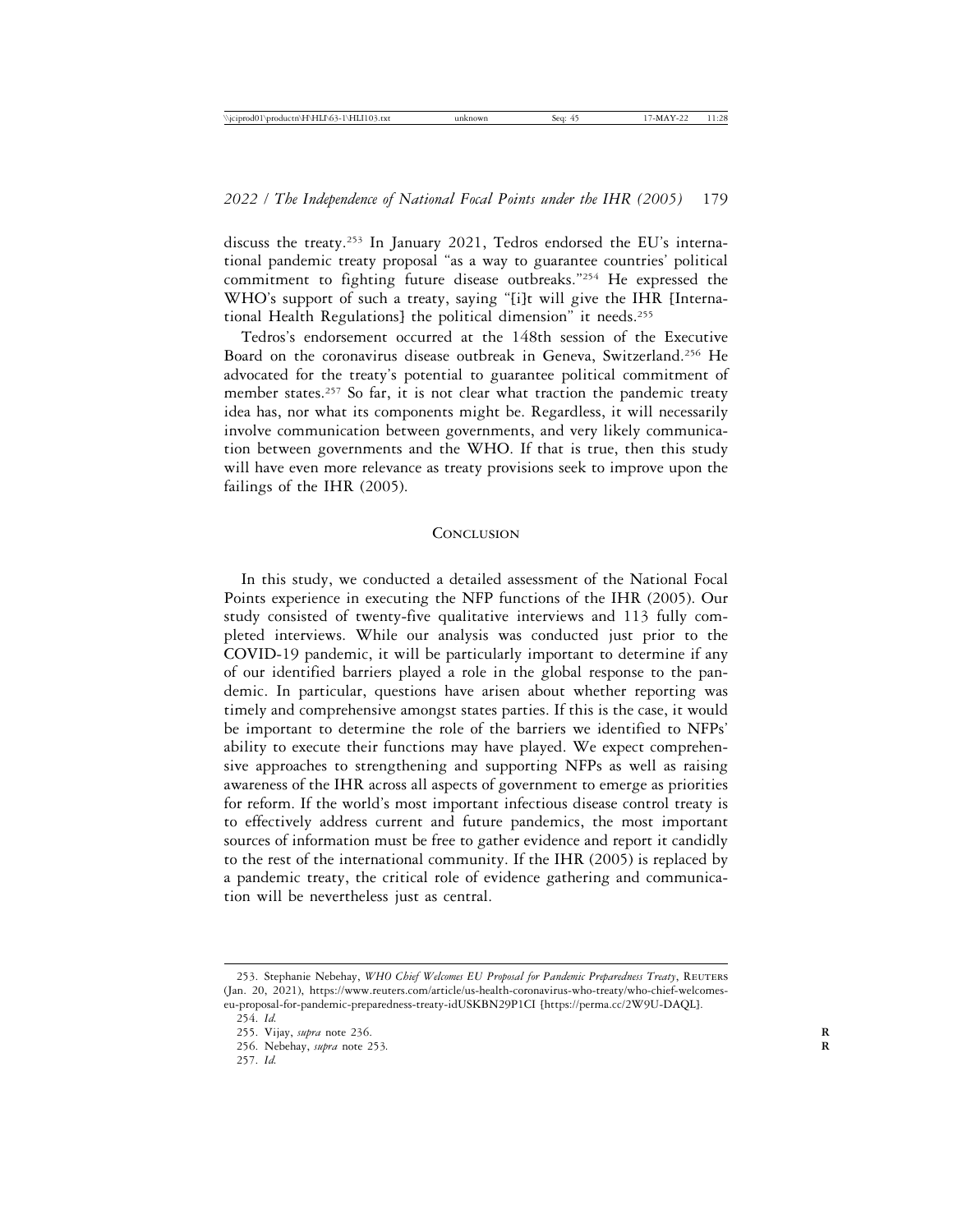discuss the treaty.[253] In January 2021, Tedros endorsed the EU's international pandemic treaty proposal "as a way to guarantee countries' political commitment to fighting future disease outbreaks."[254] He expressed the WHO's support of such a treaty, saying "[i]t will give the IHR [International Health Regulations] the political dimension" it needs.[255]

Tedros's endorsement occurred at the 148th session of the Executive Board on the coronavirus disease outbreak in Geneva, Switzerland.[256] He advocated for the treaty's potential to guarantee political commitment of member states.[257] So far, it is not clear what traction the pandemic treaty idea has, nor what its components might be. Regardless, it will necessarily involve communication between governments, and very likely communication between governments and the WHO. If that is true, then this study will have even more relevance as treaty provisions seek to improve upon the failings of the IHR (2005).

## Conclusion

In this study, we conducted a detailed assessment of the National Focal Points experience in executing the NFP functions of the IHR (2005). Our study consisted of twenty-five qualitative interviews and 113 fully completed interviews. While our analysis was conducted just prior to the COVID-19 pandemic, it will be particularly important to determine if any of our identified barriers played a role in the global response to the pandemic. In particular, questions have arisen about whether reporting was timely and comprehensive amongst states parties. If this is the case, it would be important to determine the role of the barriers we identified to NFPs' ability to execute their functions may have played. We expect comprehensive approaches to strengthening and supporting NFPs as well as raising awareness of the IHR across all aspects of government to emerge as priorities for reform. If the world's most important infectious disease control treaty is to effectively address current and future pandemics, the most important sources of information must be free to gather evidence and report it candidly to the rest of the international community. If the IHR (2005) is replaced by a pandemic treaty, the critical role of evidence gathering and communication will be nevertheless just as central.

---

253. Stephanie Nebehay, *WHO Chief Welcomes EU Proposal for Pandemic Preparedness Treaty*, Reuters (Jan. 20, 2021), https://www.reuters.com/article/us-health-coronavirus-who-treaty/who-chief-welcomes-eu-proposal-for-pandemic-preparedness-treaty-idUSKBN29P1CI [https://perma.cc/2W9U-DAQL].

254. *Id.*

255. Vijay, *supra* note 236.

256. Nebehay, *supra* note 253.

257. *Id.*